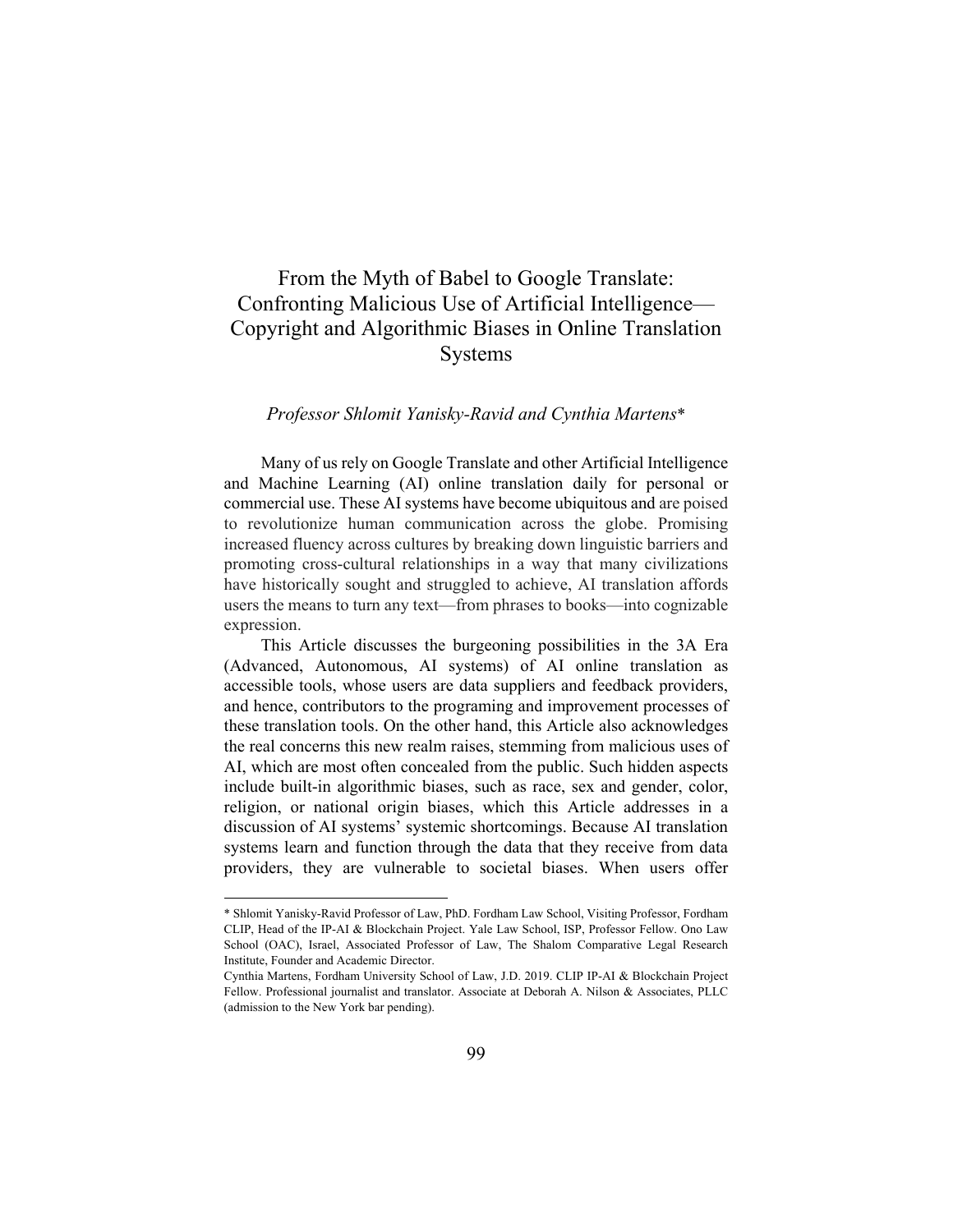# From the Myth of Babel to Google Translate: Confronting Malicious Use of Artificial Intelligence—Copyright and Algorithmic Biases in Online Translation Systems

*Professor Shlomit Yanisky-Ravid and Cynthia Martens*\*

Many of us rely on Google Translate and other Artificial Intelligence and Machine Learning (AI) online translation daily for personal or commercial use. These AI systems have become ubiquitous and are poised to revolutionize human communication across the globe. Promising increased fluency across cultures by breaking down linguistic barriers and promoting cross-cultural relationships in a way that many civilizations have historically sought and struggled to achieve, AI translation affords users the means to turn any text—from phrases to books—into cognizable expression.

This Article discusses the burgeoning possibilities in the 3A Era (Advanced, Autonomous, AI systems) of AI online translation as accessible tools, whose users are data suppliers and feedback providers, and hence, contributors to the programing and improvement processes of these translation tools. On the other hand, this Article also acknowledges the real concerns this new realm raises, stemming from malicious uses of AI, which are most often concealed from the public. Such hidden aspects include built-in algorithmic biases, such as race, sex and gender, color, religion, or national origin biases, which this Article addresses in a discussion of AI systems' systemic shortcomings. Because AI translation systems learn and function through the data that they receive from data providers, they are vulnerable to societal biases. When users offer

---

\* Shlomit Yanisky-Ravid Professor of Law, PhD. Fordham Law School, Visiting Professor, Fordham CLIP, Head of the IP-AI & Blockchain Project. Yale Law School, ISP, Professor Fellow. Ono Law School (OAC), Israel, Associated Professor of Law, The Shalom Comparative Legal Research Institute, Founder and Academic Director.

Cynthia Martens, Fordham University School of Law, J.D. 2019. CLIP IP-AI & Blockchain Project Fellow. Professional journalist and translator. Associate at Deborah A. Nilson & Associates, PLLC (admission to the New York bar pending).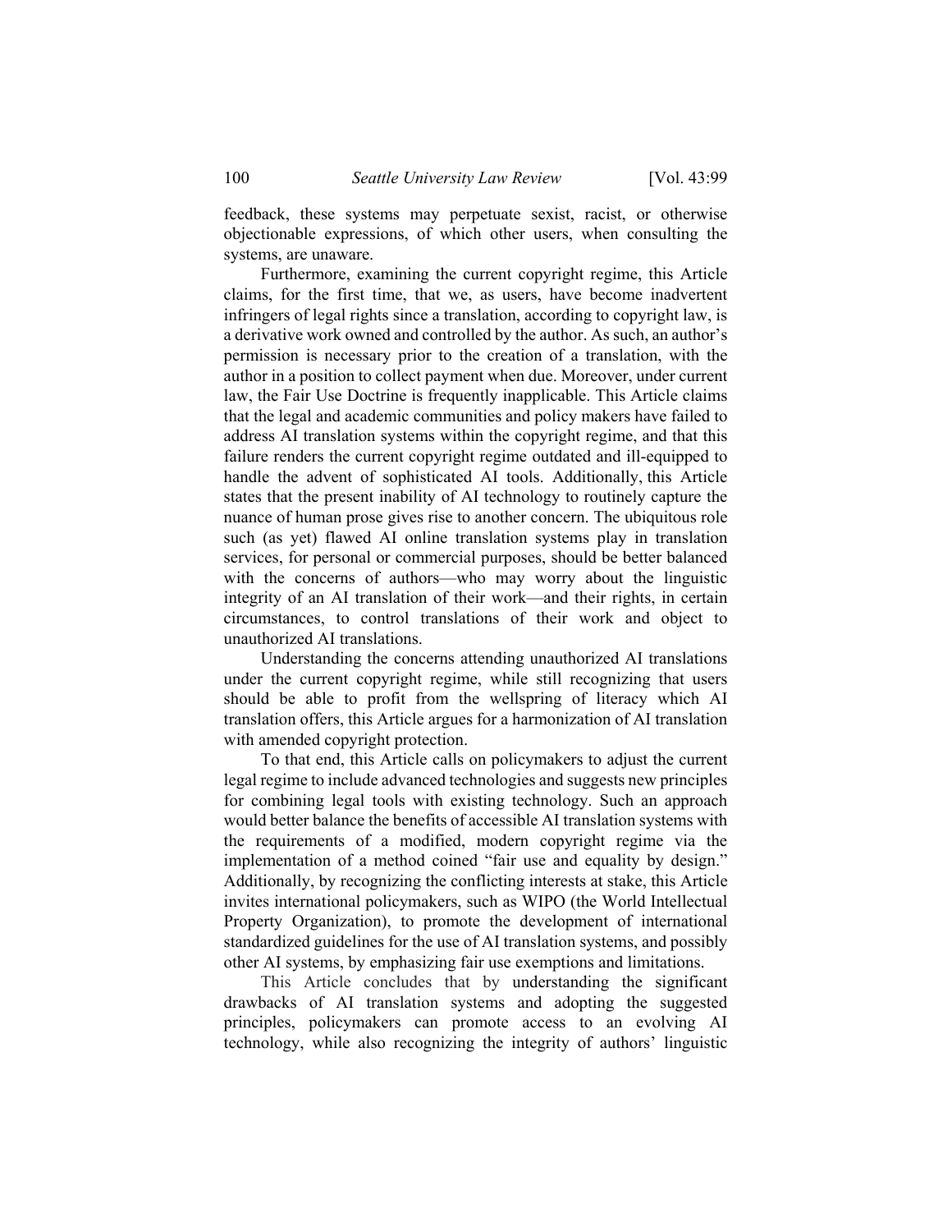feedback, these systems may perpetuate sexist, racist, or otherwise objectionable expressions, of which other users, when consulting the systems, are unaware.

Furthermore, examining the current copyright regime, this Article claims, for the first time, that we, as users, have become inadvertent infringers of legal rights since a translation, according to copyright law, is a derivative work owned and controlled by the author. As such, an author's permission is necessary prior to the creation of a translation, with the author in a position to collect payment when due. Moreover, under current law, the Fair Use Doctrine is frequently inapplicable. This Article claims that the legal and academic communities and policy makers have failed to address AI translation systems within the copyright regime, and that this failure renders the current copyright regime outdated and ill-equipped to handle the advent of sophisticated AI tools. Additionally, this Article states that the present inability of AI technology to routinely capture the nuance of human prose gives rise to another concern. The ubiquitous role such (as yet) flawed AI online translation systems play in translation services, for personal or commercial purposes, should be better balanced with the concerns of authors—who may worry about the linguistic integrity of an AI translation of their work—and their rights, in certain circumstances, to control translations of their work and object to unauthorized AI translations.

Understanding the concerns attending unauthorized AI translations under the current copyright regime, while still recognizing that users should be able to profit from the wellspring of literacy which AI translation offers, this Article argues for a harmonization of AI translation with amended copyright protection.

To that end, this Article calls on policymakers to adjust the current legal regime to include advanced technologies and suggests new principles for combining legal tools with existing technology. Such an approach would better balance the benefits of accessible AI translation systems with the requirements of a modified, modern copyright regime via the implementation of a method coined "fair use and equality by design." Additionally, by recognizing the conflicting interests at stake, this Article invites international policymakers, such as WIPO (the World Intellectual Property Organization), to promote the development of international standardized guidelines for the use of AI translation systems, and possibly other AI systems, by emphasizing fair use exemptions and limitations.

This Article concludes that by understanding the significant drawbacks of AI translation systems and adopting the suggested principles, policymakers can promote access to an evolving AI technology, while also recognizing the integrity of authors' linguistic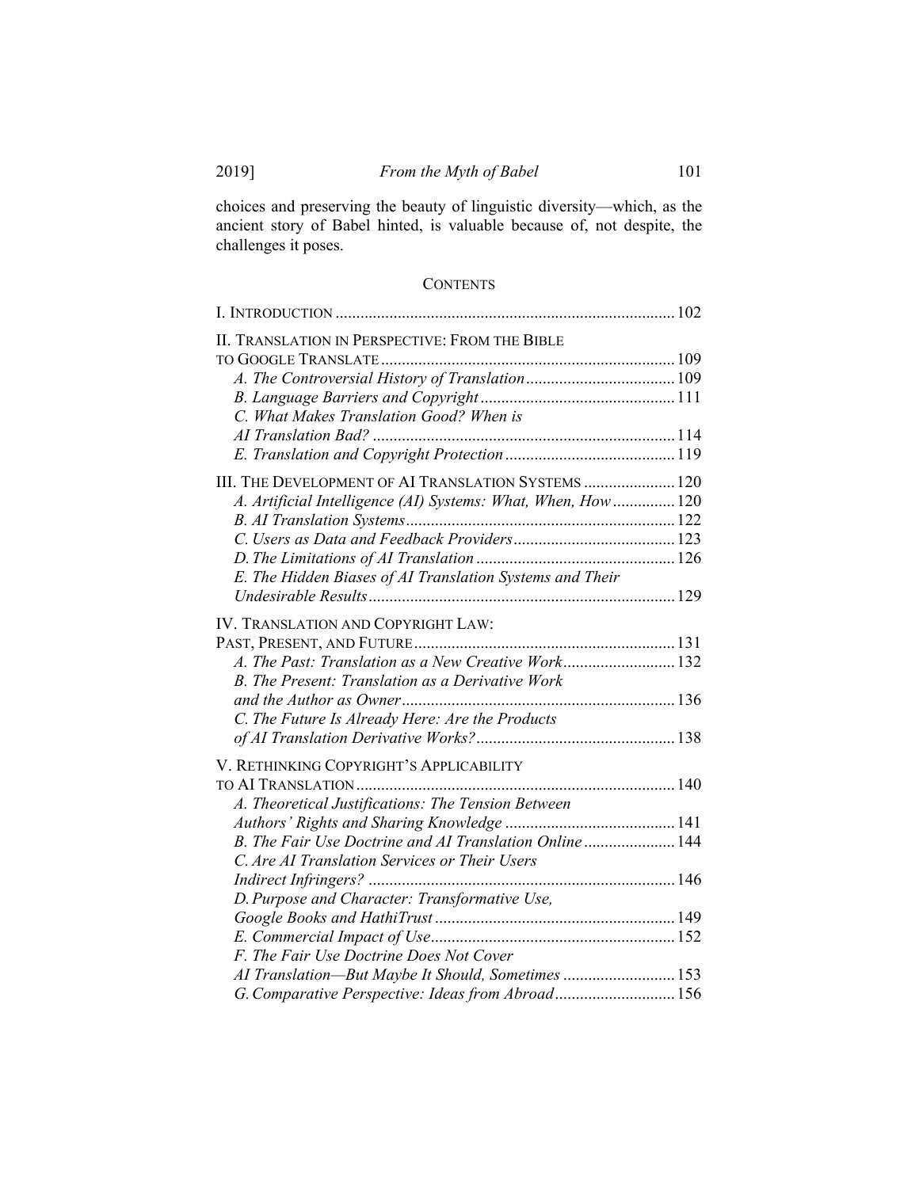choices and preserving the beauty of linguistic diversity—which, as the ancient story of Babel hinted, is valuable because of, not despite, the challenges it poses.

## CONTENTS

I. INTRODUCTION ..... 102

II. TRANSLATION IN PERSPECTIVE: FROM THE BIBLE TO GOOGLE TRANSLATE ..... 109
- *A. The Controversial History of Translation* ..... 109
- *B. Language Barriers and Copyright* ..... 111
- *C. What Makes Translation Good? When is AI Translation Bad?* ..... 114
- *E. Translation and Copyright Protection* ..... 119

III. THE DEVELOPMENT OF AI TRANSLATION SYSTEMS ..... 120
- *A. Artificial Intelligence (AI) Systems: What, When, How* ..... 120
- *B. AI Translation Systems* ..... 122
- *C. Users as Data and Feedback Providers* ..... 123
- *D. The Limitations of AI Translation* ..... 126
- *E. The Hidden Biases of AI Translation Systems and Their Undesirable Results* ..... 129

IV. TRANSLATION AND COPYRIGHT LAW: PAST, PRESENT, AND FUTURE ..... 131
- *A. The Past: Translation as a New Creative Work* ..... 132
- *B. The Present: Translation as a Derivative Work and the Author as Owner* ..... 136
- *C. The Future Is Already Here: Are the Products of AI Translation Derivative Works?* ..... 138

V. RETHINKING COPYRIGHT'S APPLICABILITY TO AI TRANSLATION ..... 140
- *A. Theoretical Justifications: The Tension Between Authors' Rights and Sharing Knowledge* ..... 141
- *B. The Fair Use Doctrine and AI Translation Online* ..... 144
- *C. Are AI Translation Services or Their Users Indirect Infringers?* ..... 146
- *D. Purpose and Character: Transformative Use, Google Books and HathiTrust* ..... 149
- *E. Commercial Impact of Use* ..... 152
- *F. The Fair Use Doctrine Does Not Cover AI Translation—But Maybe It Should, Sometimes* ..... 153
- *G. Comparative Perspective: Ideas from Abroad* ..... 156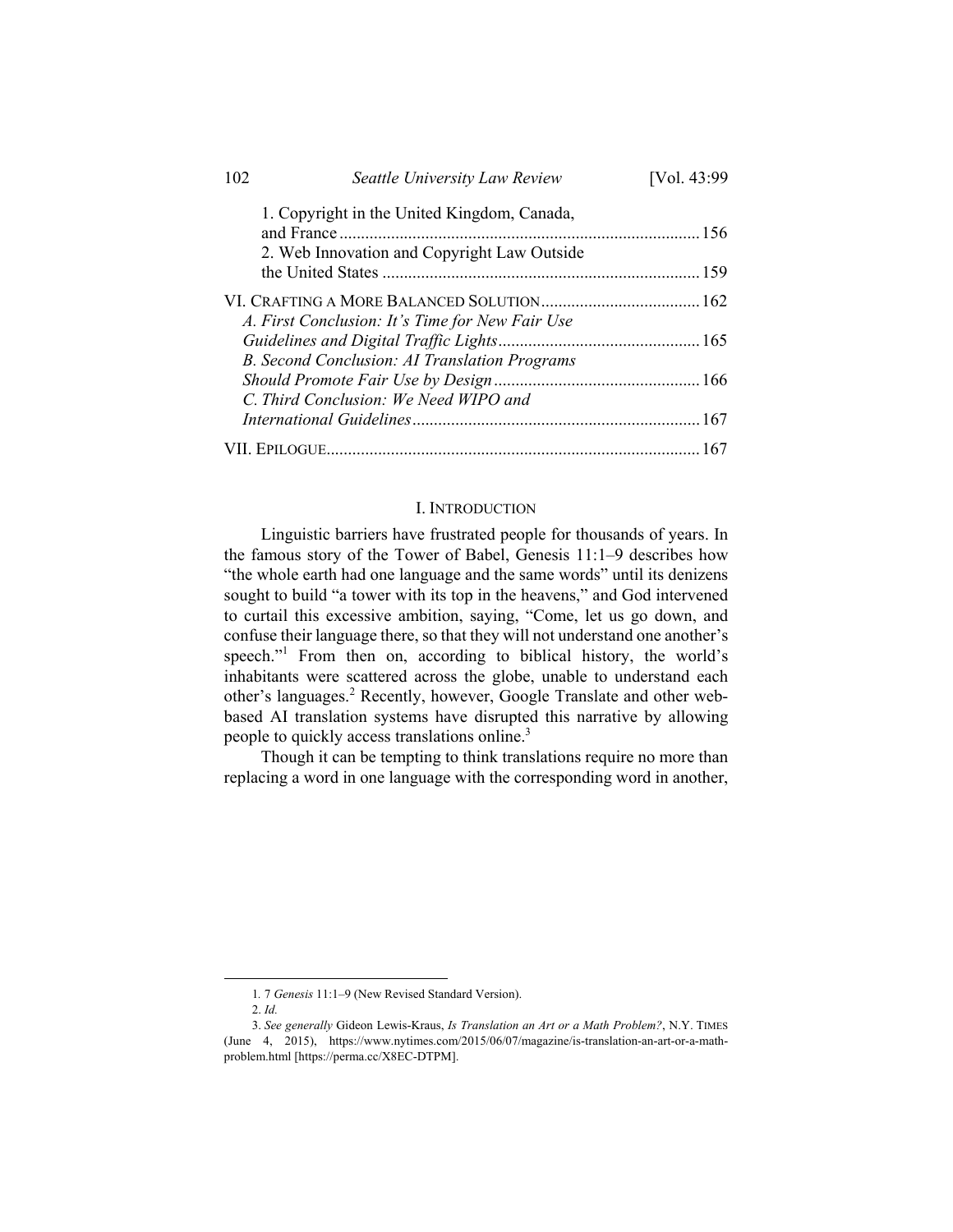1. Copyright in the United Kingdom, Canada, and France ........ 156
2. Web Innovation and Copyright Law Outside the United States ........ 159

VI. CRAFTING A MORE BALANCED SOLUTION ........ 162
*A. First Conclusion: It's Time for New Fair Use Guidelines and Digital Traffic Lights* ........ 165
*B. Second Conclusion: AI Translation Programs Should Promote Fair Use by Design* ........ 166
*C. Third Conclusion: We Need WIPO and International Guidelines* ........ 167

VII. EPILOGUE ........ 167

## I. INTRODUCTION

Linguistic barriers have frustrated people for thousands of years. In the famous story of the Tower of Babel, Genesis 11:1–9 describes how "the whole earth had one language and the same words" until its denizens sought to build "a tower with its top in the heavens," and God intervened to curtail this excessive ambition, saying, "Come, let us go down, and confuse their language there, so that they will not understand one another's speech."[1] From then on, according to biblical history, the world's inhabitants were scattered across the globe, unable to understand each other's languages.[2] Recently, however, Google Translate and other web-based AI translation systems have disrupted this narrative by allowing people to quickly access translations online.[3]

Though it can be tempting to think translations require no more than replacing a word in one language with the corresponding word in another,

---

1. 7 *Genesis* 11:1–9 (New Revised Standard Version).

2. *Id.*

3. *See generally* Gideon Lewis-Kraus, *Is Translation an Art or a Math Problem?*, N.Y. TIMES (June 4, 2015), https://www.nytimes.com/2015/06/07/magazine/is-translation-an-art-or-a-math-problem.html [https://perma.cc/X8EC-DTPM].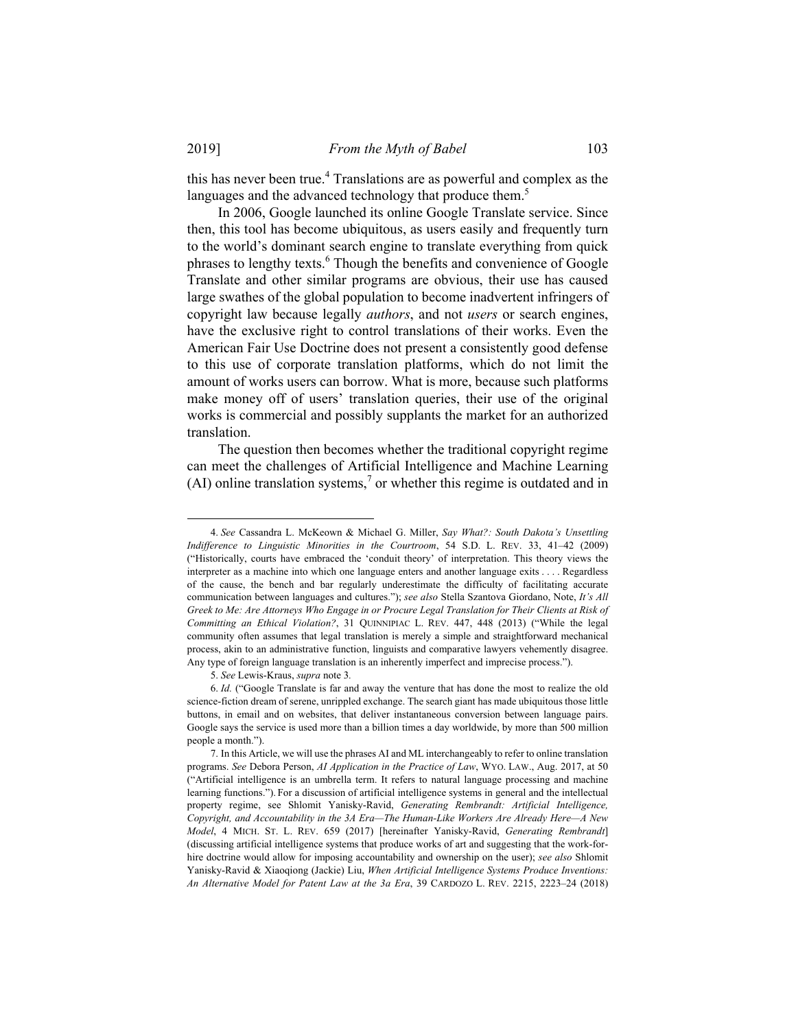this has never been true.[4] Translations are as powerful and complex as the languages and the advanced technology that produce them.[5]

In 2006, Google launched its online Google Translate service. Since then, this tool has become ubiquitous, as users easily and frequently turn to the world's dominant search engine to translate everything from quick phrases to lengthy texts.[6] Though the benefits and convenience of Google Translate and other similar programs are obvious, their use has caused large swathes of the global population to become inadvertent infringers of copyright law because legally *authors*, and not *users* or search engines, have the exclusive right to control translations of their works. Even the American Fair Use Doctrine does not present a consistently good defense to this use of corporate translation platforms, which do not limit the amount of works users can borrow. What is more, because such platforms make money off of users' translation queries, their use of the original works is commercial and possibly supplants the market for an authorized translation.

The question then becomes whether the traditional copyright regime can meet the challenges of Artificial Intelligence and Machine Learning (AI) online translation systems,[7] or whether this regime is outdated and in

---

4. *See* Cassandra L. McKeown & Michael G. Miller, *Say What?: South Dakota's Unsettling Indifference to Linguistic Minorities in the Courtroom*, 54 S.D. L. REV. 33, 41–42 (2009) ("Historically, courts have embraced the 'conduit theory' of interpretation. This theory views the interpreter as a machine into which one language enters and another language exits . . . . Regardless of the cause, the bench and bar regularly underestimate the difficulty of facilitating accurate communication between languages and cultures."); *see also* Stella Szantova Giordano, Note, *It's All Greek to Me: Are Attorneys Who Engage in or Procure Legal Translation for Their Clients at Risk of Committing an Ethical Violation?*, 31 QUINNIPIAC L. REV. 447, 448 (2013) ("While the legal community often assumes that legal translation is merely a simple and straightforward mechanical process, akin to an administrative function, linguists and comparative lawyers vehemently disagree. Any type of foreign language translation is an inherently imperfect and imprecise process.").

5. *See* Lewis-Kraus, *supra* note 3.

6. *Id.* ("Google Translate is far and away the venture that has done the most to realize the old science-fiction dream of serene, unrippled exchange. The search giant has made ubiquitous those little buttons, in email and on websites, that deliver instantaneous conversion between language pairs. Google says the service is used more than a billion times a day worldwide, by more than 500 million people a month.").

7. In this Article, we will use the phrases AI and ML interchangeably to refer to online translation programs. *See* Debora Person, *AI Application in the Practice of Law*, WYO. LAW., Aug. 2017, at 50 ("Artificial intelligence is an umbrella term. It refers to natural language processing and machine learning functions."). For a discussion of artificial intelligence systems in general and the intellectual property regime, see Shlomit Yanisky-Ravid, *Generating Rembrandt: Artificial Intelligence, Copyright, and Accountability in the 3A Era—The Human-Like Workers Are Already Here—A New Model*, 4 MICH. ST. L. REV. 659 (2017) [hereinafter Yanisky-Ravid, *Generating Rembrandt*] (discussing artificial intelligence systems that produce works of art and suggesting that the work-for-hire doctrine would allow for imposing accountability and ownership on the user); *see also* Shlomit Yanisky-Ravid & Xiaoqiong (Jackie) Liu, *When Artificial Intelligence Systems Produce Inventions: An Alternative Model for Patent Law at the 3a Era*, 39 CARDOZO L. REV. 2215, 2223–24 (2018)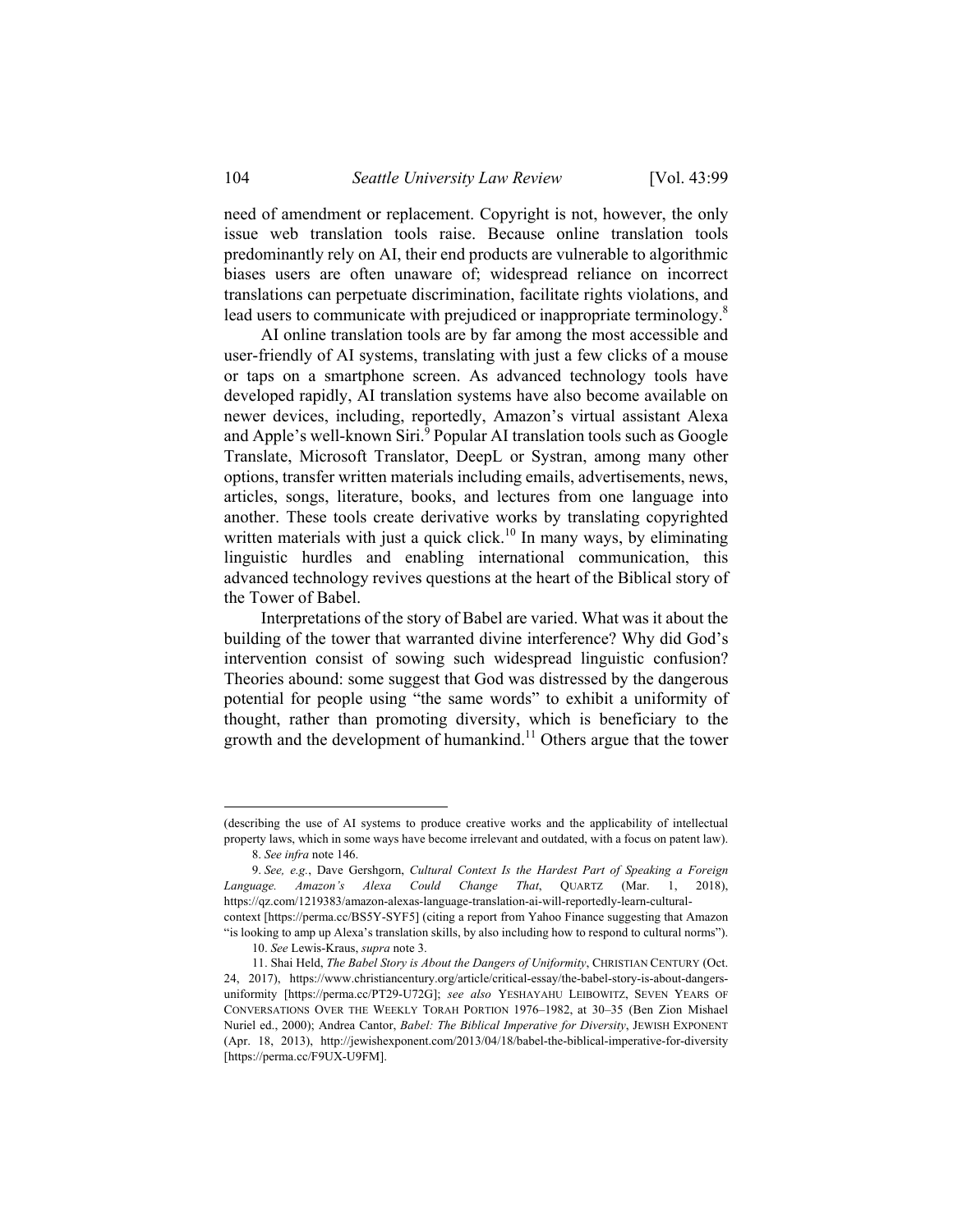need of amendment or replacement. Copyright is not, however, the only issue web translation tools raise. Because online translation tools predominantly rely on AI, their end products are vulnerable to algorithmic biases users are often unaware of; widespread reliance on incorrect translations can perpetuate discrimination, facilitate rights violations, and lead users to communicate with prejudiced or inappropriate terminology.[8]

AI online translation tools are by far among the most accessible and user-friendly of AI systems, translating with just a few clicks of a mouse or taps on a smartphone screen. As advanced technology tools have developed rapidly, AI translation systems have also become available on newer devices, including, reportedly, Amazon's virtual assistant Alexa and Apple's well-known Siri.[9] Popular AI translation tools such as Google Translate, Microsoft Translator, DeepL or Systran, among many other options, transfer written materials including emails, advertisements, news, articles, songs, literature, books, and lectures from one language into another. These tools create derivative works by translating copyrighted written materials with just a quick click.[10] In many ways, by eliminating linguistic hurdles and enabling international communication, this advanced technology revives questions at the heart of the Biblical story of the Tower of Babel.

Interpretations of the story of Babel are varied. What was it about the building of the tower that warranted divine interference? Why did God's intervention consist of sowing such widespread linguistic confusion? Theories abound: some suggest that God was distressed by the dangerous potential for people using "the same words" to exhibit a uniformity of thought, rather than promoting diversity, which is beneficiary to the growth and the development of humankind.[11] Others argue that the tower

---

(describing the use of AI systems to produce creative works and the applicability of intellectual property laws, which in some ways have become irrelevant and outdated, with a focus on patent law).

8. *See infra* note 146.

9. *See, e.g.*, Dave Gershgorn, *Cultural Context Is the Hardest Part of Speaking a Foreign Language. Amazon's Alexa Could Change That*, QUARTZ (Mar. 1, 2018), https://qz.com/1219383/amazon-alexas-language-translation-ai-will-reportedly-learn-cultural-context [https://perma.cc/BS5Y-SYF5] (citing a report from Yahoo Finance suggesting that Amazon "is looking to amp up Alexa's translation skills, by also including how to respond to cultural norms").

10. *See* Lewis-Kraus, *supra* note 3.

11. Shai Held, *The Babel Story is About the Dangers of Uniformity*, CHRISTIAN CENTURY (Oct. 24, 2017), https://www.christiancentury.org/article/critical-essay/the-babel-story-is-about-dangers-uniformity [https://perma.cc/PT29-U72G]; *see also* YESHAYAHU LEIBOWITZ, SEVEN YEARS OF CONVERSATIONS OVER THE WEEKLY TORAH PORTION 1976–1982, at 30–35 (Ben Zion Mishael Nuriel ed., 2000); Andrea Cantor, *Babel: The Biblical Imperative for Diversity*, JEWISH EXPONENT (Apr. 18, 2013), http://jewishexponent.com/2013/04/18/babel-the-biblical-imperative-for-diversity [https://perma.cc/F9UX-U9FM].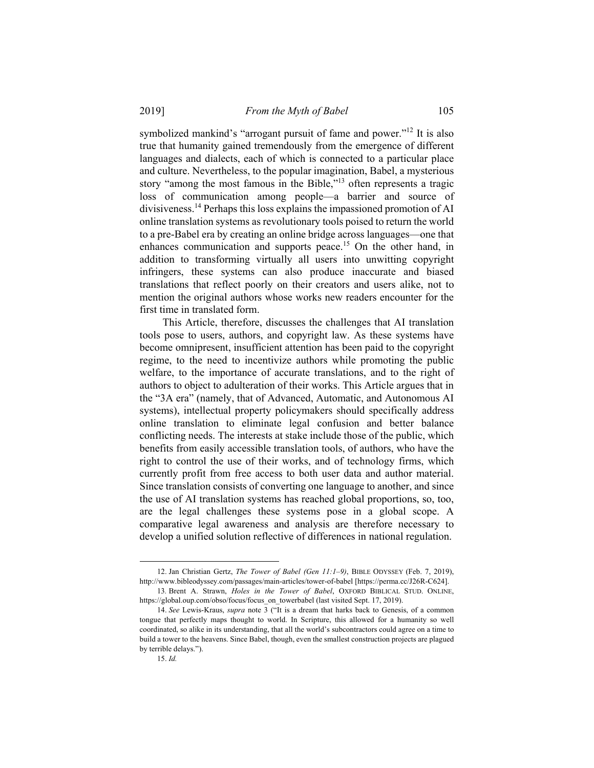symbolized mankind's "arrogant pursuit of fame and power."[12] It is also true that humanity gained tremendously from the emergence of different languages and dialects, each of which is connected to a particular place and culture. Nevertheless, to the popular imagination, Babel, a mysterious story "among the most famous in the Bible,"[13] often represents a tragic loss of communication among people—a barrier and source of divisiveness.[14] Perhaps this loss explains the impassioned promotion of AI online translation systems as revolutionary tools poised to return the world to a pre-Babel era by creating an online bridge across languages—one that enhances communication and supports peace.[15] On the other hand, in addition to transforming virtually all users into unwitting copyright infringers, these systems can also produce inaccurate and biased translations that reflect poorly on their creators and users alike, not to mention the original authors whose works new readers encounter for the first time in translated form.

This Article, therefore, discusses the challenges that AI translation tools pose to users, authors, and copyright law. As these systems have become omnipresent, insufficient attention has been paid to the copyright regime, to the need to incentivize authors while promoting the public welfare, to the importance of accurate translations, and to the right of authors to object to adulteration of their works. This Article argues that in the "3A era" (namely, that of Advanced, Automatic, and Autonomous AI systems), intellectual property policymakers should specifically address online translation to eliminate legal confusion and better balance conflicting needs. The interests at stake include those of the public, which benefits from easily accessible translation tools, of authors, who have the right to control the use of their works, and of technology firms, which currently profit from free access to both user data and author material. Since translation consists of converting one language to another, and since the use of AI translation systems has reached global proportions, so, too, are the legal challenges these systems pose in a global scope. A comparative legal awareness and analysis are therefore necessary to develop a unified solution reflective of differences in national regulation.

---

12. Jan Christian Gertz, *The Tower of Babel (Gen 11:1–9)*, BIBLE ODYSSEY (Feb. 7, 2019), http://www.bibleodyssey.com/passages/main-articles/tower-of-babel [https://perma.cc/J26R-C624].

13. Brent A. Strawn, *Holes in the Tower of Babel*, OXFORD BIBLICAL STUD. ONLINE, https://global.oup.com/obso/focus/focus_on_towerbabel (last visited Sept. 17, 2019).

14. *See* Lewis-Kraus, *supra* note 3 ("It is a dream that harks back to Genesis, of a common tongue that perfectly maps thought to world. In Scripture, this allowed for a humanity so well coordinated, so alike in its understanding, that all the world's subcontractors could agree on a time to build a tower to the heavens. Since Babel, though, even the smallest construction projects are plagued by terrible delays.").

15. *Id.*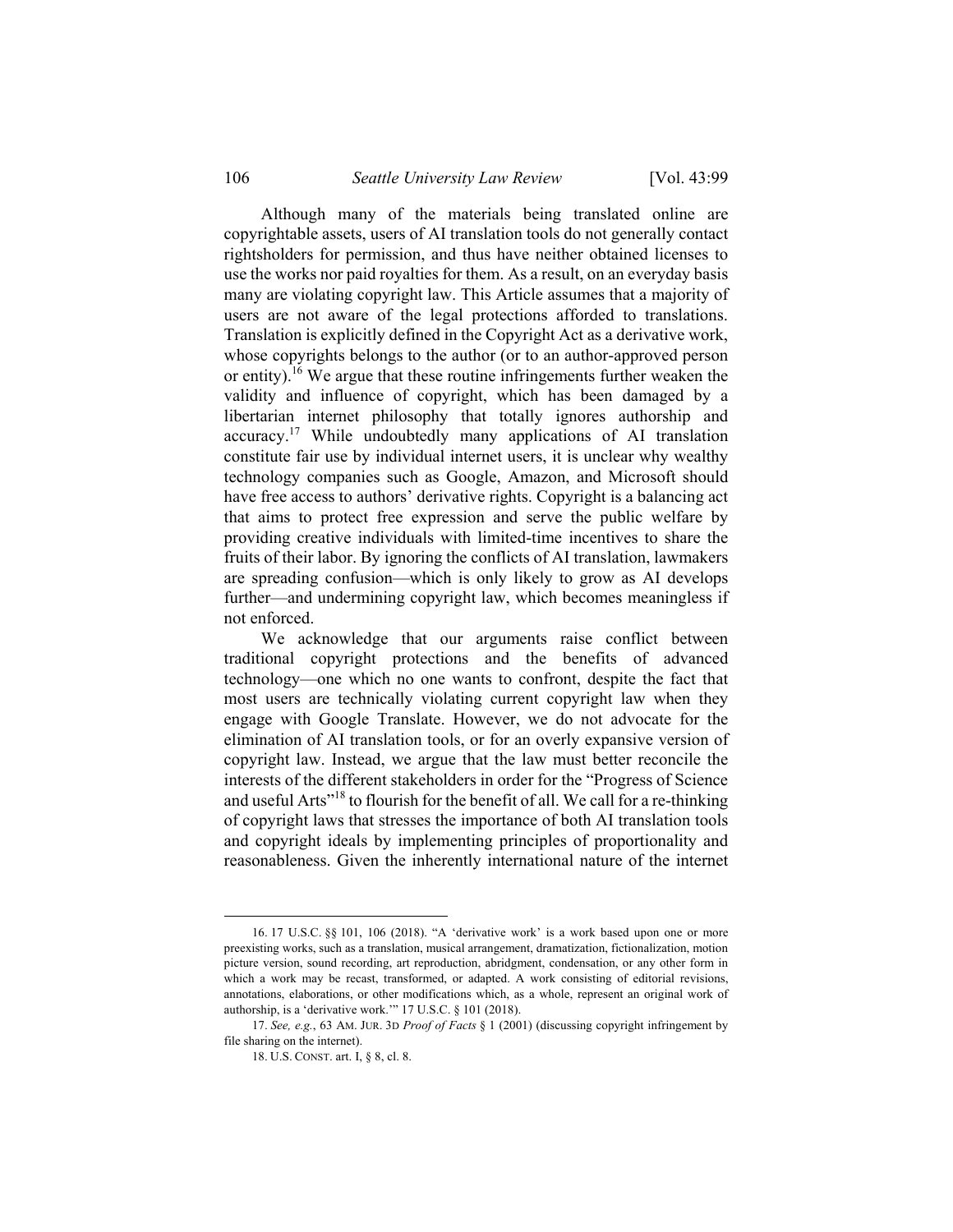Although many of the materials being translated online are copyrightable assets, users of AI translation tools do not generally contact rightsholders for permission, and thus have neither obtained licenses to use the works nor paid royalties for them. As a result, on an everyday basis many are violating copyright law. This Article assumes that a majority of users are not aware of the legal protections afforded to translations. Translation is explicitly defined in the Copyright Act as a derivative work, whose copyrights belongs to the author (or to an author-approved person or entity).[16] We argue that these routine infringements further weaken the validity and influence of copyright, which has been damaged by a libertarian internet philosophy that totally ignores authorship and accuracy.[17] While undoubtedly many applications of AI translation constitute fair use by individual internet users, it is unclear why wealthy technology companies such as Google, Amazon, and Microsoft should have free access to authors' derivative rights. Copyright is a balancing act that aims to protect free expression and serve the public welfare by providing creative individuals with limited-time incentives to share the fruits of their labor. By ignoring the conflicts of AI translation, lawmakers are spreading confusion—which is only likely to grow as AI develops further—and undermining copyright law, which becomes meaningless if not enforced.

We acknowledge that our arguments raise conflict between traditional copyright protections and the benefits of advanced technology—one which no one wants to confront, despite the fact that most users are technically violating current copyright law when they engage with Google Translate. However, we do not advocate for the elimination of AI translation tools, or for an overly expansive version of copyright law. Instead, we argue that the law must better reconcile the interests of the different stakeholders in order for the "Progress of Science and useful Arts"[18] to flourish for the benefit of all. We call for a re-thinking of copyright laws that stresses the importance of both AI translation tools and copyright ideals by implementing principles of proportionality and reasonableness. Given the inherently international nature of the internet

---

16. 17 U.S.C. §§ 101, 106 (2018). "A 'derivative work' is a work based upon one or more preexisting works, such as a translation, musical arrangement, dramatization, fictionalization, motion picture version, sound recording, art reproduction, abridgment, condensation, or any other form in which a work may be recast, transformed, or adapted. A work consisting of editorial revisions, annotations, elaborations, or other modifications which, as a whole, represent an original work of authorship, is a 'derivative work.'" 17 U.S.C. § 101 (2018).

17. *See, e.g.*, 63 AM. JUR. 3D *Proof of Facts* § 1 (2001) (discussing copyright infringement by file sharing on the internet).

18. U.S. CONST. art. I, § 8, cl. 8.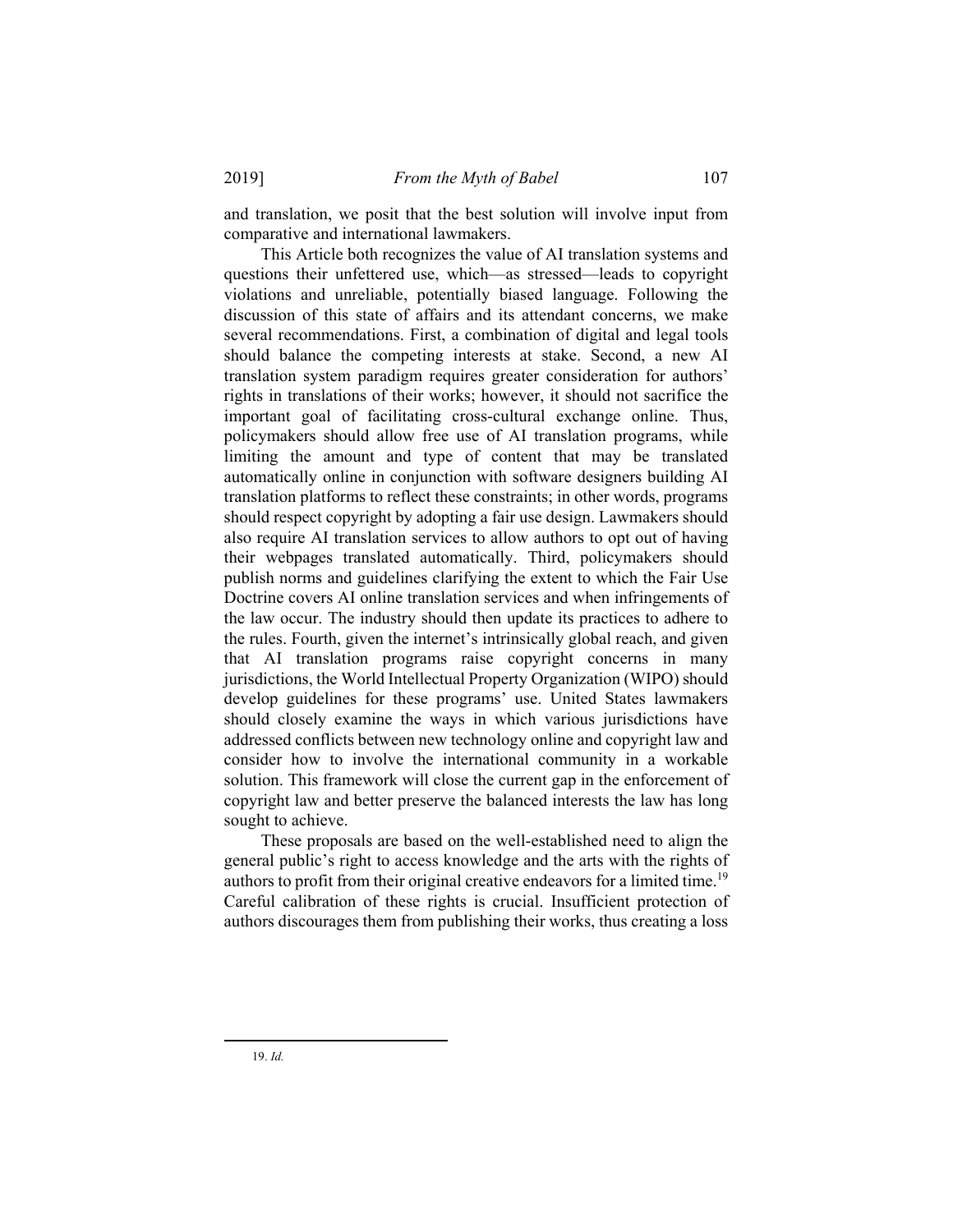and translation, we posit that the best solution will involve input from comparative and international lawmakers.

This Article both recognizes the value of AI translation systems and questions their unfettered use, which—as stressed—leads to copyright violations and unreliable, potentially biased language. Following the discussion of this state of affairs and its attendant concerns, we make several recommendations. First, a combination of digital and legal tools should balance the competing interests at stake. Second, a new AI translation system paradigm requires greater consideration for authors' rights in translations of their works; however, it should not sacrifice the important goal of facilitating cross-cultural exchange online. Thus, policymakers should allow free use of AI translation programs, while limiting the amount and type of content that may be translated automatically online in conjunction with software designers building AI translation platforms to reflect these constraints; in other words, programs should respect copyright by adopting a fair use design. Lawmakers should also require AI translation services to allow authors to opt out of having their webpages translated automatically. Third, policymakers should publish norms and guidelines clarifying the extent to which the Fair Use Doctrine covers AI online translation services and when infringements of the law occur. The industry should then update its practices to adhere to the rules. Fourth, given the internet's intrinsically global reach, and given that AI translation programs raise copyright concerns in many jurisdictions, the World Intellectual Property Organization (WIPO) should develop guidelines for these programs' use. United States lawmakers should closely examine the ways in which various jurisdictions have addressed conflicts between new technology online and copyright law and consider how to involve the international community in a workable solution. This framework will close the current gap in the enforcement of copyright law and better preserve the balanced interests the law has long sought to achieve.

These proposals are based on the well-established need to align the general public's right to access knowledge and the arts with the rights of authors to profit from their original creative endeavors for a limited time.[19] Careful calibration of these rights is crucial. Insufficient protection of authors discourages them from publishing their works, thus creating a loss

---

19. *Id.*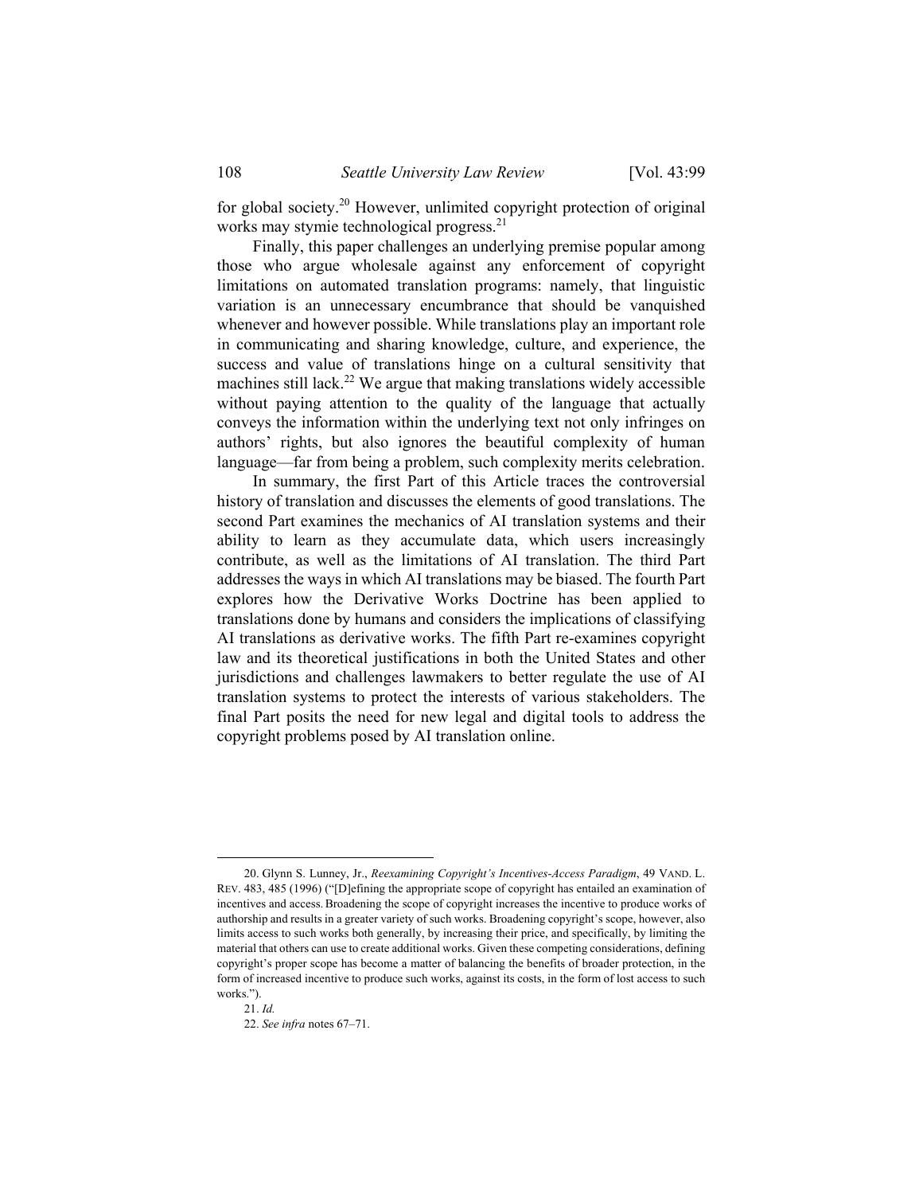for global society.[20] However, unlimited copyright protection of original works may stymie technological progress.[21]

Finally, this paper challenges an underlying premise popular among those who argue wholesale against any enforcement of copyright limitations on automated translation programs: namely, that linguistic variation is an unnecessary encumbrance that should be vanquished whenever and however possible. While translations play an important role in communicating and sharing knowledge, culture, and experience, the success and value of translations hinge on a cultural sensitivity that machines still lack.[22] We argue that making translations widely accessible without paying attention to the quality of the language that actually conveys the information within the underlying text not only infringes on authors' rights, but also ignores the beautiful complexity of human language—far from being a problem, such complexity merits celebration.

In summary, the first Part of this Article traces the controversial history of translation and discusses the elements of good translations. The second Part examines the mechanics of AI translation systems and their ability to learn as they accumulate data, which users increasingly contribute, as well as the limitations of AI translation. The third Part addresses the ways in which AI translations may be biased. The fourth Part explores how the Derivative Works Doctrine has been applied to translations done by humans and considers the implications of classifying AI translations as derivative works. The fifth Part re-examines copyright law and its theoretical justifications in both the United States and other jurisdictions and challenges lawmakers to better regulate the use of AI translation systems to protect the interests of various stakeholders. The final Part posits the need for new legal and digital tools to address the copyright problems posed by AI translation online.

---

20. Glynn S. Lunney, Jr., *Reexamining Copyright's Incentives-Access Paradigm*, 49 VAND. L. REV. 483, 485 (1996) ("[D]efining the appropriate scope of copyright has entailed an examination of incentives and access. Broadening the scope of copyright increases the incentive to produce works of authorship and results in a greater variety of such works. Broadening copyright's scope, however, also limits access to such works both generally, by increasing their price, and specifically, by limiting the material that others can use to create additional works. Given these competing considerations, defining copyright's proper scope has become a matter of balancing the benefits of broader protection, in the form of increased incentive to produce such works, against its costs, in the form of lost access to such works.").

21. *Id.*

22. *See infra* notes 67–71.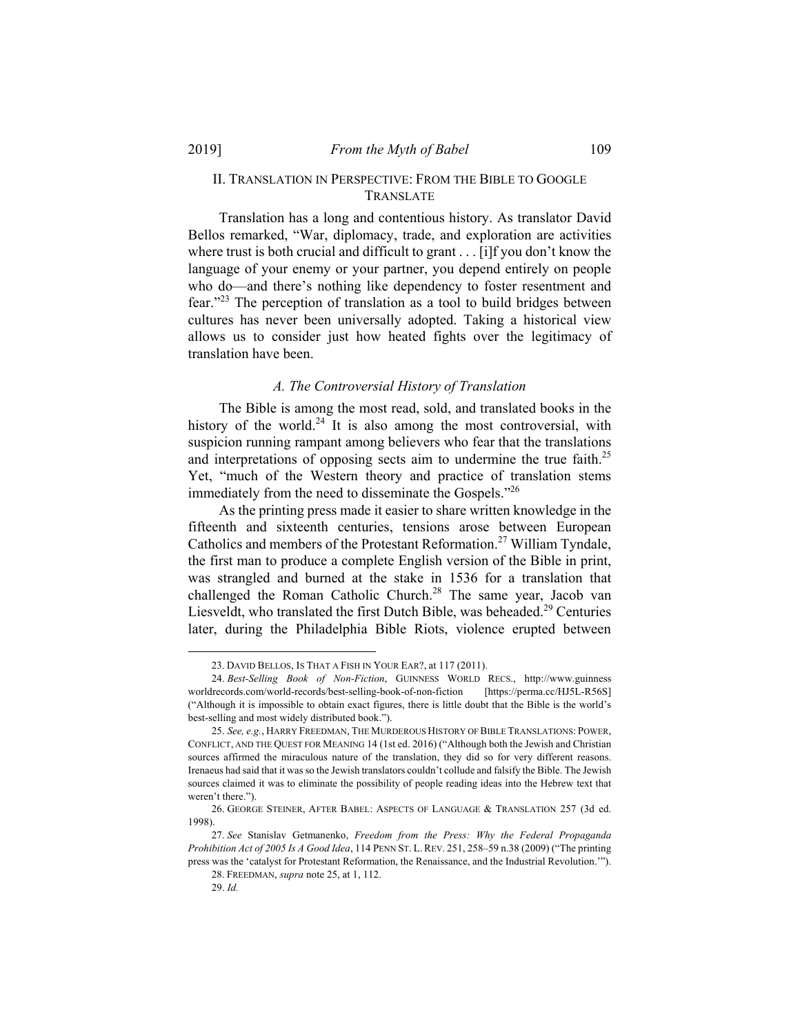## II. TRANSLATION IN PERSPECTIVE: FROM THE BIBLE TO GOOGLE TRANSLATE

Translation has a long and contentious history. As translator David Bellos remarked, "War, diplomacy, trade, and exploration are activities where trust is both crucial and difficult to grant . . . [i]f you don't know the language of your enemy or your partner, you depend entirely on people who do—and there's nothing like dependency to foster resentment and fear."[23] The perception of translation as a tool to build bridges between cultures has never been universally adopted. Taking a historical view allows us to consider just how heated fights over the legitimacy of translation have been.

### *A. The Controversial History of Translation*

The Bible is among the most read, sold, and translated books in the history of the world.[24] It is also among the most controversial, with suspicion running rampant among believers who fear that the translations and interpretations of opposing sects aim to undermine the true faith.[25] Yet, "much of the Western theory and practice of translation stems immediately from the need to disseminate the Gospels."[26]

As the printing press made it easier to share written knowledge in the fifteenth and sixteenth centuries, tensions arose between European Catholics and members of the Protestant Reformation.[27] William Tyndale, the first man to produce a complete English version of the Bible in print, was strangled and burned at the stake in 1536 for a translation that challenged the Roman Catholic Church.[28] The same year, Jacob van Liesveldt, who translated the first Dutch Bible, was beheaded.[29] Centuries later, during the Philadelphia Bible Riots, violence erupted between

---

23. DAVID BELLOS, IS THAT A FISH IN YOUR EAR?, at 117 (2011).

24. *Best-Selling Book of Non-Fiction*, GUINNESS WORLD RECS., http://www.guinnessworldrecords.com/world-records/best-selling-book-of-non-fiction [https://perma.cc/HJ5L-R56S] ("Although it is impossible to obtain exact figures, there is little doubt that the Bible is the world's best-selling and most widely distributed book.").

25. *See, e.g.*, HARRY FREEDMAN, THE MURDEROUS HISTORY OF BIBLE TRANSLATIONS: POWER, CONFLICT, AND THE QUEST FOR MEANING 14 (1st ed. 2016) ("Although both the Jewish and Christian sources affirmed the miraculous nature of the translation, they did so for very different reasons. Irenaeus had said that it was so the Jewish translators couldn't collude and falsify the Bible. The Jewish sources claimed it was to eliminate the possibility of people reading ideas into the Hebrew text that weren't there.").

26. GEORGE STEINER, AFTER BABEL: ASPECTS OF LANGUAGE & TRANSLATION 257 (3d ed. 1998).

27. *See* Stanislav Getmanenko, *Freedom from the Press: Why the Federal Propaganda Prohibition Act of 2005 Is A Good Idea*, 114 PENN ST. L. REV. 251, 258–59 n.38 (2009) ("The printing press was the 'catalyst for Protestant Reformation, the Renaissance, and the Industrial Revolution.'").

28. FREEDMAN, *supra* note 25, at 1, 112.

29. *Id.*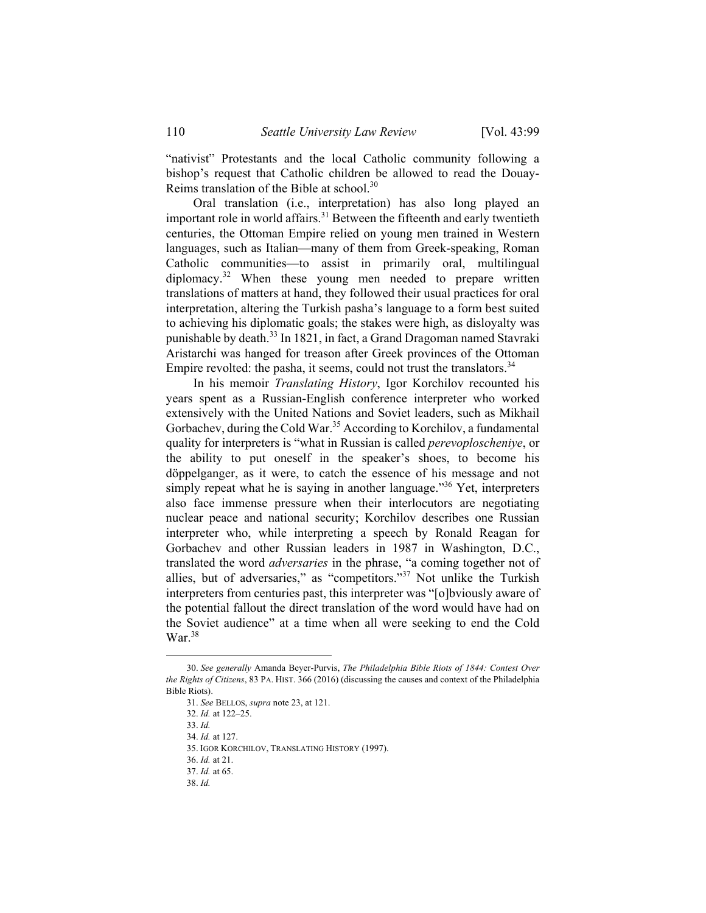"nativist" Protestants and the local Catholic community following a bishop's request that Catholic children be allowed to read the Douay-Reims translation of the Bible at school.[30]

Oral translation (i.e., interpretation) has also long played an important role in world affairs.[31] Between the fifteenth and early twentieth centuries, the Ottoman Empire relied on young men trained in Western languages, such as Italian—many of them from Greek-speaking, Roman Catholic communities—to assist in primarily oral, multilingual diplomacy.[32] When these young men needed to prepare written translations of matters at hand, they followed their usual practices for oral interpretation, altering the Turkish pasha's language to a form best suited to achieving his diplomatic goals; the stakes were high, as disloyalty was punishable by death.[33] In 1821, in fact, a Grand Dragoman named Stavraki Aristarchi was hanged for treason after Greek provinces of the Ottoman Empire revolted: the pasha, it seems, could not trust the translators.[34]

In his memoir *Translating History*, Igor Korchilov recounted his years spent as a Russian-English conference interpreter who worked extensively with the United Nations and Soviet leaders, such as Mikhail Gorbachev, during the Cold War.[35] According to Korchilov, a fundamental quality for interpreters is "what in Russian is called *perevoploscheniye*, or the ability to put oneself in the speaker's shoes, to become his döppelganger, as it were, to catch the essence of his message and not simply repeat what he is saying in another language."[36] Yet, interpreters also face immense pressure when their interlocutors are negotiating nuclear peace and national security; Korchilov describes one Russian interpreter who, while interpreting a speech by Ronald Reagan for Gorbachev and other Russian leaders in 1987 in Washington, D.C., translated the word *adversaries* in the phrase, "a coming together not of allies, but of adversaries," as "competitors."[37] Not unlike the Turkish interpreters from centuries past, this interpreter was "[o]bviously aware of the potential fallout the direct translation of the word would have had on the Soviet audience" at a time when all were seeking to end the Cold War.[38]

---

30. *See generally* Amanda Beyer-Purvis, *The Philadelphia Bible Riots of 1844: Contest Over the Rights of Citizens*, 83 PA. HIST. 366 (2016) (discussing the causes and context of the Philadelphia Bible Riots).

31. *See* BELLOS, *supra* note 23, at 121.

32. *Id.* at 122–25.

33. *Id.*

34. *Id.* at 127.

35. IGOR KORCHILOV, TRANSLATING HISTORY (1997).

36. *Id.* at 21.

37. *Id.* at 65.

38. *Id.*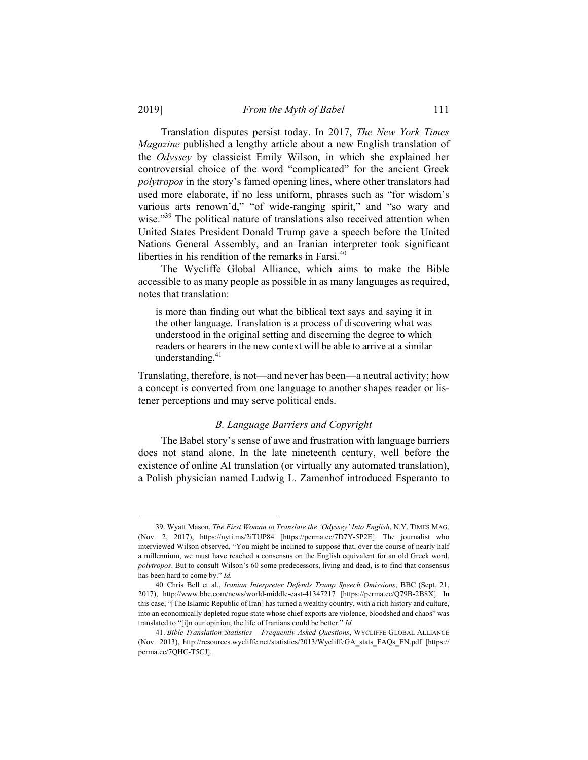Translation disputes persist today. In 2017, *The New York Times Magazine* published a lengthy article about a new English translation of the *Odyssey* by classicist Emily Wilson, in which she explained her controversial choice of the word "complicated" for the ancient Greek *polytropos* in the story's famed opening lines, where other translators had used more elaborate, if no less uniform, phrases such as "for wisdom's various arts renown'd," "of wide-ranging spirit," and "so wary and wise."[39] The political nature of translations also received attention when United States President Donald Trump gave a speech before the United Nations General Assembly, and an Iranian interpreter took significant liberties in his rendition of the remarks in Farsi.[40]

The Wycliffe Global Alliance, which aims to make the Bible accessible to as many people as possible in as many languages as required, notes that translation:

> is more than finding out what the biblical text says and saying it in the other language. Translation is a process of discovering what was understood in the original setting and discerning the degree to which readers or hearers in the new context will be able to arrive at a similar understanding.[41]

Translating, therefore, is not—and never has been—a neutral activity; how a concept is converted from one language to another shapes reader or listener perceptions and may serve political ends.

### *B. Language Barriers and Copyright*

The Babel story's sense of awe and frustration with language barriers does not stand alone. In the late nineteenth century, well before the existence of online AI translation (or virtually any automated translation), a Polish physician named Ludwig L. Zamenhof introduced Esperanto to

---

39. Wyatt Mason, *The First Woman to Translate the 'Odyssey' Into English*, N.Y. TIMES MAG. (Nov. 2, 2017), https://nyti.ms/2iTUP84 [https://perma.cc/7D7Y-5P2E]. The journalist who interviewed Wilson observed, "You might be inclined to suppose that, over the course of nearly half a millennium, we must have reached a consensus on the English equivalent for an old Greek word, *polytropos*. But to consult Wilson's 60 some predecessors, living and dead, is to find that consensus has been hard to come by." *Id.*

40. Chris Bell et al., *Iranian Interpreter Defends Trump Speech Omissions*, BBC (Sept. 21, 2017), http://www.bbc.com/news/world-middle-east-41347217 [https://perma.cc/Q79B-2B8X]. In this case, "[The Islamic Republic of Iran] has turned a wealthy country, with a rich history and culture, into an economically depleted rogue state whose chief exports are violence, bloodshed and chaos" was translated to "[i]n our opinion, the life of Iranians could be better." *Id.*

41. *Bible Translation Statistics – Frequently Asked Questions*, WYCLIFFE GLOBAL ALLIANCE (Nov. 2013), http://resources.wycliffe.net/statistics/2013/WycliffeGA_stats_FAQs_EN.pdf [https://perma.cc/7QHC-T5CJ].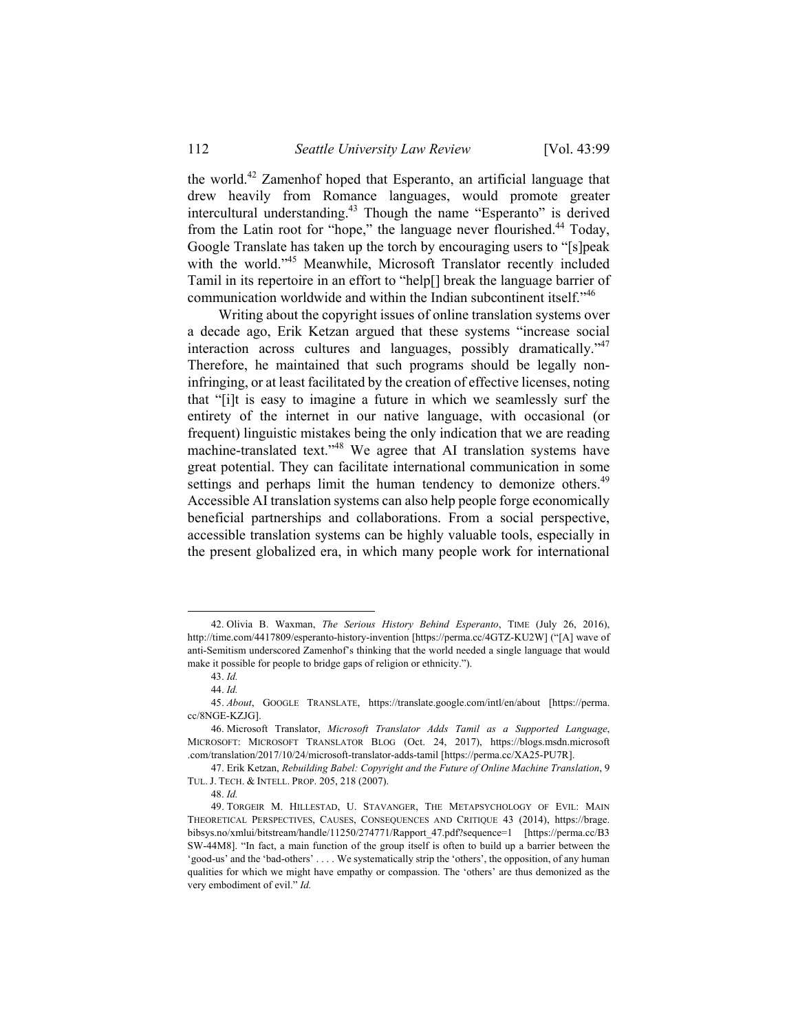the world.[42] Zamenhof hoped that Esperanto, an artificial language that drew heavily from Romance languages, would promote greater intercultural understanding.[43] Though the name "Esperanto" is derived from the Latin root for "hope," the language never flourished.[44] Today, Google Translate has taken up the torch by encouraging users to "[s]peak with the world."[45] Meanwhile, Microsoft Translator recently included Tamil in its repertoire in an effort to "help[] break the language barrier of communication worldwide and within the Indian subcontinent itself."[46]

Writing about the copyright issues of online translation systems over a decade ago, Erik Ketzan argued that these systems "increase social interaction across cultures and languages, possibly dramatically."[47] Therefore, he maintained that such programs should be legally non-infringing, or at least facilitated by the creation of effective licenses, noting that "[i]t is easy to imagine a future in which we seamlessly surf the entirety of the internet in our native language, with occasional (or frequent) linguistic mistakes being the only indication that we are reading machine-translated text."[48] We agree that AI translation systems have great potential. They can facilitate international communication in some settings and perhaps limit the human tendency to demonize others.[49] Accessible AI translation systems can also help people forge economically beneficial partnerships and collaborations. From a social perspective, accessible translation systems can be highly valuable tools, especially in the present globalized era, in which many people work for international

---

42. Olivia B. Waxman, *The Serious History Behind Esperanto*, TIME (July 26, 2016), http://time.com/4417809/esperanto-history-invention [https://perma.cc/4GTZ-KU2W] ("[A] wave of anti-Semitism underscored Zamenhof's thinking that the world needed a single language that would make it possible for people to bridge gaps of religion or ethnicity.").

43. *Id.*

44. *Id.*

45. *About*, GOOGLE TRANSLATE, https://translate.google.com/intl/en/about [https://perma.cc/8NGE-KZJG].

46. Microsoft Translator, *Microsoft Translator Adds Tamil as a Supported Language*, MICROSOFT: MICROSOFT TRANSLATOR BLOG (Oct. 24, 2017), https://blogs.msdn.microsoft.com/translation/2017/10/24/microsoft-translator-adds-tamil [https://perma.cc/XA25-PU7R].

47. Erik Ketzan, *Rebuilding Babel: Copyright and the Future of Online Machine Translation*, 9 TUL. J. TECH. & INTELL. PROP. 205, 218 (2007).

48. *Id.*

49. TORGEIR M. HILLESTAD, U. STAVANGER, THE METAPSYCHOLOGY OF EVIL: MAIN THEORETICAL PERSPECTIVES, CAUSES, CONSEQUENCES AND CRITIQUE 43 (2014), https://brage.bibsys.no/xmlui/bitstream/handle/11250/274771/Rapport_47.pdf?sequence=1 [https://perma.cc/B3SW-44M8]. "In fact, a main function of the group itself is often to build up a barrier between the 'good-us' and the 'bad-others' . . . . We systematically strip the 'others', the opposition, of any human qualities for which we might have empathy or compassion. The 'others' are thus demonized as the very embodiment of evil." *Id.*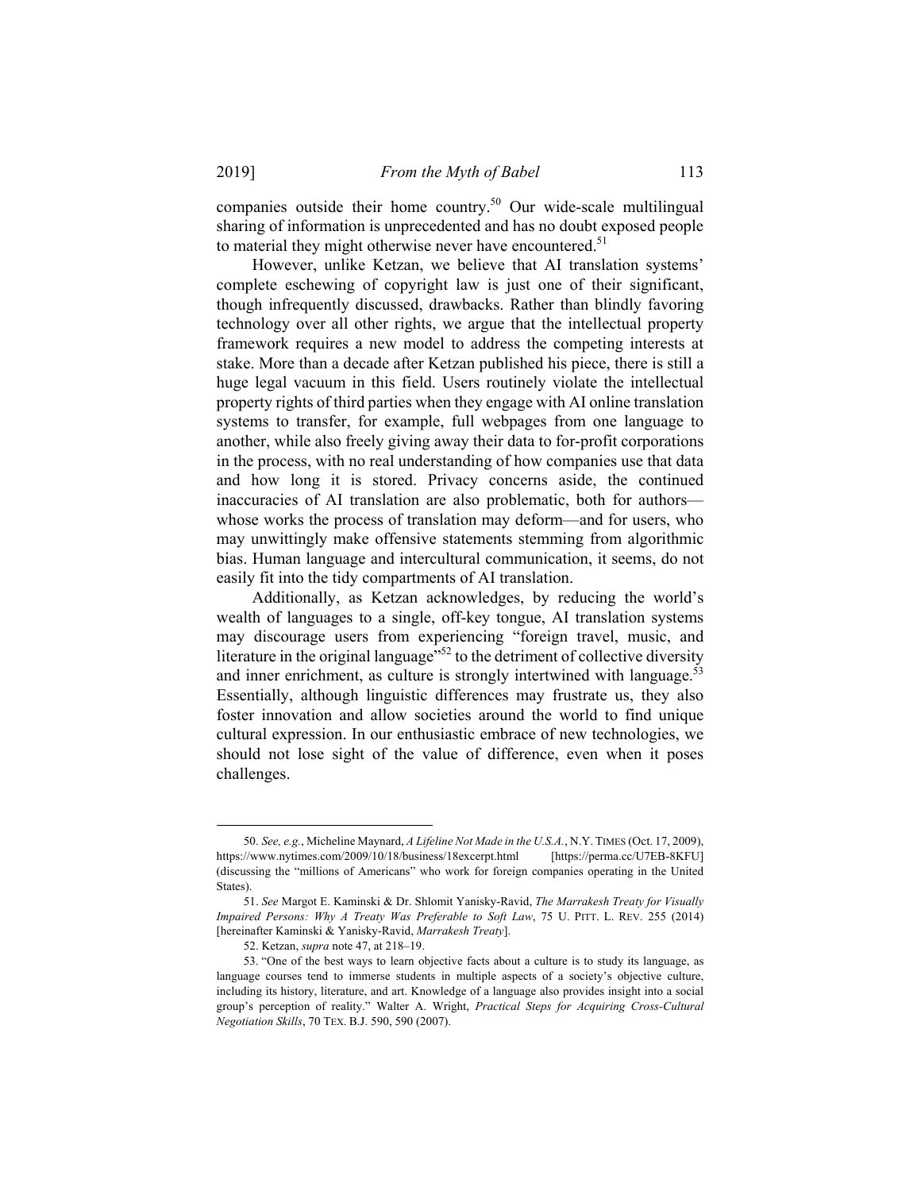companies outside their home country.[50] Our wide-scale multilingual sharing of information is unprecedented and has no doubt exposed people to material they might otherwise never have encountered.[51]

However, unlike Ketzan, we believe that AI translation systems' complete eschewing of copyright law is just one of their significant, though infrequently discussed, drawbacks. Rather than blindly favoring technology over all other rights, we argue that the intellectual property framework requires a new model to address the competing interests at stake. More than a decade after Ketzan published his piece, there is still a huge legal vacuum in this field. Users routinely violate the intellectual property rights of third parties when they engage with AI online translation systems to transfer, for example, full webpages from one language to another, while also freely giving away their data to for-profit corporations in the process, with no real understanding of how companies use that data and how long it is stored. Privacy concerns aside, the continued inaccuracies of AI translation are also problematic, both for authors—whose works the process of translation may deform—and for users, who may unwittingly make offensive statements stemming from algorithmic bias. Human language and intercultural communication, it seems, do not easily fit into the tidy compartments of AI translation.

Additionally, as Ketzan acknowledges, by reducing the world's wealth of languages to a single, off-key tongue, AI translation systems may discourage users from experiencing "foreign travel, music, and literature in the original language"[52] to the detriment of collective diversity and inner enrichment, as culture is strongly intertwined with language.[53] Essentially, although linguistic differences may frustrate us, they also foster innovation and allow societies around the world to find unique cultural expression. In our enthusiastic embrace of new technologies, we should not lose sight of the value of difference, even when it poses challenges.

---

50. *See, e.g.*, Micheline Maynard, *A Lifeline Not Made in the U.S.A.*, N.Y. TIMES (Oct. 17, 2009), https://www.nytimes.com/2009/10/18/business/18excerpt.html [https://perma.cc/U7EB-8KFU] (discussing the "millions of Americans" who work for foreign companies operating in the United States).

51. *See* Margot E. Kaminski & Dr. Shlomit Yanisky-Ravid, *The Marrakesh Treaty for Visually Impaired Persons: Why A Treaty Was Preferable to Soft Law*, 75 U. PITT. L. REV. 255 (2014) [hereinafter Kaminski & Yanisky-Ravid, *Marrakesh Treaty*].

52. Ketzan, *supra* note 47, at 218–19.

53. "One of the best ways to learn objective facts about a culture is to study its language, as language courses tend to immerse students in multiple aspects of a society's objective culture, including its history, literature, and art. Knowledge of a language also provides insight into a social group's perception of reality." Walter A. Wright, *Practical Steps for Acquiring Cross-Cultural Negotiation Skills*, 70 TEX. B.J. 590, 590 (2007).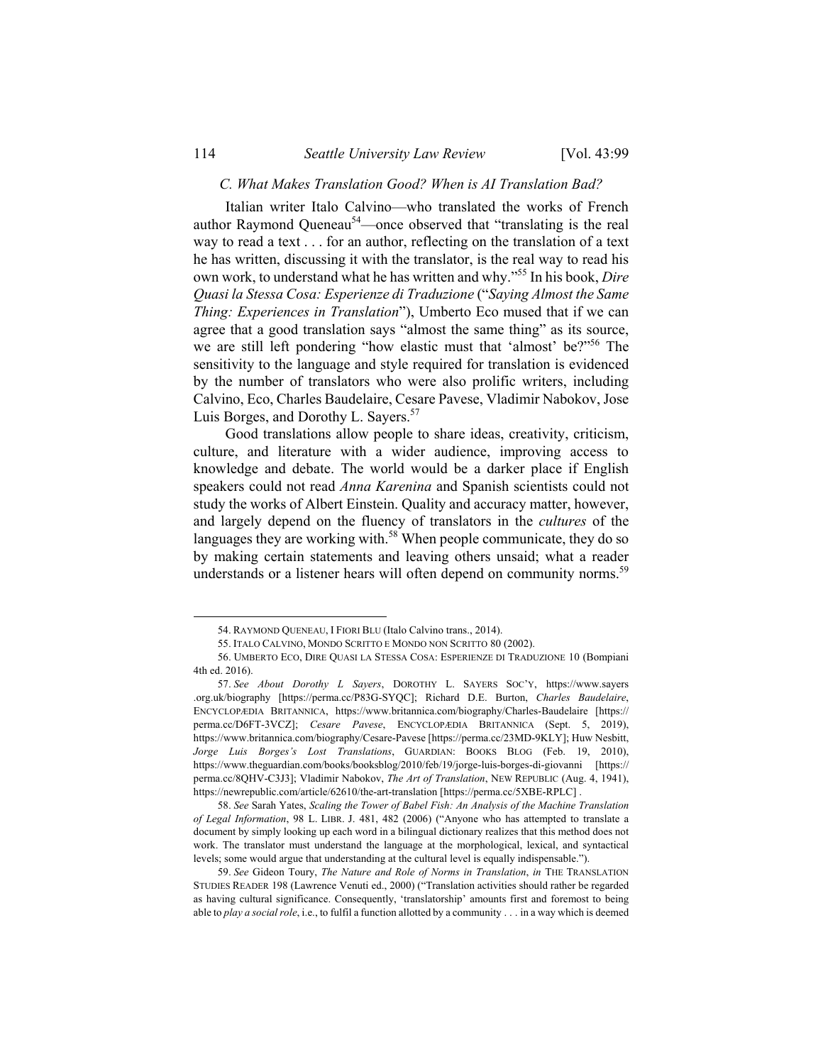### *C. What Makes Translation Good? When is AI Translation Bad?*

Italian writer Italo Calvino—who translated the works of French author Raymond Queneau[54]—once observed that "translating is the real way to read a text . . . for an author, reflecting on the translation of a text he has written, discussing it with the translator, is the real way to read his own work, to understand what he has written and why."[55] In his book, *Dire Quasi la Stessa Cosa: Esperienze di Traduzione* ("*Saying Almost the Same Thing: Experiences in Translation*"), Umberto Eco mused that if we can agree that a good translation says "almost the same thing" as its source, we are still left pondering "how elastic must that 'almost' be?"[56] The sensitivity to the language and style required for translation is evidenced by the number of translators who were also prolific writers, including Calvino, Eco, Charles Baudelaire, Cesare Pavese, Vladimir Nabokov, Jose Luis Borges, and Dorothy L. Sayers.[57]

Good translations allow people to share ideas, creativity, criticism, culture, and literature with a wider audience, improving access to knowledge and debate. The world would be a darker place if English speakers could not read *Anna Karenina* and Spanish scientists could not study the works of Albert Einstein. Quality and accuracy matter, however, and largely depend on the fluency of translators in the *cultures* of the languages they are working with.[58] When people communicate, they do so by making certain statements and leaving others unsaid; what a reader understands or a listener hears will often depend on community norms.[59]

---

54. RAYMOND QUENEAU, I FIORI BLU (Italo Calvino trans., 2014).

55. ITALO CALVINO, MONDO SCRITTO E MONDO NON SCRITTO 80 (2002).

56. UMBERTO ECO, DIRE QUASI LA STESSA COSA: ESPERIENZE DI TRADUZIONE 10 (Bompiani 4th ed. 2016).

57. *See About Dorothy L Sayers*, DOROTHY L. SAYERS SOC'Y, https://www.sayers.org.uk/biography [https://perma.cc/P83G-SYQC]; Richard D.E. Burton, *Charles Baudelaire*, ENCYCLOPÆDIA BRITANNICA, https://www.britannica.com/biography/Charles-Baudelaire [https://perma.cc/D6FT-3VCZ]; *Cesare Pavese*, ENCYCLOPÆDIA BRITANNICA (Sept. 5, 2019), https://www.britannica.com/biography/Cesare-Pavese [https://perma.cc/23MD-9KLY]; Huw Nesbitt, *Jorge Luis Borges's Lost Translations*, GUARDIAN: BOOKS BLOG (Feb. 19, 2010), https://www.theguardian.com/books/booksblog/2010/feb/19/jorge-luis-borges-di-giovanni [https://perma.cc/8QHV-C3J3]; Vladimir Nabokov, *The Art of Translation*, NEW REPUBLIC (Aug. 4, 1941), https://newrepublic.com/article/62610/the-art-translation [https://perma.cc/5XBE-RPLC] .

58. *See* Sarah Yates, *Scaling the Tower of Babel Fish: An Analysis of the Machine Translation of Legal Information*, 98 L. LIBR. J. 481, 482 (2006) ("Anyone who has attempted to translate a document by simply looking up each word in a bilingual dictionary realizes that this method does not work. The translator must understand the language at the morphological, lexical, and syntactical levels; some would argue that understanding at the cultural level is equally indispensable.").

59. *See* Gideon Toury, *The Nature and Role of Norms in Translation*, *in* THE TRANSLATION STUDIES READER 198 (Lawrence Venuti ed., 2000) ("Translation activities should rather be regarded as having cultural significance. Consequently, 'translatorship' amounts first and foremost to being able to *play a social role*, i.e., to fulfil a function allotted by a community . . . in a way which is deemed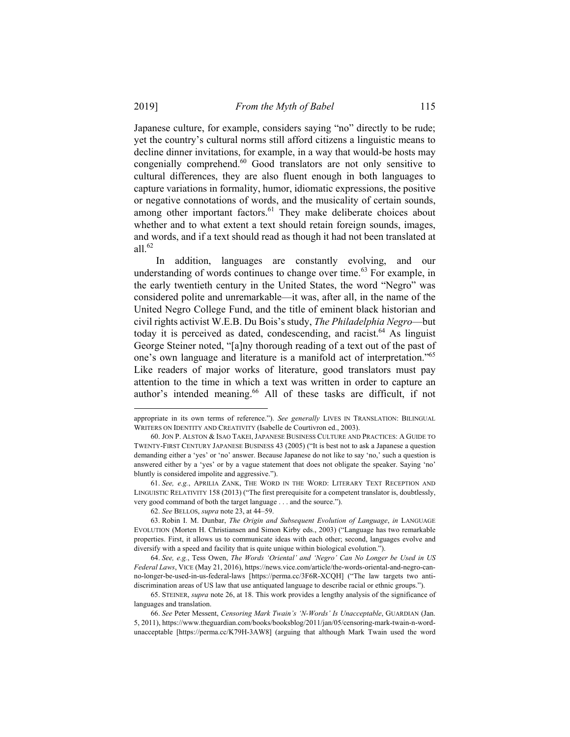Japanese culture, for example, considers saying "no" directly to be rude; yet the country's cultural norms still afford citizens a linguistic means to decline dinner invitations, for example, in a way that would-be hosts may congenially comprehend.[60] Good translators are not only sensitive to cultural differences, they are also fluent enough in both languages to capture variations in formality, humor, idiomatic expressions, the positive or negative connotations of words, and the musicality of certain sounds, among other important factors.[61] They make deliberate choices about whether and to what extent a text should retain foreign sounds, images, and words, and if a text should read as though it had not been translated at all.[62]

In addition, languages are constantly evolving, and our understanding of words continues to change over time.[63] For example, in the early twentieth century in the United States, the word "Negro" was considered polite and unremarkable—it was, after all, in the name of the United Negro College Fund, and the title of eminent black historian and civil rights activist W.E.B. Du Bois's study, *The Philadelphia Negro*—but today it is perceived as dated, condescending, and racist.[64] As linguist George Steiner noted, "[a]ny thorough reading of a text out of the past of one's own language and literature is a manifold act of interpretation."[65] Like readers of major works of literature, good translators must pay attention to the time in which a text was written in order to capture an author's intended meaning.[66] All of these tasks are difficult, if not

---

appropriate in its own terms of reference."). *See generally* LIVES IN TRANSLATION: BILINGUAL WRITERS ON IDENTITY AND CREATIVITY (Isabelle de Courtivron ed., 2003).

60. JON P. ALSTON & ISAO TAKEI, JAPANESE BUSINESS CULTURE AND PRACTICES: A GUIDE TO TWENTY-FIRST CENTURY JAPANESE BUSINESS 43 (2005) ("It is best not to ask a Japanese a question demanding either a 'yes' or 'no' answer. Because Japanese do not like to say 'no,' such a question is answered either by a 'yes' or by a vague statement that does not obligate the speaker. Saying 'no' bluntly is considered impolite and aggressive.").

61. *See, e.g.*, APRILIA ZANK, THE WORD IN THE WORD: LITERARY TEXT RECEPTION AND LINGUISTIC RELATIVITY 158 (2013) ("The first prerequisite for a competent translator is, doubtlessly, very good command of both the target language . . . and the source.").

62. *See* BELLOS, *supra* note 23, at 44–59.

63. Robin I. M. Dunbar, *The Origin and Subsequent Evolution of Language*, *in* LANGUAGE EVOLUTION (Morten H. Christiansen and Simon Kirby eds., 2003) ("Language has two remarkable properties. First, it allows us to communicate ideas with each other; second, languages evolve and diversify with a speed and facility that is quite unique within biological evolution.").

64. *See, e.g.*, Tess Owen, *The Words 'Oriental' and 'Negro' Can No Longer be Used in US Federal Laws*, VICE (May 21, 2016), https://news.vice.com/article/the-words-oriental-and-negro-can-no-longer-be-used-in-us-federal-laws [https://perma.cc/3F6R-XCQH] ("The law targets two anti-discrimination areas of US law that use antiquated language to describe racial or ethnic groups.").

65. STEINER, *supra* note 26, at 18. This work provides a lengthy analysis of the significance of languages and translation.

66. *See* Peter Messent, *Censoring Mark Twain's 'N-Words' Is Unacceptable*, GUARDIAN (Jan. 5, 2011), https://www.theguardian.com/books/booksblog/2011/jan/05/censoring-mark-twain-n-word-unacceptable [https://perma.cc/K79H-3AW8] (arguing that although Mark Twain used the word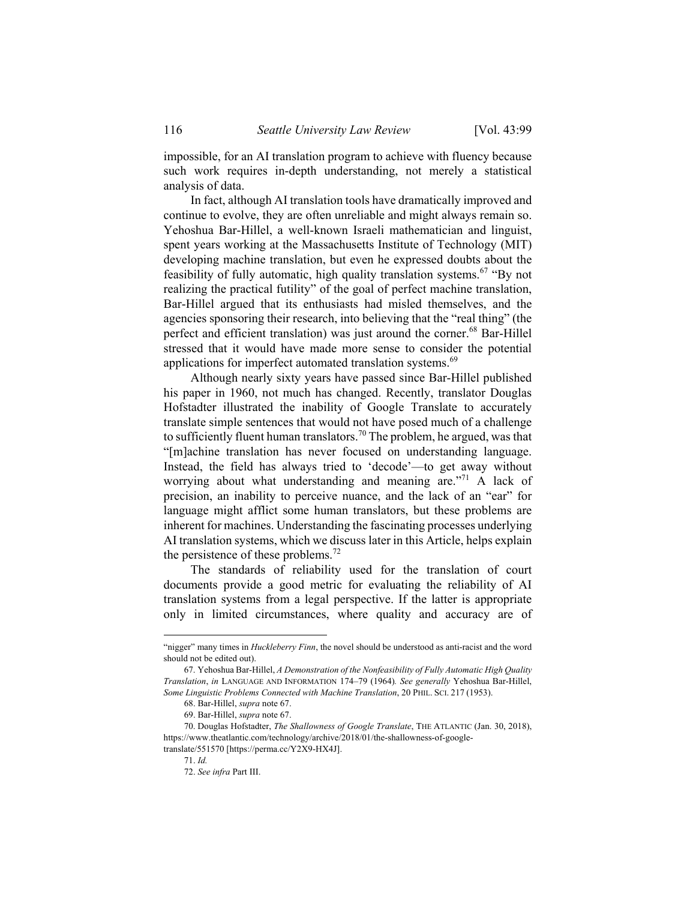impossible, for an AI translation program to achieve with fluency because such work requires in-depth understanding, not merely a statistical analysis of data.

In fact, although AI translation tools have dramatically improved and continue to evolve, they are often unreliable and might always remain so. Yehoshua Bar-Hillel, a well-known Israeli mathematician and linguist, spent years working at the Massachusetts Institute of Technology (MIT) developing machine translation, but even he expressed doubts about the feasibility of fully automatic, high quality translation systems.[67] "By not realizing the practical futility" of the goal of perfect machine translation, Bar-Hillel argued that its enthusiasts had misled themselves, and the agencies sponsoring their research, into believing that the "real thing" (the perfect and efficient translation) was just around the corner.[68] Bar-Hillel stressed that it would have made more sense to consider the potential applications for imperfect automated translation systems.[69]

Although nearly sixty years have passed since Bar-Hillel published his paper in 1960, not much has changed. Recently, translator Douglas Hofstadter illustrated the inability of Google Translate to accurately translate simple sentences that would not have posed much of a challenge to sufficiently fluent human translators.[70] The problem, he argued, was that "[m]achine translation has never focused on understanding language. Instead, the field has always tried to 'decode'—to get away without worrying about what understanding and meaning are."[71] A lack of precision, an inability to perceive nuance, and the lack of an "ear" for language might afflict some human translators, but these problems are inherent for machines. Understanding the fascinating processes underlying AI translation systems, which we discuss later in this Article, helps explain the persistence of these problems.[72]

The standards of reliability used for the translation of court documents provide a good metric for evaluating the reliability of AI translation systems from a legal perspective. If the latter is appropriate only in limited circumstances, where quality and accuracy are of

---

"nigger" many times in *Huckleberry Finn*, the novel should be understood as anti-racist and the word should not be edited out).

67. Yehoshua Bar-Hillel, *A Demonstration of the Nonfeasibility of Fully Automatic High Quality Translation*, *in* LANGUAGE AND INFORMATION 174–79 (1964). *See generally* Yehoshua Bar-Hillel, *Some Linguistic Problems Connected with Machine Translation*, 20 PHIL. SCI. 217 (1953).

68. Bar-Hillel, *supra* note 67.

69. Bar-Hillel, *supra* note 67.

70. Douglas Hofstadter, *The Shallowness of Google Translate*, THE ATLANTIC (Jan. 30, 2018), https://www.theatlantic.com/technology/archive/2018/01/the-shallowness-of-google-translate/551570 [https://perma.cc/Y2X9-HX4J].

71. *Id.*

72. *See infra* Part III.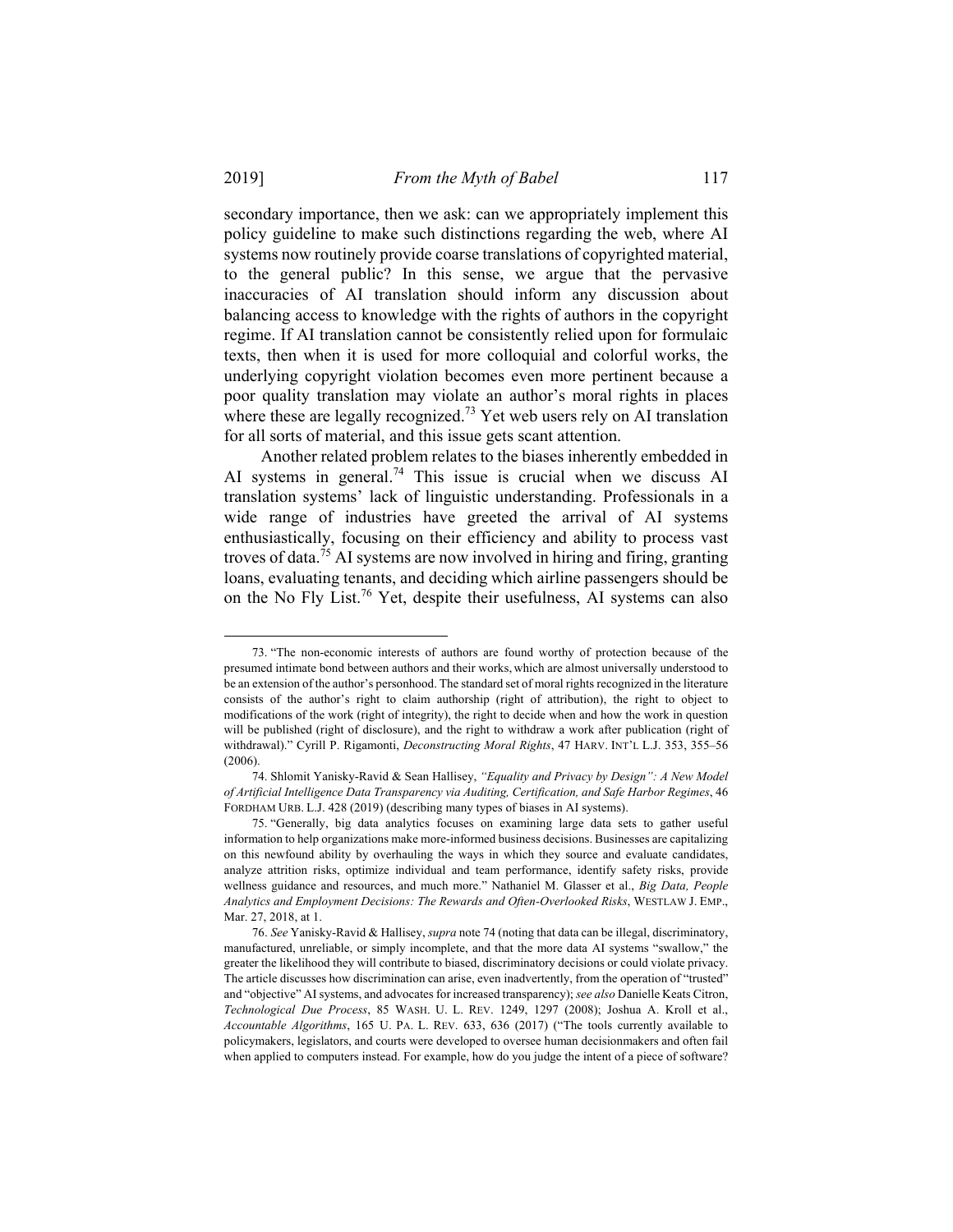secondary importance, then we ask: can we appropriately implement this policy guideline to make such distinctions regarding the web, where AI systems now routinely provide coarse translations of copyrighted material, to the general public? In this sense, we argue that the pervasive inaccuracies of AI translation should inform any discussion about balancing access to knowledge with the rights of authors in the copyright regime. If AI translation cannot be consistently relied upon for formulaic texts, then when it is used for more colloquial and colorful works, the underlying copyright violation becomes even more pertinent because a poor quality translation may violate an author's moral rights in places where these are legally recognized.[73] Yet web users rely on AI translation for all sorts of material, and this issue gets scant attention.

Another related problem relates to the biases inherently embedded in AI systems in general.[74] This issue is crucial when we discuss AI translation systems' lack of linguistic understanding. Professionals in a wide range of industries have greeted the arrival of AI systems enthusiastically, focusing on their efficiency and ability to process vast troves of data.[75] AI systems are now involved in hiring and firing, granting loans, evaluating tenants, and deciding which airline passengers should be on the No Fly List.[76] Yet, despite their usefulness, AI systems can also

---

73. "The non-economic interests of authors are found worthy of protection because of the presumed intimate bond between authors and their works, which are almost universally understood to be an extension of the author's personhood. The standard set of moral rights recognized in the literature consists of the author's right to claim authorship (right of attribution), the right to object to modifications of the work (right of integrity), the right to decide when and how the work in question will be published (right of disclosure), and the right to withdraw a work after publication (right of withdrawal)." Cyrill P. Rigamonti, *Deconstructing Moral Rights*, 47 HARV. INT'L L.J. 353, 355–56 (2006).

74. Shlomit Yanisky-Ravid & Sean Hallisey, *"Equality and Privacy by Design": A New Model of Artificial Intelligence Data Transparency via Auditing, Certification, and Safe Harbor Regimes*, 46 FORDHAM URB. L.J. 428 (2019) (describing many types of biases in AI systems).

75. "Generally, big data analytics focuses on examining large data sets to gather useful information to help organizations make more-informed business decisions. Businesses are capitalizing on this newfound ability by overhauling the ways in which they source and evaluate candidates, analyze attrition risks, optimize individual and team performance, identify safety risks, provide wellness guidance and resources, and much more." Nathaniel M. Glasser et al., *Big Data, People Analytics and Employment Decisions: The Rewards and Often-Overlooked Risks*, WESTLAW J. EMP., Mar. 27, 2018, at 1.

76. *See* Yanisky-Ravid & Hallisey, *supra* note 74 (noting that data can be illegal, discriminatory, manufactured, unreliable, or simply incomplete, and that the more data AI systems "swallow," the greater the likelihood they will contribute to biased, discriminatory decisions or could violate privacy. The article discusses how discrimination can arise, even inadvertently, from the operation of "trusted" and "objective" AI systems, and advocates for increased transparency); *see also* Danielle Keats Citron, *Technological Due Process*, 85 WASH. U. L. REV. 1249, 1297 (2008); Joshua A. Kroll et al., *Accountable Algorithms*, 165 U. PA. L. REV. 633, 636 (2017) ("The tools currently available to policymakers, legislators, and courts were developed to oversee human decisionmakers and often fail when applied to computers instead. For example, how do you judge the intent of a piece of software?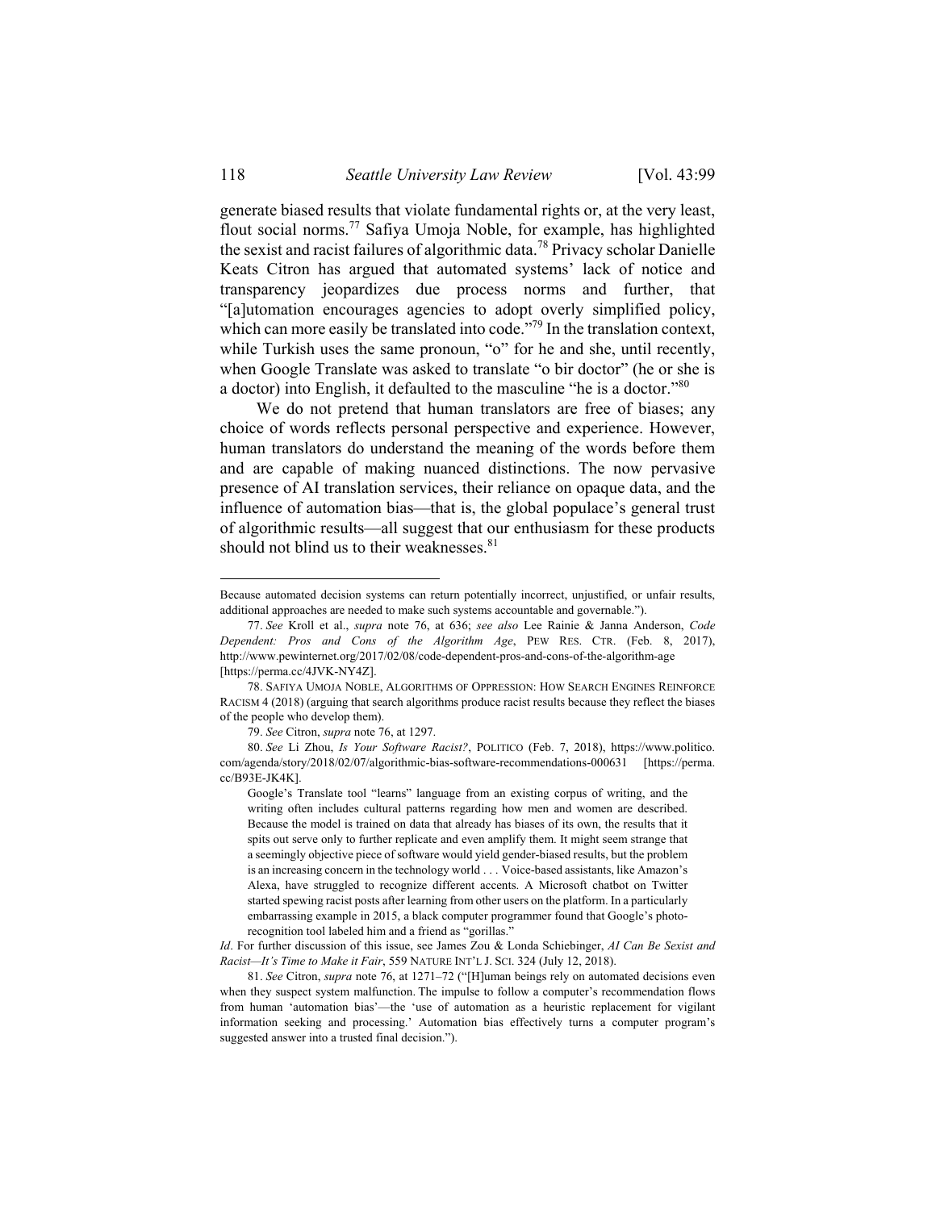generate biased results that violate fundamental rights or, at the very least, flout social norms.[77] Safiya Umoja Noble, for example, has highlighted the sexist and racist failures of algorithmic data.[78] Privacy scholar Danielle Keats Citron has argued that automated systems' lack of notice and transparency jeopardizes due process norms and further, that "[a]utomation encourages agencies to adopt overly simplified policy, which can more easily be translated into code."[79] In the translation context, while Turkish uses the same pronoun, "o" for he and she, until recently, when Google Translate was asked to translate "o bir doctor" (he or she is a doctor) into English, it defaulted to the masculine "he is a doctor."[80]

We do not pretend that human translators are free of biases; any choice of words reflects personal perspective and experience. However, human translators do understand the meaning of the words before them and are capable of making nuanced distinctions. The now pervasive presence of AI translation services, their reliance on opaque data, and the influence of automation bias—that is, the global populace's general trust of algorithmic results—all suggest that our enthusiasm for these products should not blind us to their weaknesses.[81]

---

Because automated decision systems can return potentially incorrect, unjustified, or unfair results, additional approaches are needed to make such systems accountable and governable.").

77. *See* Kroll et al., *supra* note 76, at 636; *see also* Lee Rainie & Janna Anderson, *Code Dependent: Pros and Cons of the Algorithm Age*, PEW RES. CTR. (Feb. 8, 2017), http://www.pewinternet.org/2017/02/08/code-dependent-pros-and-cons-of-the-algorithm-age [https://perma.cc/4JVK-NY4Z].

78. SAFIYA UMOJA NOBLE, ALGORITHMS OF OPPRESSION: HOW SEARCH ENGINES REINFORCE RACISM 4 (2018) (arguing that search algorithms produce racist results because they reflect the biases of the people who develop them).

79. *See* Citron, *supra* note 76, at 1297.

80. *See* Li Zhou, *Is Your Software Racist?*, POLITICO (Feb. 7, 2018), https://www.politico.com/agenda/story/2018/02/07/algorithmic-bias-software-recommendations-000631 [https://perma.cc/B93E-JK4K].

> Google's Translate tool "learns" language from an existing corpus of writing, and the writing often includes cultural patterns regarding how men and women are described. Because the model is trained on data that already has biases of its own, the results that it spits out serve only to further replicate and even amplify them. It might seem strange that a seemingly objective piece of software would yield gender-biased results, but the problem is an increasing concern in the technology world . . . Voice-based assistants, like Amazon's Alexa, have struggled to recognize different accents. A Microsoft chatbot on Twitter started spewing racist posts after learning from other users on the platform. In a particularly embarrassing example in 2015, a black computer programmer found that Google's photo-recognition tool labeled him and a friend as "gorillas."

*Id*. For further discussion of this issue, see James Zou & Londa Schiebinger, *AI Can Be Sexist and Racist—It's Time to Make it Fair*, 559 NATURE INT'L J. SCI. 324 (July 12, 2018).

81. *See* Citron, *supra* note 76, at 1271–72 ("[H]uman beings rely on automated decisions even when they suspect system malfunction. The impulse to follow a computer's recommendation flows from human 'automation bias'—the 'use of automation as a heuristic replacement for vigilant information seeking and processing.' Automation bias effectively turns a computer program's suggested answer into a trusted final decision.").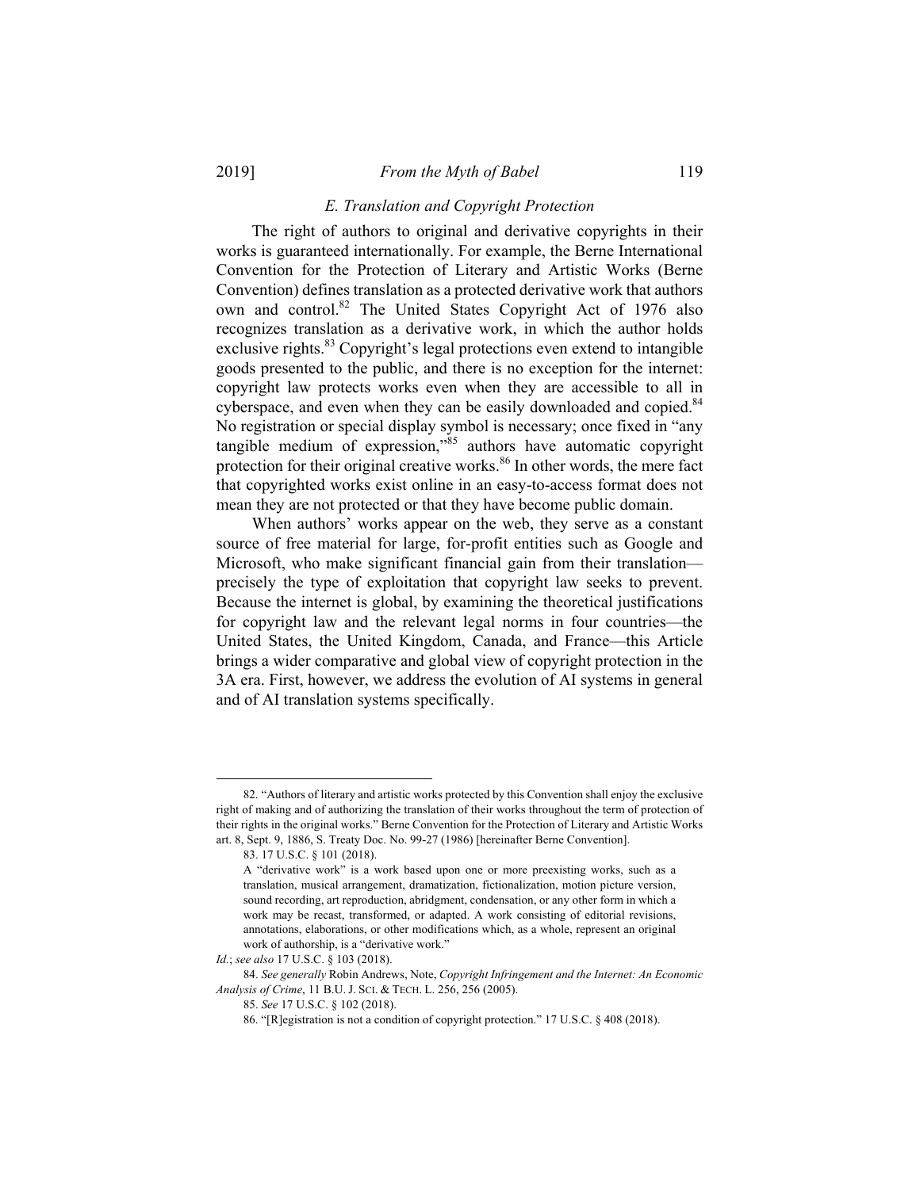### *E. Translation and Copyright Protection*

The right of authors to original and derivative copyrights in their works is guaranteed internationally. For example, the Berne International Convention for the Protection of Literary and Artistic Works (Berne Convention) defines translation as a protected derivative work that authors own and control.[82] The United States Copyright Act of 1976 also recognizes translation as a derivative work, in which the author holds exclusive rights.[83] Copyright's legal protections even extend to intangible goods presented to the public, and there is no exception for the internet: copyright law protects works even when they are accessible to all in cyberspace, and even when they can be easily downloaded and copied.[84] No registration or special display symbol is necessary; once fixed in "any tangible medium of expression,"[85] authors have automatic copyright protection for their original creative works.[86] In other words, the mere fact that copyrighted works exist online in an easy-to-access format does not mean they are not protected or that they have become public domain.

When authors' works appear on the web, they serve as a constant source of free material for large, for-profit entities such as Google and Microsoft, who make significant financial gain from their translation—precisely the type of exploitation that copyright law seeks to prevent. Because the internet is global, by examining the theoretical justifications for copyright law and the relevant legal norms in four countries—the United States, the United Kingdom, Canada, and France—this Article brings a wider comparative and global view of copyright protection in the 3A era. First, however, we address the evolution of AI systems in general and of AI translation systems specifically.

---

82. "Authors of literary and artistic works protected by this Convention shall enjoy the exclusive right of making and of authorizing the translation of their works throughout the term of protection of their rights in the original works." Berne Convention for the Protection of Literary and Artistic Works art. 8, Sept. 9, 1886, S. Treaty Doc. No. 99-27 (1986) [hereinafter Berne Convention].

83. 17 U.S.C. § 101 (2018).

> A "derivative work" is a work based upon one or more preexisting works, such as a translation, musical arrangement, dramatization, fictionalization, motion picture version, sound recording, art reproduction, abridgment, condensation, or any other form in which a work may be recast, transformed, or adapted. A work consisting of editorial revisions, annotations, elaborations, or other modifications which, as a whole, represent an original work of authorship, is a "derivative work."

*Id.*; *see also* 17 U.S.C. § 103 (2018).

84. *See generally* Robin Andrews, Note, *Copyright Infringement and the Internet: An Economic Analysis of Crime*, 11 B.U. J. SCI. & TECH. L. 256, 256 (2005).

85. *See* 17 U.S.C. § 102 (2018).

86. "[R]egistration is not a condition of copyright protection." 17 U.S.C. § 408 (2018).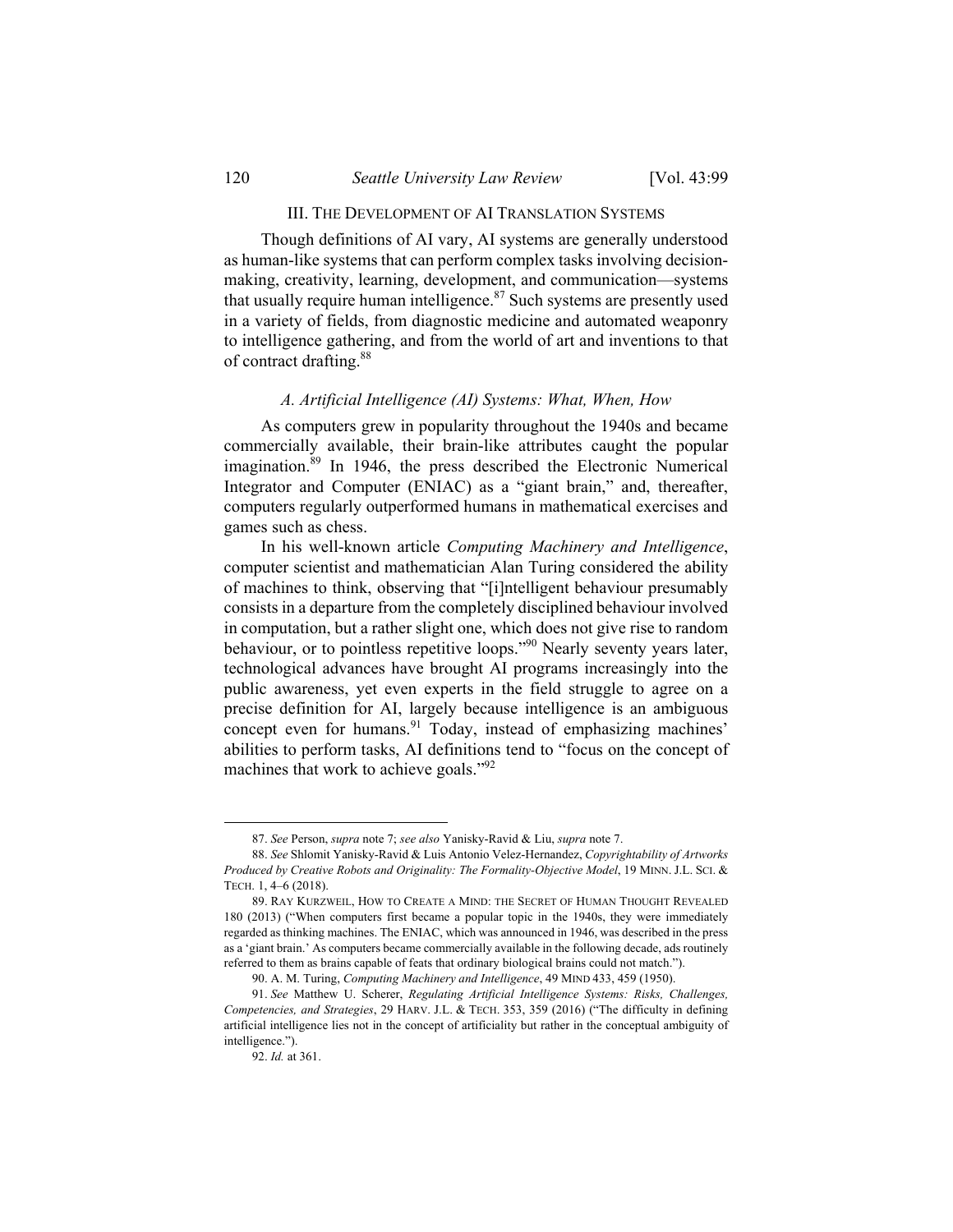## III. THE DEVELOPMENT OF AI TRANSLATION SYSTEMS

Though definitions of AI vary, AI systems are generally understood as human-like systems that can perform complex tasks involving decision-making, creativity, learning, development, and communication—systems that usually require human intelligence.[87] Such systems are presently used in a variety of fields, from diagnostic medicine and automated weaponry to intelligence gathering, and from the world of art and inventions to that of contract drafting.[88]

### *A. Artificial Intelligence (AI) Systems: What, When, How*

As computers grew in popularity throughout the 1940s and became commercially available, their brain-like attributes caught the popular imagination.[89] In 1946, the press described the Electronic Numerical Integrator and Computer (ENIAC) as a "giant brain," and, thereafter, computers regularly outperformed humans in mathematical exercises and games such as chess.

In his well-known article *Computing Machinery and Intelligence*, computer scientist and mathematician Alan Turing considered the ability of machines to think, observing that "[i]ntelligent behaviour presumably consists in a departure from the completely disciplined behaviour involved in computation, but a rather slight one, which does not give rise to random behaviour, or to pointless repetitive loops."[90] Nearly seventy years later, technological advances have brought AI programs increasingly into the public awareness, yet even experts in the field struggle to agree on a precise definition for AI, largely because intelligence is an ambiguous concept even for humans.[91] Today, instead of emphasizing machines' abilities to perform tasks, AI definitions tend to "focus on the concept of machines that work to achieve goals."[92]

---

87. *See* Person, *supra* note 7; *see also* Yanisky-Ravid & Liu, *supra* note 7.

88. *See* Shlomit Yanisky-Ravid & Luis Antonio Velez-Hernandez, *Copyrightability of Artworks Produced by Creative Robots and Originality: The Formality-Objective Model*, 19 MINN. J.L. SCI. & TECH. 1, 4–6 (2018).

89. RAY KURZWEIL, HOW TO CREATE A MIND: THE SECRET OF HUMAN THOUGHT REVEALED 180 (2013) ("When computers first became a popular topic in the 1940s, they were immediately regarded as thinking machines. The ENIAC, which was announced in 1946, was described in the press as a 'giant brain.' As computers became commercially available in the following decade, ads routinely referred to them as brains capable of feats that ordinary biological brains could not match.").

90. A. M. Turing, *Computing Machinery and Intelligence*, 49 MIND 433, 459 (1950).

91. *See* Matthew U. Scherer, *Regulating Artificial Intelligence Systems: Risks, Challenges, Competencies, and Strategies*, 29 HARV. J.L. & TECH. 353, 359 (2016) ("The difficulty in defining artificial intelligence lies not in the concept of artificiality but rather in the conceptual ambiguity of intelligence.").

92. *Id.* at 361.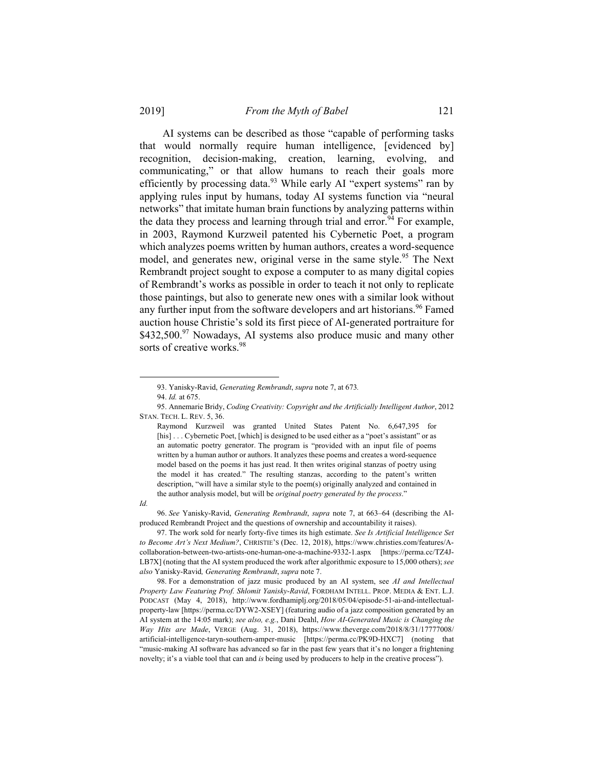AI systems can be described as those "capable of performing tasks that would normally require human intelligence, [evidenced by] recognition, decision-making, creation, learning, evolving, and communicating," or that allow humans to reach their goals more efficiently by processing data.[93] While early AI "expert systems" ran by applying rules input by humans, today AI systems function via "neural networks" that imitate human brain functions by analyzing patterns within the data they process and learning through trial and error.[94] For example, in 2003, Raymond Kurzweil patented his Cybernetic Poet, a program which analyzes poems written by human authors, creates a word-sequence model, and generates new, original verse in the same style.[95] The Next Rembrandt project sought to expose a computer to as many digital copies of Rembrandt's works as possible in order to teach it not only to replicate those paintings, but also to generate new ones with a similar look without any further input from the software developers and art historians.[96] Famed auction house Christie's sold its first piece of AI-generated portraiture for $432,500.[97] Nowadays, AI systems also produce music and many other sorts of creative works.[98]

---

93. Yanisky-Ravid, *Generating Rembrandt*, *supra* note 7, at 673.

94. *Id.* at 675.

95. Annemarie Bridy, *Coding Creativity: Copyright and the Artificially Intelligent Author*, 2012 STAN. TECH. L. REV. 5, 36.

> Raymond Kurzweil was granted United States Patent No. 6,647,395 for [his] . . . Cybernetic Poet, [which] is designed to be used either as a "poet's assistant" or as an automatic poetry generator. The program is "provided with an input file of poems written by a human author or authors. It analyzes these poems and creates a word-sequence model based on the poems it has just read. It then writes original stanzas of poetry using the model it has created." The resulting stanzas, according to the patent's written description, "will have a similar style to the poem(s) originally analyzed and contained in the author analysis model, but will be *original poetry generated by the process*."

*Id.*

96. *See* Yanisky-Ravid, *Generating Rembrandt*, *supra* note 7, at 663–64 (describing the AI-produced Rembrandt Project and the questions of ownership and accountability it raises).

97. The work sold for nearly forty-five times its high estimate. *See Is Artificial Intelligence Set to Become Art's Next Medium?*, CHRISTIE'S (Dec. 12, 2018), https://www.christies.com/features/A-collaboration-between-two-artists-one-human-one-a-machine-9332-1.aspx [https://perma.cc/TZ4J-LB7X] (noting that the AI system produced the work after algorithmic exposure to 15,000 others); *see also* Yanisky-Ravid*, Generating Rembrandt*, *supra* note 7.

98. For a demonstration of jazz music produced by an AI system, see *AI and Intellectual Property Law Featuring Prof. Shlomit Yanisky-Ravid*, FORDHAM INTELL. PROP. MEDIA & ENT. L.J. PODCAST (May 4, 2018), http://www.fordhamiplj.org/2018/05/04/episode-51-ai-and-intellectual-property-law [https://perma.cc/DYW2-XSEY] (featuring audio of a jazz composition generated by an AI system at the 14:05 mark); *see also, e.g.*, Dani Deahl, *How AI-Generated Music is Changing the Way Hits are Made*, VERGE (Aug. 31, 2018), https://www.theverge.com/2018/8/31/17777008/artificial-intelligence-taryn-southern-amper-music [https://perma.cc/PK9D-HXC7] (noting that "music-making AI software has advanced so far in the past few years that it's no longer a frightening novelty; it's a viable tool that can and *is* being used by producers to help in the creative process").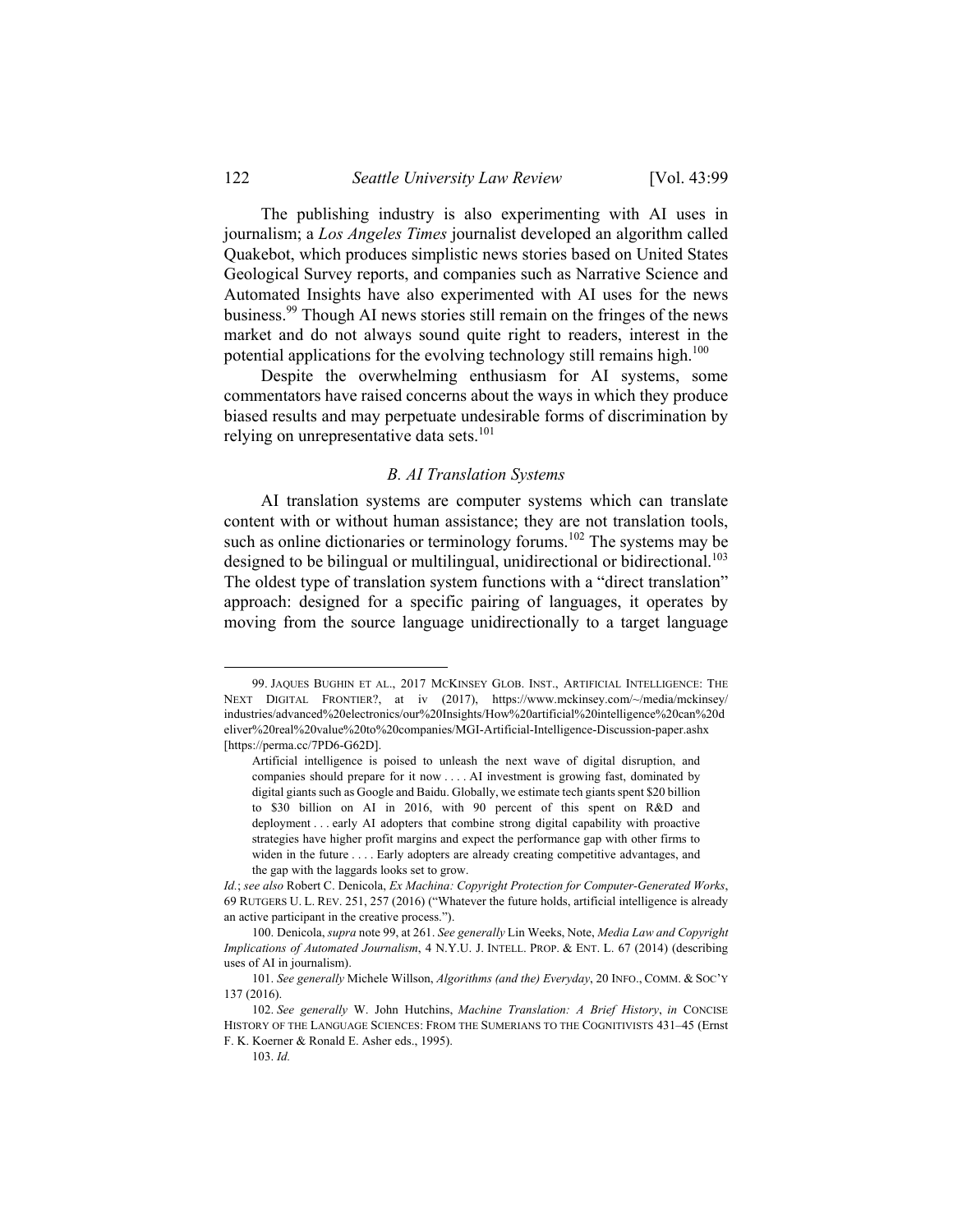The publishing industry is also experimenting with AI uses in journalism; a *Los Angeles Times* journalist developed an algorithm called Quakebot, which produces simplistic news stories based on United States Geological Survey reports, and companies such as Narrative Science and Automated Insights have also experimented with AI uses for the news business.[99] Though AI news stories still remain on the fringes of the news market and do not always sound quite right to readers, interest in the potential applications for the evolving technology still remains high.[100]

Despite the overwhelming enthusiasm for AI systems, some commentators have raised concerns about the ways in which they produce biased results and may perpetuate undesirable forms of discrimination by relying on unrepresentative data sets.[101]

### *B. AI Translation Systems*

AI translation systems are computer systems which can translate content with or without human assistance; they are not translation tools, such as online dictionaries or terminology forums.[102] The systems may be designed to be bilingual or multilingual, unidirectional or bidirectional.[103] The oldest type of translation system functions with a "direct translation" approach: designed for a specific pairing of languages, it operates by moving from the source language unidirectionally to a target language

---

99. JAQUES BUGHIN ET AL., 2017 MCKINSEY GLOB. INST., ARTIFICIAL INTELLIGENCE: THE NEXT DIGITAL FRONTIER?, at iv (2017), https://www.mckinsey.com/~/media/mckinsey/industries/advanced%20electronics/our%20Insights/How%20artificial%20intelligence%20can%20deliver%20real%20value%20to%20companies/MGI-Artificial-Intelligence-Discussion-paper.ashx [https://perma.cc/7PD6-G62D].

> Artificial intelligence is poised to unleash the next wave of digital disruption, and companies should prepare for it now . . . . AI investment is growing fast, dominated by digital giants such as Google and Baidu. Globally, we estimate tech giants spent $20 billion to $30 billion on AI in 2016, with 90 percent of this spent on R&D and deployment . . . early AI adopters that combine strong digital capability with proactive strategies have higher profit margins and expect the performance gap with other firms to widen in the future . . . . Early adopters are already creating competitive advantages, and the gap with the laggards looks set to grow.

*Id.*; *see also* Robert C. Denicola, *Ex Machina: Copyright Protection for Computer-Generated Works*, 69 RUTGERS U. L. REV. 251, 257 (2016) ("Whatever the future holds, artificial intelligence is already an active participant in the creative process.").

100. Denicola, *supra* note 99, at 261. *See generally* Lin Weeks, Note, *Media Law and Copyright Implications of Automated Journalism*, 4 N.Y.U. J. INTELL. PROP. & ENT. L. 67 (2014) (describing uses of AI in journalism).

101. *See generally* Michele Willson, *Algorithms (and the) Everyday*, 20 INFO., COMM. & SOC'Y 137 (2016).

102. *See generally* W. John Hutchins, *Machine Translation: A Brief History*, *in* CONCISE HISTORY OF THE LANGUAGE SCIENCES: FROM THE SUMERIANS TO THE COGNITIVISTS 431–45 (Ernst F. K. Koerner & Ronald E. Asher eds., 1995).

103. *Id.*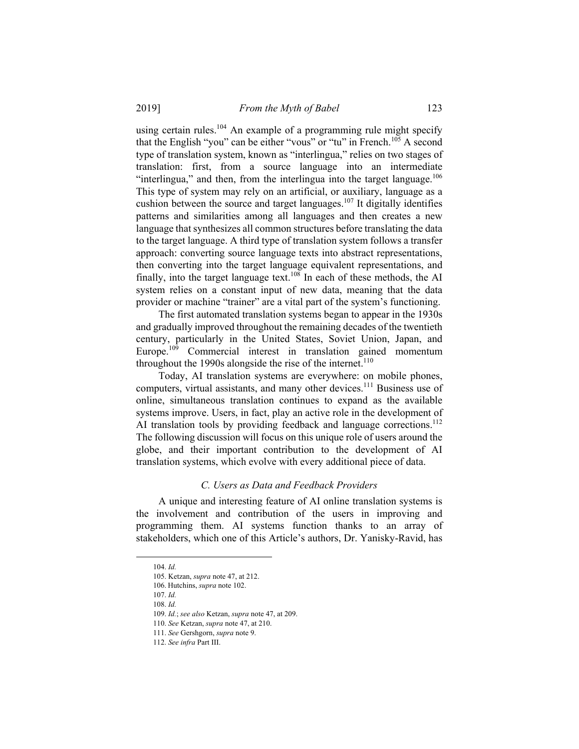using certain rules.[104] An example of a programming rule might specify that the English "you" can be either "vous" or "tu" in French.[105] A second type of translation system, known as "interlingua," relies on two stages of translation: first, from a source language into an intermediate "interlingua," and then, from the interlingua into the target language.[106] This type of system may rely on an artificial, or auxiliary, language as a cushion between the source and target languages.[107] It digitally identifies patterns and similarities among all languages and then creates a new language that synthesizes all common structures before translating the data to the target language. A third type of translation system follows a transfer approach: converting source language texts into abstract representations, then converting into the target language equivalent representations, and finally, into the target language text.[108] In each of these methods, the AI system relies on a constant input of new data, meaning that the data provider or machine "trainer" are a vital part of the system's functioning.

The first automated translation systems began to appear in the 1930s and gradually improved throughout the remaining decades of the twentieth century, particularly in the United States, Soviet Union, Japan, and Europe.[109] Commercial interest in translation gained momentum throughout the 1990s alongside the rise of the internet.[110]

Today, AI translation systems are everywhere: on mobile phones, computers, virtual assistants, and many other devices.[111] Business use of online, simultaneous translation continues to expand as the available systems improve. Users, in fact, play an active role in the development of AI translation tools by providing feedback and language corrections.[112] The following discussion will focus on this unique role of users around the globe, and their important contribution to the development of AI translation systems, which evolve with every additional piece of data.

### *C. Users as Data and Feedback Providers*

A unique and interesting feature of AI online translation systems is the involvement and contribution of the users in improving and programming them. AI systems function thanks to an array of stakeholders, which one of this Article's authors, Dr. Yanisky-Ravid, has

---

104. *Id.*

105. Ketzan, *supra* note 47, at 212.

106. Hutchins, *supra* note 102.

107. *Id.*

108. *Id.*

109. *Id.*; *see also* Ketzan, *supra* note 47, at 209.

110. *See* Ketzan, *supra* note 47, at 210.

111. *See* Gershgorn, *supra* note 9.

112. *See infra* Part III.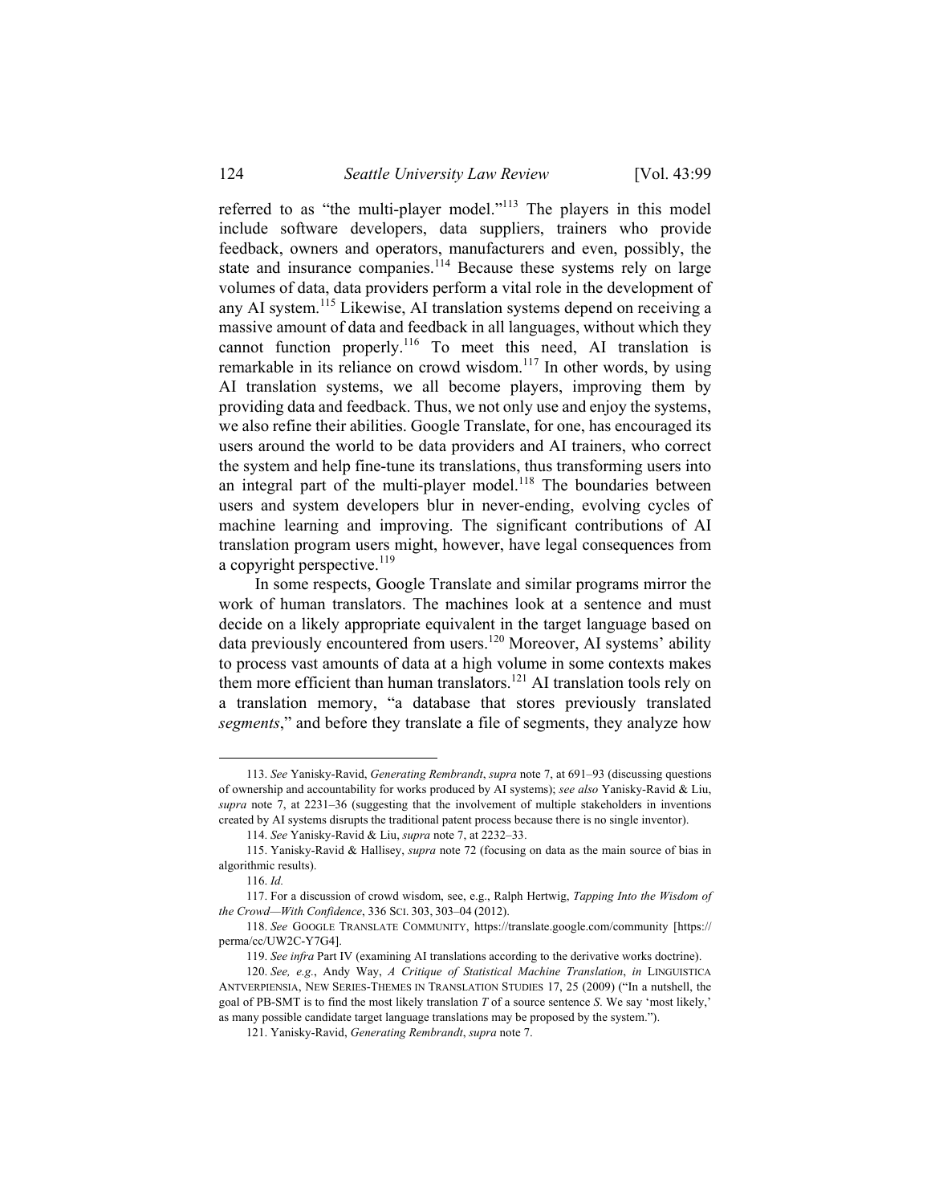referred to as "the multi-player model."[113] The players in this model include software developers, data suppliers, trainers who provide feedback, owners and operators, manufacturers and even, possibly, the state and insurance companies.[114] Because these systems rely on large volumes of data, data providers perform a vital role in the development of any AI system.[115] Likewise, AI translation systems depend on receiving a massive amount of data and feedback in all languages, without which they cannot function properly.[116] To meet this need, AI translation is remarkable in its reliance on crowd wisdom.[117] In other words, by using AI translation systems, we all become players, improving them by providing data and feedback. Thus, we not only use and enjoy the systems, we also refine their abilities. Google Translate, for one, has encouraged its users around the world to be data providers and AI trainers, who correct the system and help fine-tune its translations, thus transforming users into an integral part of the multi-player model.[118] The boundaries between users and system developers blur in never-ending, evolving cycles of machine learning and improving. The significant contributions of AI translation program users might, however, have legal consequences from a copyright perspective.[119]

In some respects, Google Translate and similar programs mirror the work of human translators. The machines look at a sentence and must decide on a likely appropriate equivalent in the target language based on data previously encountered from users.[120] Moreover, AI systems' ability to process vast amounts of data at a high volume in some contexts makes them more efficient than human translators.[121] AI translation tools rely on a translation memory, "a database that stores previously translated *segments*," and before they translate a file of segments, they analyze how

---

113. *See* Yanisky-Ravid, *Generating Rembrandt*, *supra* note 7, at 691–93 (discussing questions of ownership and accountability for works produced by AI systems); *see also* Yanisky-Ravid & Liu, *supra* note 7, at 2231–36 (suggesting that the involvement of multiple stakeholders in inventions created by AI systems disrupts the traditional patent process because there is no single inventor).

114. *See* Yanisky-Ravid & Liu, *supra* note 7, at 2232–33.

115. Yanisky-Ravid & Hallisey, *supra* note 72 (focusing on data as the main source of bias in algorithmic results).

116. *Id.*

117. For a discussion of crowd wisdom, see, e.g., Ralph Hertwig, *Tapping Into the Wisdom of the Crowd—With Confidence*, 336 SCI. 303, 303–04 (2012).

118. *See* GOOGLE TRANSLATE COMMUNITY, https://translate.google.com/community [https://perma/cc/UW2C-Y7G4].

119. *See infra* Part IV (examining AI translations according to the derivative works doctrine).

120. *See, e.g.*, Andy Way, *A Critique of Statistical Machine Translation*, *in* LINGUISTICA ANTVERPIENSIA, NEW SERIES-THEMES IN TRANSLATION STUDIES 17, 25 (2009) ("In a nutshell, the goal of PB-SMT is to find the most likely translation *T* of a source sentence *S*. We say 'most likely,' as many possible candidate target language translations may be proposed by the system.").

121. Yanisky-Ravid, *Generating Rembrandt*, *supra* note 7.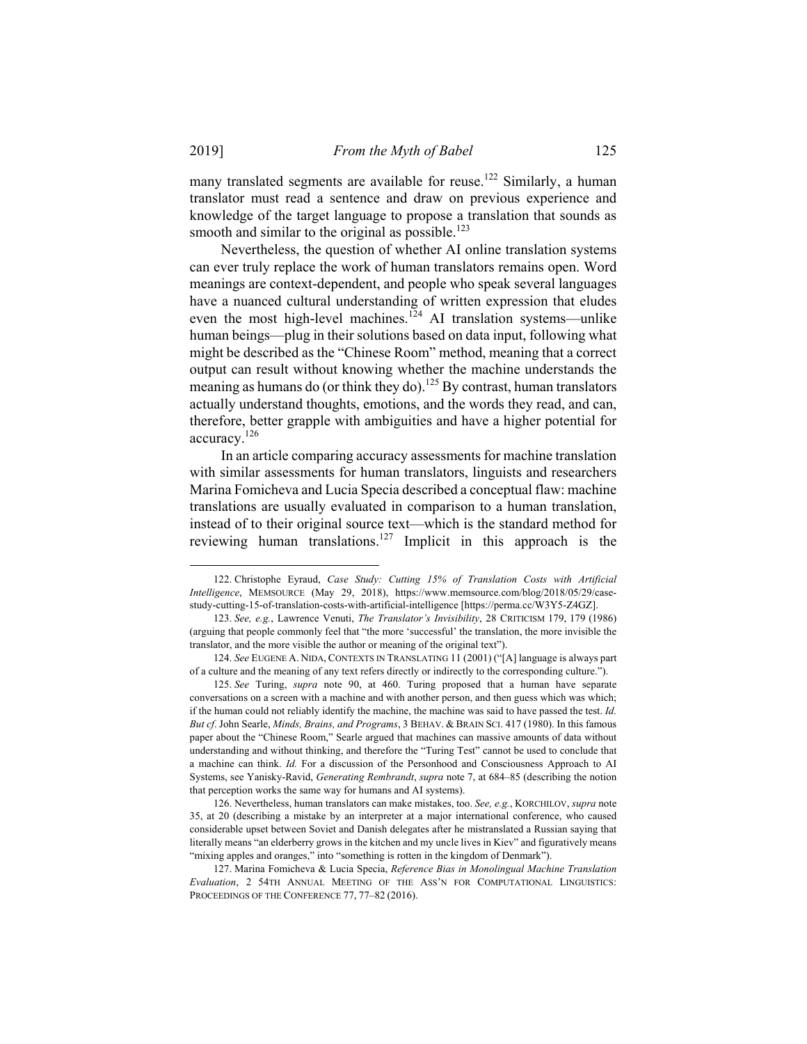many translated segments are available for reuse.[122] Similarly, a human translator must read a sentence and draw on previous experience and knowledge of the target language to propose a translation that sounds as smooth and similar to the original as possible.[123]

Nevertheless, the question of whether AI online translation systems can ever truly replace the work of human translators remains open. Word meanings are context-dependent, and people who speak several languages have a nuanced cultural understanding of written expression that eludes even the most high-level machines.[124] AI translation systems—unlike human beings—plug in their solutions based on data input, following what might be described as the "Chinese Room" method, meaning that a correct output can result without knowing whether the machine understands the meaning as humans do (or think they do).[125] By contrast, human translators actually understand thoughts, emotions, and the words they read, and can, therefore, better grapple with ambiguities and have a higher potential for accuracy.[126]

In an article comparing accuracy assessments for machine translation with similar assessments for human translators, linguists and researchers Marina Fomicheva and Lucia Specia described a conceptual flaw: machine translations are usually evaluated in comparison to a human translation, instead of to their original source text—which is the standard method for reviewing human translations.[127] Implicit in this approach is the

---

122. Christophe Eyraud, *Case Study: Cutting 15% of Translation Costs with Artificial Intelligence*, MEMSOURCE (May 29, 2018), https://www.memsource.com/blog/2018/05/29/case-study-cutting-15-of-translation-costs-with-artificial-intelligence [https://perma.cc/W3Y5-Z4GZ].

123. *See, e.g.*, Lawrence Venuti, *The Translator's Invisibility*, 28 CRITICISM 179, 179 (1986) (arguing that people commonly feel that "the more 'successful' the translation, the more invisible the translator, and the more visible the author or meaning of the original text").

124. *See* EUGENE A. NIDA, CONTEXTS IN TRANSLATING 11 (2001) ("[A] language is always part of a culture and the meaning of any text refers directly or indirectly to the corresponding culture.").

125. *See* Turing, *supra* note 90, at 460. Turing proposed that a human have separate conversations on a screen with a machine and with another person, and then guess which was which; if the human could not reliably identify the machine, the machine was said to have passed the test. *Id. But cf*. John Searle, *Minds, Brains, and Programs*, 3 BEHAV. & BRAIN SCI. 417 (1980). In this famous paper about the "Chinese Room," Searle argued that machines can massive amounts of data without understanding and without thinking, and therefore the "Turing Test" cannot be used to conclude that a machine can think. *Id.* For a discussion of the Personhood and Consciousness Approach to AI Systems, see Yanisky-Ravid, *Generating Rembrandt*, *supra* note 7, at 684–85 (describing the notion that perception works the same way for humans and AI systems).

126. Nevertheless, human translators can make mistakes, too. *See, e.g.*, KORCHILOV, *supra* note 35, at 20 (describing a mistake by an interpreter at a major international conference, who caused considerable upset between Soviet and Danish delegates after he mistranslated a Russian saying that literally means "an elderberry grows in the kitchen and my uncle lives in Kiev" and figuratively means "mixing apples and oranges," into "something is rotten in the kingdom of Denmark").

127. Marina Fomicheva & Lucia Specia, *Reference Bias in Monolingual Machine Translation Evaluation*, 2 54TH ANNUAL MEETING OF THE ASS'N FOR COMPUTATIONAL LINGUISTICS: PROCEEDINGS OF THE CONFERENCE 77, 77–82 (2016).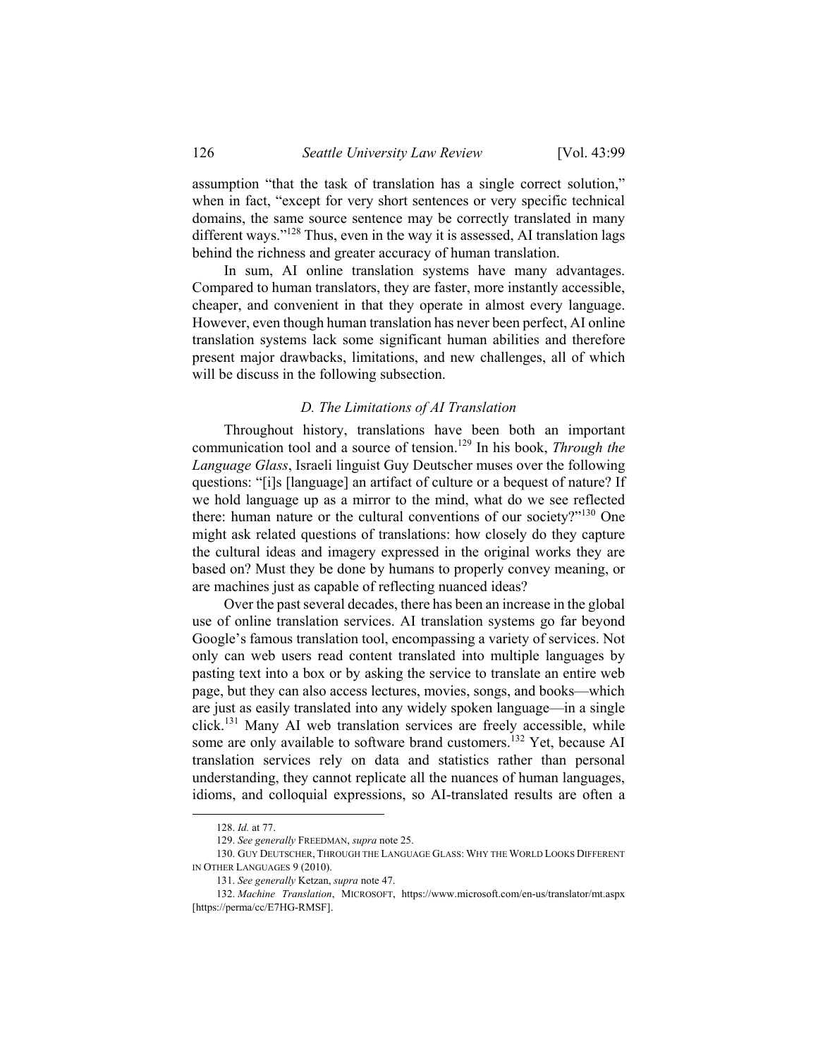assumption "that the task of translation has a single correct solution," when in fact, "except for very short sentences or very specific technical domains, the same source sentence may be correctly translated in many different ways."[128] Thus, even in the way it is assessed, AI translation lags behind the richness and greater accuracy of human translation.

In sum, AI online translation systems have many advantages. Compared to human translators, they are faster, more instantly accessible, cheaper, and convenient in that they operate in almost every language. However, even though human translation has never been perfect, AI online translation systems lack some significant human abilities and therefore present major drawbacks, limitations, and new challenges, all of which will be discuss in the following subsection.

### *D. The Limitations of AI Translation*

Throughout history, translations have been both an important communication tool and a source of tension.[129] In his book, *Through the Language Glass*, Israeli linguist Guy Deutscher muses over the following questions: "[i]s [language] an artifact of culture or a bequest of nature? If we hold language up as a mirror to the mind, what do we see reflected there: human nature or the cultural conventions of our society?"[130] One might ask related questions of translations: how closely do they capture the cultural ideas and imagery expressed in the original works they are based on? Must they be done by humans to properly convey meaning, or are machines just as capable of reflecting nuanced ideas?

Over the past several decades, there has been an increase in the global use of online translation services. AI translation systems go far beyond Google's famous translation tool, encompassing a variety of services. Not only can web users read content translated into multiple languages by pasting text into a box or by asking the service to translate an entire web page, but they can also access lectures, movies, songs, and books—which are just as easily translated into any widely spoken language—in a single click.[131] Many AI web translation services are freely accessible, while some are only available to software brand customers.[132] Yet, because AI translation services rely on data and statistics rather than personal understanding, they cannot replicate all the nuances of human languages, idioms, and colloquial expressions, so AI-translated results are often a

---

128. *Id.* at 77.

129. *See generally* FREEDMAN, *supra* note 25.

130. GUY DEUTSCHER, THROUGH THE LANGUAGE GLASS: WHY THE WORLD LOOKS DIFFERENT IN OTHER LANGUAGES 9 (2010).

131. *See generally* Ketzan, *supra* note 47.

132. *Machine Translation*, MICROSOFT, https://www.microsoft.com/en-us/translator/mt.aspx [https://perma/cc/E7HG-RMSF].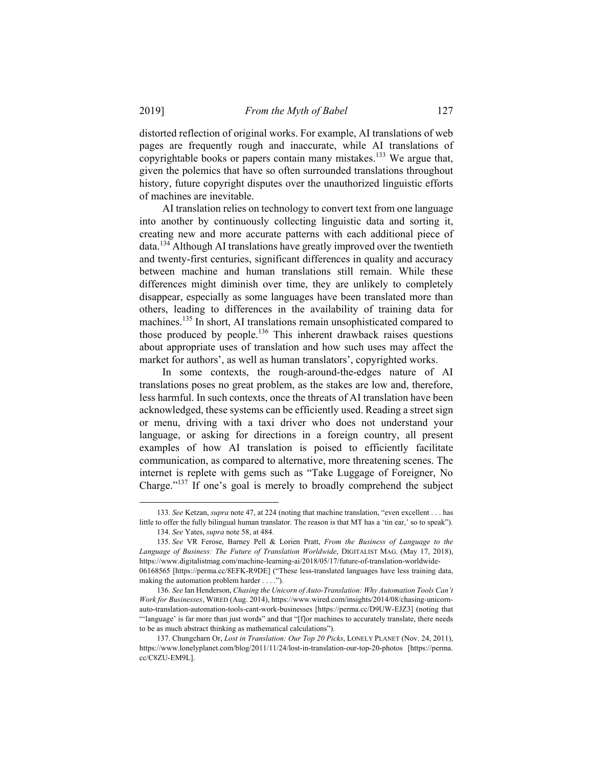distorted reflection of original works. For example, AI translations of web pages are frequently rough and inaccurate, while AI translations of copyrightable books or papers contain many mistakes.[133] We argue that, given the polemics that have so often surrounded translations throughout history, future copyright disputes over the unauthorized linguistic efforts of machines are inevitable.

AI translation relies on technology to convert text from one language into another by continuously collecting linguistic data and sorting it, creating new and more accurate patterns with each additional piece of data.[134] Although AI translations have greatly improved over the twentieth and twenty-first centuries, significant differences in quality and accuracy between machine and human translations still remain. While these differences might diminish over time, they are unlikely to completely disappear, especially as some languages have been translated more than others, leading to differences in the availability of training data for machines.[135] In short, AI translations remain unsophisticated compared to those produced by people.[136] This inherent drawback raises questions about appropriate uses of translation and how such uses may affect the market for authors', as well as human translators', copyrighted works.

In some contexts, the rough-around-the-edges nature of AI translations poses no great problem, as the stakes are low and, therefore, less harmful. In such contexts, once the threats of AI translation have been acknowledged, these systems can be efficiently used. Reading a street sign or menu, driving with a taxi driver who does not understand your language, or asking for directions in a foreign country, all present examples of how AI translation is poised to efficiently facilitate communication, as compared to alternative, more threatening scenes. The internet is replete with gems such as "Take Luggage of Foreigner, No Charge."[137] If one's goal is merely to broadly comprehend the subject

---

133. *See* Ketzan, *supra* note 47, at 224 (noting that machine translation, "even excellent . . . has little to offer the fully bilingual human translator. The reason is that MT has a 'tin ear,' so to speak").

134. *See* Yates, *supra* note 58, at 484.

135. *See* VR Ferose, Barney Pell & Lorien Pratt, *From the Business of Language to the Language of Business: The Future of Translation Worldwide*, DIGITALIST MAG. (May 17, 2018), https://www.digitalistmag.com/machine-learning-ai/2018/05/17/future-of-translation-worldwide-06168565 [https://perma.cc/8EFK-R9DE] ("These less-translated languages have less training data, making the automation problem harder . . . .").

136. *See* Ian Henderson, *Chasing the Unicorn of Auto-Translation: Why Automation Tools Can't Work for Businesses*, WIRED (Aug. 2014), https://www.wired.com/insights/2014/08/chasing-unicorn-auto-translation-automation-tools-cant-work-businesses [https://perma.cc/D9UW-EJZ3] (noting that "'language' is far more than just words" and that "[f]or machines to accurately translate, there needs to be as much abstract thinking as mathematical calculations").

137. Chungcharn Or, *Lost in Translation: Our Top 20 Picks*, LONELY PLANET (Nov. 24, 2011), https://www.lonelyplanet.com/blog/2011/11/24/lost-in-translation-our-top-20-photos [https://perma.cc/C8ZU-EM9L].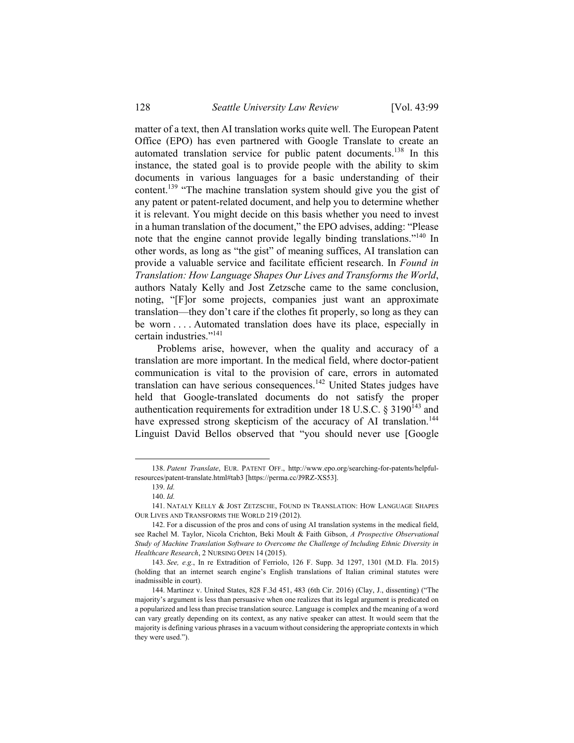matter of a text, then AI translation works quite well. The European Patent Office (EPO) has even partnered with Google Translate to create an automated translation service for public patent documents.[138] In this instance, the stated goal is to provide people with the ability to skim documents in various languages for a basic understanding of their content.[139] "The machine translation system should give you the gist of any patent or patent-related document, and help you to determine whether it is relevant. You might decide on this basis whether you need to invest in a human translation of the document," the EPO advises, adding: "Please note that the engine cannot provide legally binding translations."[140] In other words, as long as "the gist" of meaning suffices, AI translation can provide a valuable service and facilitate efficient research. In *Found in Translation: How Language Shapes Our Lives and Transforms the World*, authors Nataly Kelly and Jost Zetzsche came to the same conclusion, noting, "[F]or some projects, companies just want an approximate translation—they don't care if the clothes fit properly, so long as they can be worn . . . . Automated translation does have its place, especially in certain industries."[141]

Problems arise, however, when the quality and accuracy of a translation are more important. In the medical field, where doctor-patient communication is vital to the provision of care, errors in automated translation can have serious consequences.[142] United States judges have held that Google-translated documents do not satisfy the proper authentication requirements for extradition under 18 U.S.C. § 3190[143] and have expressed strong skepticism of the accuracy of AI translation.[144] Linguist David Bellos observed that "you should never use [Google

---

138. *Patent Translate*, EUR. PATENT OFF., http://www.epo.org/searching-for-patents/helpful-resources/patent-translate.html#tab3 [https://perma.cc/J9RZ-XS53].

139. *Id.*

140. *Id.*

141. NATALY KELLY & JOST ZETZSCHE, FOUND IN TRANSLATION: HOW LANGUAGE SHAPES OUR LIVES AND TRANSFORMS THE WORLD 219 (2012).

142. For a discussion of the pros and cons of using AI translation systems in the medical field, see Rachel M. Taylor, Nicola Crichton, Beki Moult & Faith Gibson, *A Prospective Observational Study of Machine Translation Software to Overcome the Challenge of Including Ethnic Diversity in Healthcare Research*, 2 NURSING OPEN 14 (2015).

143. *See, e.g.*, In re Extradition of Ferriolo, 126 F. Supp. 3d 1297, 1301 (M.D. Fla. 2015) (holding that an internet search engine's English translations of Italian criminal statutes were inadmissible in court).

144. Martinez v. United States, 828 F.3d 451, 483 (6th Cir. 2016) (Clay, J., dissenting) ("The majority's argument is less than persuasive when one realizes that its legal argument is predicated on a popularized and less than precise translation source. Language is complex and the meaning of a word can vary greatly depending on its context, as any native speaker can attest. It would seem that the majority is defining various phrases in a vacuum without considering the appropriate contexts in which they were used.").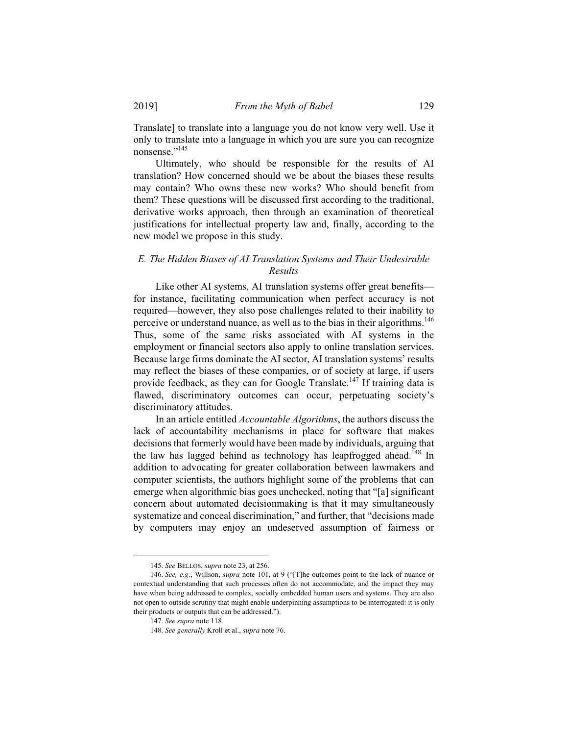Translate] to translate into a language you do not know very well. Use it only to translate into a language in which you are sure you can recognize nonsense."[145]

Ultimately, who should be responsible for the results of AI translation? How concerned should we be about the biases these results may contain? Who owns these new works? Who should benefit from them? These questions will be discussed first according to the traditional, derivative works approach, then through an examination of theoretical justifications for intellectual property law and, finally, according to the new model we propose in this study.

### *E. The Hidden Biases of AI Translation Systems and Their Undesirable Results*

Like other AI systems, AI translation systems offer great benefits—for instance, facilitating communication when perfect accuracy is not required—however, they also pose challenges related to their inability to perceive or understand nuance, as well as to the bias in their algorithms.[146] Thus, some of the same risks associated with AI systems in the employment or financial sectors also apply to online translation services. Because large firms dominate the AI sector, AI translation systems' results may reflect the biases of these companies, or of society at large, if users provide feedback, as they can for Google Translate.[147] If training data is flawed, discriminatory outcomes can occur, perpetuating society's discriminatory attitudes.

In an article entitled *Accountable Algorithms*, the authors discuss the lack of accountability mechanisms in place for software that makes decisions that formerly would have been made by individuals, arguing that the law has lagged behind as technology has leapfrogged ahead.[148] In addition to advocating for greater collaboration between lawmakers and computer scientists, the authors highlight some of the problems that can emerge when algorithmic bias goes unchecked, noting that "[a] significant concern about automated decisionmaking is that it may simultaneously systematize and conceal discrimination," and further, that "decisions made by computers may enjoy an undeserved assumption of fairness or

---

145. *See* BELLOS, *supra* note 23, at 256.

146. *See, e.g.*, Willson, *supra* note 101, at 9 ("[T]he outcomes point to the lack of nuance or contextual understanding that such processes often do not accommodate, and the impact they may have when being addressed to complex, socially embedded human users and systems. They are also not open to outside scrutiny that might enable underpinning assumptions to be interrogated: it is only their products or outputs that can be addressed.").

147. *See supra* note 118.

148. *See generally* Kroll et al., *supra* note 76.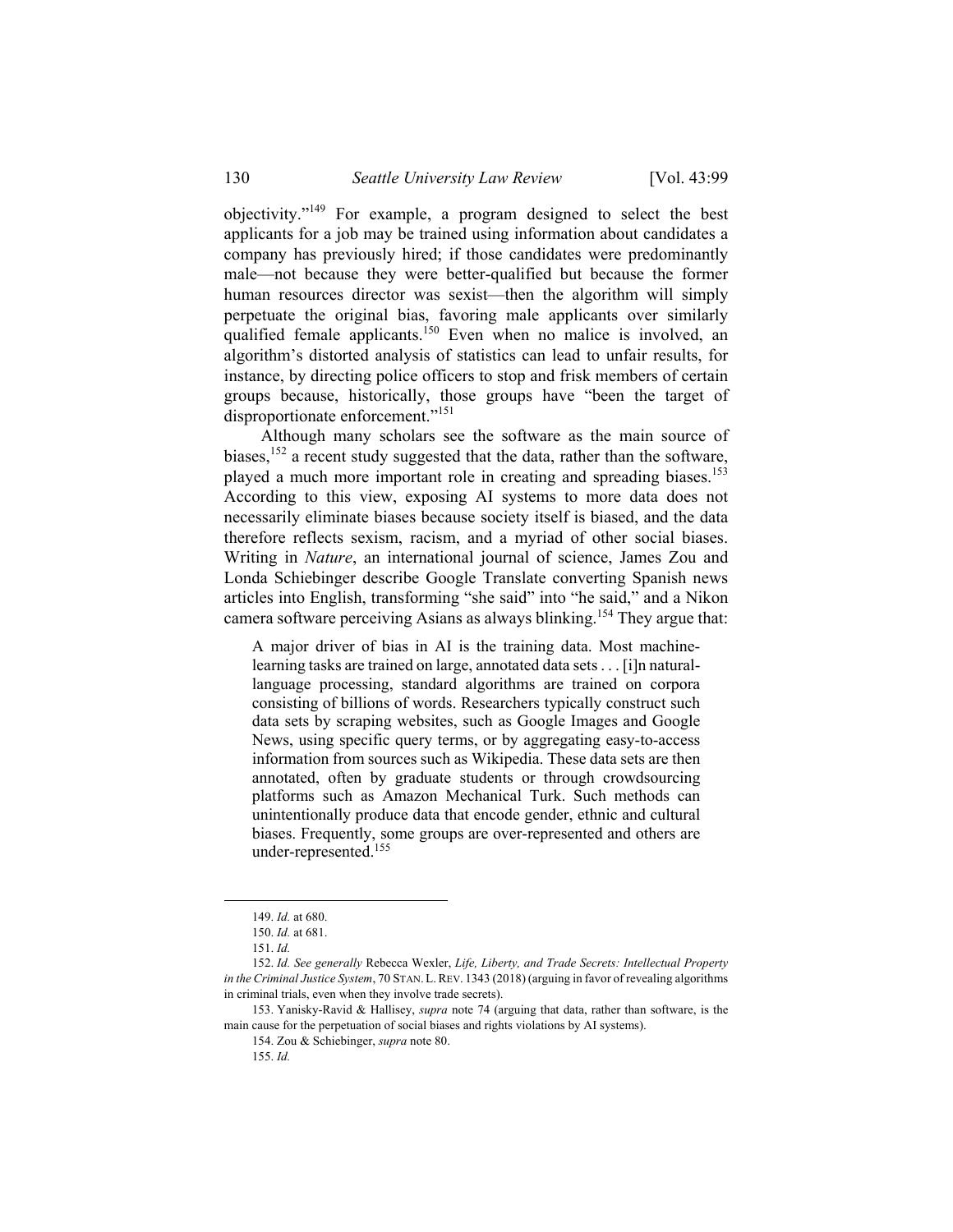objectivity."[149] For example, a program designed to select the best applicants for a job may be trained using information about candidates a company has previously hired; if those candidates were predominantly male—not because they were better-qualified but because the former human resources director was sexist—then the algorithm will simply perpetuate the original bias, favoring male applicants over similarly qualified female applicants.[150] Even when no malice is involved, an algorithm's distorted analysis of statistics can lead to unfair results, for instance, by directing police officers to stop and frisk members of certain groups because, historically, those groups have "been the target of disproportionate enforcement."[151]

Although many scholars see the software as the main source of biases,[152] a recent study suggested that the data, rather than the software, played a much more important role in creating and spreading biases.[153] According to this view, exposing AI systems to more data does not necessarily eliminate biases because society itself is biased, and the data therefore reflects sexism, racism, and a myriad of other social biases. Writing in *Nature*, an international journal of science, James Zou and Londa Schiebinger describe Google Translate converting Spanish news articles into English, transforming "she said" into "he said," and a Nikon camera software perceiving Asians as always blinking.[154] They argue that:

> A major driver of bias in AI is the training data. Most machine-learning tasks are trained on large, annotated data sets . . . [i]n natural-language processing, standard algorithms are trained on corpora consisting of billions of words. Researchers typically construct such data sets by scraping websites, such as Google Images and Google News, using specific query terms, or by aggregating easy-to-access information from sources such as Wikipedia. These data sets are then annotated, often by graduate students or through crowdsourcing platforms such as Amazon Mechanical Turk. Such methods can unintentionally produce data that encode gender, ethnic and cultural biases. Frequently, some groups are over-represented and others are under-represented.[155]

---

149. *Id.* at 680.

150. *Id.* at 681.

151. *Id.*

152. *Id. See generally* Rebecca Wexler, *Life, Liberty, and Trade Secrets: Intellectual Property in the Criminal Justice System*, 70 STAN. L. REV. 1343 (2018) (arguing in favor of revealing algorithms in criminal trials, even when they involve trade secrets).

153. Yanisky-Ravid & Hallisey, *supra* note 74 (arguing that data, rather than software, is the main cause for the perpetuation of social biases and rights violations by AI systems).

154. Zou & Schiebinger, *supra* note 80.

155. *Id.*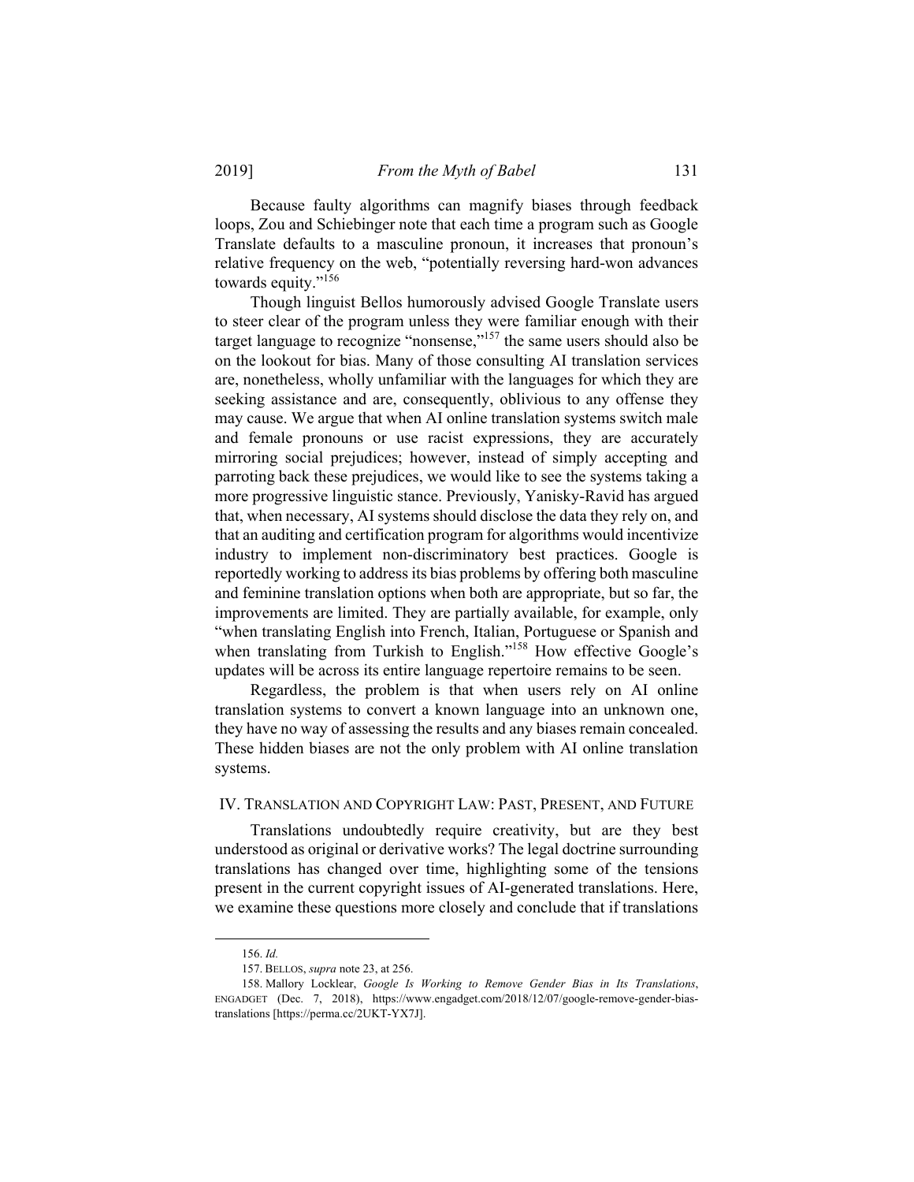Because faulty algorithms can magnify biases through feedback loops, Zou and Schiebinger note that each time a program such as Google Translate defaults to a masculine pronoun, it increases that pronoun's relative frequency on the web, "potentially reversing hard-won advances towards equity."[156]

Though linguist Bellos humorously advised Google Translate users to steer clear of the program unless they were familiar enough with their target language to recognize "nonsense,"[157] the same users should also be on the lookout for bias. Many of those consulting AI translation services are, nonetheless, wholly unfamiliar with the languages for which they are seeking assistance and are, consequently, oblivious to any offense they may cause. We argue that when AI online translation systems switch male and female pronouns or use racist expressions, they are accurately mirroring social prejudices; however, instead of simply accepting and parroting back these prejudices, we would like to see the systems taking a more progressive linguistic stance. Previously, Yanisky-Ravid has argued that, when necessary, AI systems should disclose the data they rely on, and that an auditing and certification program for algorithms would incentivize industry to implement non-discriminatory best practices. Google is reportedly working to address its bias problems by offering both masculine and feminine translation options when both are appropriate, but so far, the improvements are limited. They are partially available, for example, only "when translating English into French, Italian, Portuguese or Spanish and when translating from Turkish to English."[158] How effective Google's updates will be across its entire language repertoire remains to be seen.

Regardless, the problem is that when users rely on AI online translation systems to convert a known language into an unknown one, they have no way of assessing the results and any biases remain concealed. These hidden biases are not the only problem with AI online translation systems.

## IV. Translation and Copyright Law: Past, Present, and Future

Translations undoubtedly require creativity, but are they best understood as original or derivative works? The legal doctrine surrounding translations has changed over time, highlighting some of the tensions present in the current copyright issues of AI-generated translations. Here, we examine these questions more closely and conclude that if translations

156. *Id.*

157. Bellos, *supra* note 23, at 256.

158. Mallory Locklear, *Google Is Working to Remove Gender Bias in Its Translations*, Engadget (Dec. 7, 2018), https://www.engadget.com/2018/12/07/google-remove-gender-bias-translations [https://perma.cc/2UKT-YX7J].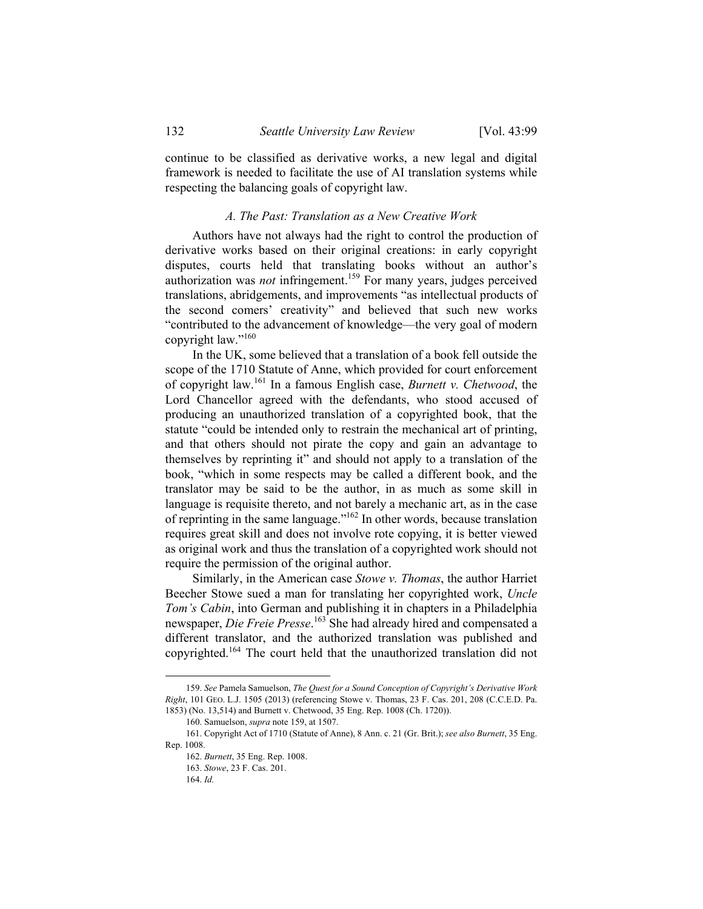continue to be classified as derivative works, a new legal and digital framework is needed to facilitate the use of AI translation systems while respecting the balancing goals of copyright law.

### *A. The Past: Translation as a New Creative Work*

Authors have not always had the right to control the production of derivative works based on their original creations: in early copyright disputes, courts held that translating books without an author's authorization was *not* infringement.[159] For many years, judges perceived translations, abridgements, and improvements "as intellectual products of the second comers' creativity" and believed that such new works "contributed to the advancement of knowledge—the very goal of modern copyright law."[160]

In the UK, some believed that a translation of a book fell outside the scope of the 1710 Statute of Anne, which provided for court enforcement of copyright law.[161] In a famous English case, *Burnett v. Chetwood*, the Lord Chancellor agreed with the defendants, who stood accused of producing an unauthorized translation of a copyrighted book, that the statute "could be intended only to restrain the mechanical art of printing, and that others should not pirate the copy and gain an advantage to themselves by reprinting it" and should not apply to a translation of the book, "which in some respects may be called a different book, and the translator may be said to be the author, in as much as some skill in language is requisite thereto, and not barely a mechanic art, as in the case of reprinting in the same language."[162] In other words, because translation requires great skill and does not involve rote copying, it is better viewed as original work and thus the translation of a copyrighted work should not require the permission of the original author.

Similarly, in the American case *Stowe v. Thomas*, the author Harriet Beecher Stowe sued a man for translating her copyrighted work, *Uncle Tom's Cabin*, into German and publishing it in chapters in a Philadelphia newspaper, *Die Freie Presse*.[163] She had already hired and compensated a different translator, and the authorized translation was published and copyrighted.[164] The court held that the unauthorized translation did not

---

159. *See* Pamela Samuelson, *The Quest for a Sound Conception of Copyright's Derivative Work Right*, 101 GEO. L.J. 1505 (2013) (referencing Stowe v. Thomas, 23 F. Cas. 201, 208 (C.C.E.D. Pa. 1853) (No. 13,514) and Burnett v. Chetwood, 35 Eng. Rep. 1008 (Ch. 1720)).

160. Samuelson, *supra* note 159, at 1507.

161. Copyright Act of 1710 (Statute of Anne), 8 Ann. c. 21 (Gr. Brit.); *see also Burnett*, 35 Eng. Rep. 1008.

162. *Burnett*, 35 Eng. Rep. 1008.

163. *Stowe*, 23 F. Cas. 201.

164. *Id.*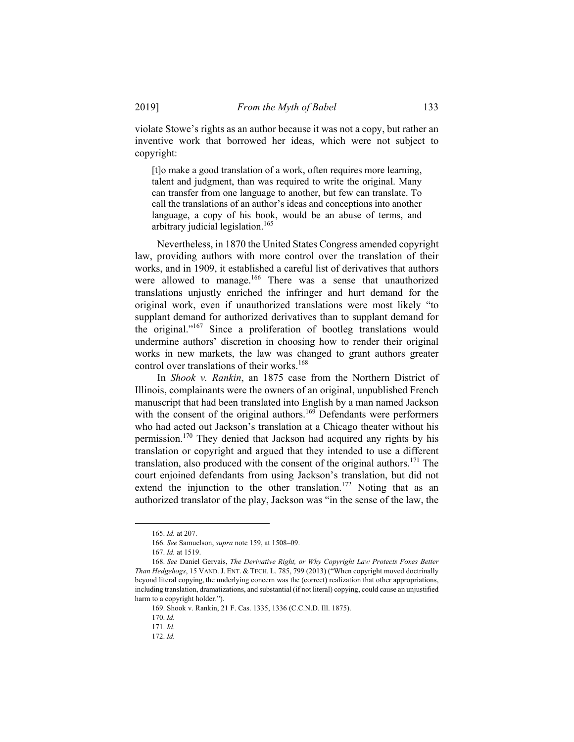violate Stowe's rights as an author because it was not a copy, but rather an inventive work that borrowed her ideas, which were not subject to copyright:

> [t]o make a good translation of a work, often requires more learning, talent and judgment, than was required to write the original. Many can transfer from one language to another, but few can translate. To call the translations of an author's ideas and conceptions into another language, a copy of his book, would be an abuse of terms, and arbitrary judicial legislation.[165]

Nevertheless, in 1870 the United States Congress amended copyright law, providing authors with more control over the translation of their works, and in 1909, it established a careful list of derivatives that authors were allowed to manage.[166] There was a sense that unauthorized translations unjustly enriched the infringer and hurt demand for the original work, even if unauthorized translations were most likely "to supplant demand for authorized derivatives than to supplant demand for the original."[167] Since a proliferation of bootleg translations would undermine authors' discretion in choosing how to render their original works in new markets, the law was changed to grant authors greater control over translations of their works.[168]

In *Shook v. Rankin*, an 1875 case from the Northern District of Illinois, complainants were the owners of an original, unpublished French manuscript that had been translated into English by a man named Jackson with the consent of the original authors.[169] Defendants were performers who had acted out Jackson's translation at a Chicago theater without his permission.[170] They denied that Jackson had acquired any rights by his translation or copyright and argued that they intended to use a different translation, also produced with the consent of the original authors.[171] The court enjoined defendants from using Jackson's translation, but did not extend the injunction to the other translation.[172] Noting that as an authorized translator of the play, Jackson was "in the sense of the law, the

---

165. *Id.* at 207.

166. *See* Samuelson, *supra* note 159, at 1508–09.

167. *Id.* at 1519.

168. *See* Daniel Gervais, *The Derivative Right, or Why Copyright Law Protects Foxes Better Than Hedgehogs*, 15 VAND. J. ENT. & TECH. L. 785, 799 (2013) ("When copyright moved doctrinally beyond literal copying, the underlying concern was the (correct) realization that other appropriations, including translation, dramatizations, and substantial (if not literal) copying, could cause an unjustified harm to a copyright holder.").

169. Shook v. Rankin, 21 F. Cas. 1335, 1336 (C.C.N.D. Ill. 1875).

170. *Id.*

171. *Id.*

172. *Id.*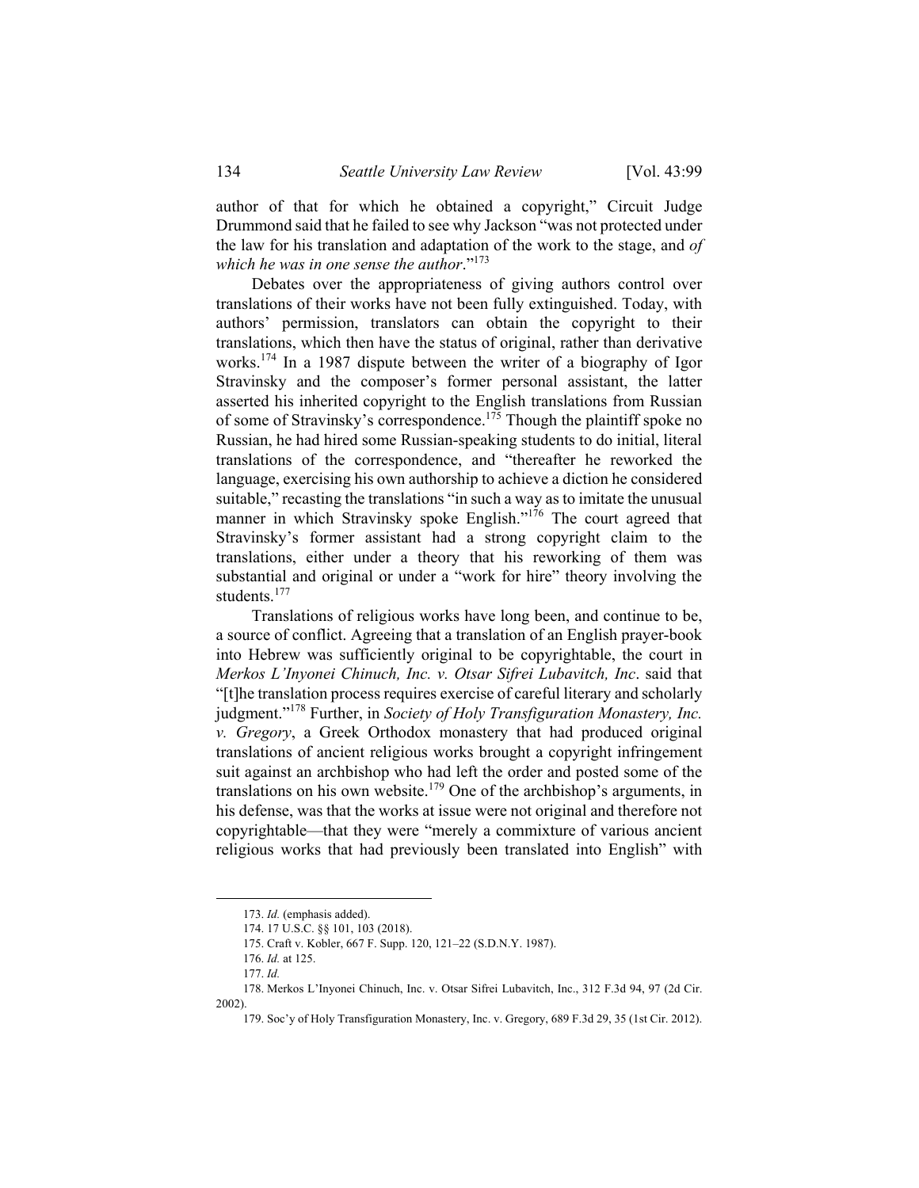author of that for which he obtained a copyright," Circuit Judge Drummond said that he failed to see why Jackson "was not protected under the law for his translation and adaptation of the work to the stage, and *of which he was in one sense the author*."[173]

Debates over the appropriateness of giving authors control over translations of their works have not been fully extinguished. Today, with authors' permission, translators can obtain the copyright to their translations, which then have the status of original, rather than derivative works.[174] In a 1987 dispute between the writer of a biography of Igor Stravinsky and the composer's former personal assistant, the latter asserted his inherited copyright to the English translations from Russian of some of Stravinsky's correspondence.[175] Though the plaintiff spoke no Russian, he had hired some Russian-speaking students to do initial, literal translations of the correspondence, and "thereafter he reworked the language, exercising his own authorship to achieve a diction he considered suitable," recasting the translations "in such a way as to imitate the unusual manner in which Stravinsky spoke English."[176] The court agreed that Stravinsky's former assistant had a strong copyright claim to the translations, either under a theory that his reworking of them was substantial and original or under a "work for hire" theory involving the students.[177]

Translations of religious works have long been, and continue to be, a source of conflict. Agreeing that a translation of an English prayer-book into Hebrew was sufficiently original to be copyrightable, the court in *Merkos L'Inyonei Chinuch, Inc. v. Otsar Sifrei Lubavitch, Inc*. said that "[t]he translation process requires exercise of careful literary and scholarly judgment."[178] Further, in *Society of Holy Transfiguration Monastery, Inc. v. Gregory*, a Greek Orthodox monastery that had produced original translations of ancient religious works brought a copyright infringement suit against an archbishop who had left the order and posted some of the translations on his own website.[179] One of the archbishop's arguments, in his defense, was that the works at issue were not original and therefore not copyrightable—that they were "merely a commixture of various ancient religious works that had previously been translated into English" with

173. *Id.* (emphasis added).

174. 17 U.S.C. §§ 101, 103 (2018).

175. Craft v. Kobler, 667 F. Supp. 120, 121–22 (S.D.N.Y. 1987).

176. *Id.* at 125.

177. *Id.*

178. Merkos L'Inyonei Chinuch, Inc. v. Otsar Sifrei Lubavitch, Inc., 312 F.3d 94, 97 (2d Cir. 2002).

179. Soc'y of Holy Transfiguration Monastery, Inc. v. Gregory, 689 F.3d 29, 35 (1st Cir. 2012).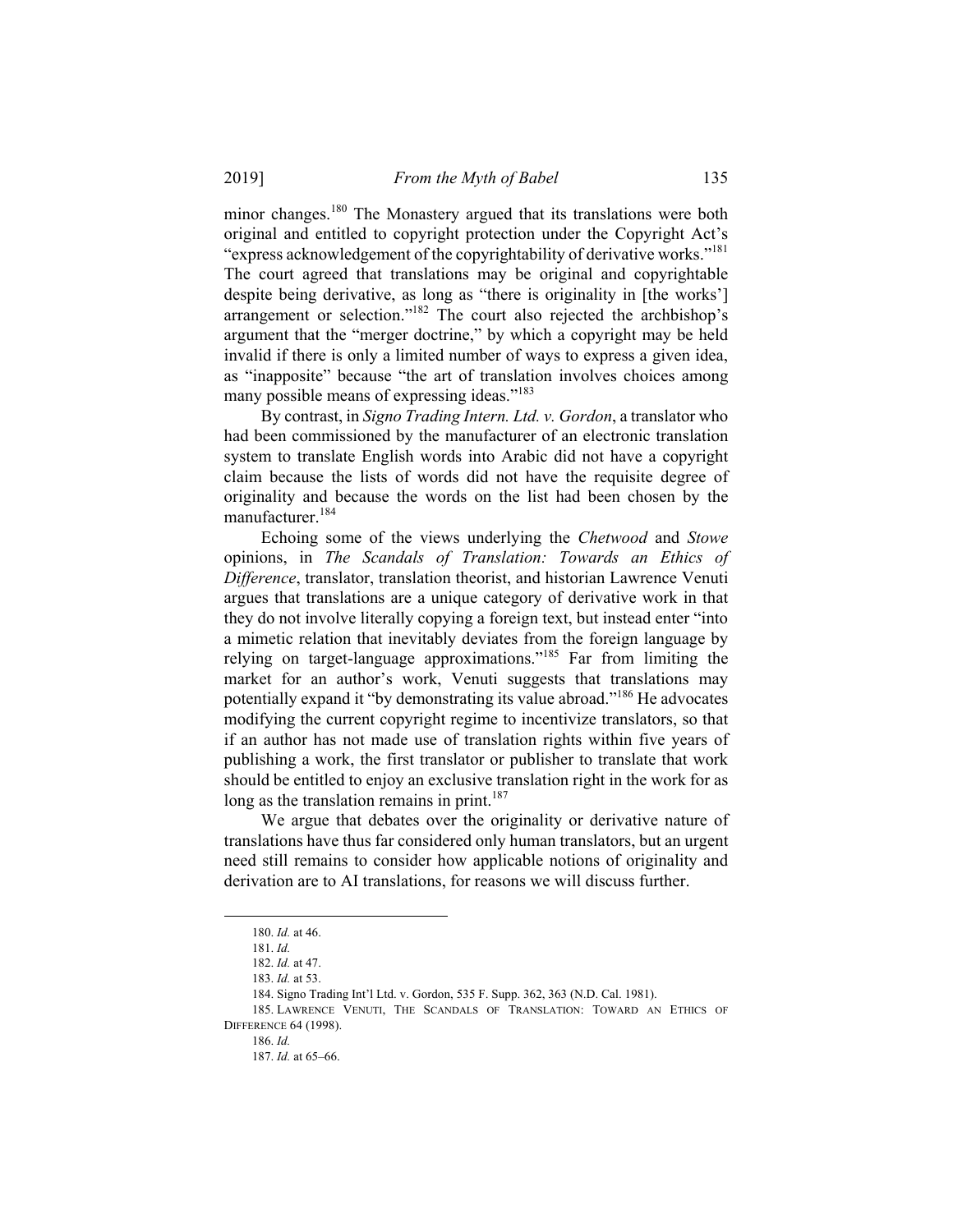minor changes.[180] The Monastery argued that its translations were both original and entitled to copyright protection under the Copyright Act's "express acknowledgement of the copyrightability of derivative works."[181] The court agreed that translations may be original and copyrightable despite being derivative, as long as "there is originality in [the works'] arrangement or selection."[182] The court also rejected the archbishop's argument that the "merger doctrine," by which a copyright may be held invalid if there is only a limited number of ways to express a given idea, as "inapposite" because "the art of translation involves choices among many possible means of expressing ideas."[183]

By contrast, in *Signo Trading Intern. Ltd. v. Gordon*, a translator who had been commissioned by the manufacturer of an electronic translation system to translate English words into Arabic did not have a copyright claim because the lists of words did not have the requisite degree of originality and because the words on the list had been chosen by the manufacturer.[184]

Echoing some of the views underlying the *Chetwood* and *Stowe* opinions, in *The Scandals of Translation: Towards an Ethics of Difference*, translator, translation theorist, and historian Lawrence Venuti argues that translations are a unique category of derivative work in that they do not involve literally copying a foreign text, but instead enter "into a mimetic relation that inevitably deviates from the foreign language by relying on target-language approximations."[185] Far from limiting the market for an author's work, Venuti suggests that translations may potentially expand it "by demonstrating its value abroad."[186] He advocates modifying the current copyright regime to incentivize translators, so that if an author has not made use of translation rights within five years of publishing a work, the first translator or publisher to translate that work should be entitled to enjoy an exclusive translation right in the work for as long as the translation remains in print.[187]

We argue that debates over the originality or derivative nature of translations have thus far considered only human translators, but an urgent need still remains to consider how applicable notions of originality and derivation are to AI translations, for reasons we will discuss further.

---

180. *Id.* at 46.

181. *Id.*

182. *Id.* at 47.

183. *Id.* at 53.

184. Signo Trading Int'l Ltd. v. Gordon, 535 F. Supp. 362, 363 (N.D. Cal. 1981).

185. LAWRENCE VENUTI, THE SCANDALS OF TRANSLATION: TOWARD AN ETHICS OF DIFFERENCE 64 (1998).

186. *Id.*

187. *Id.* at 65–66.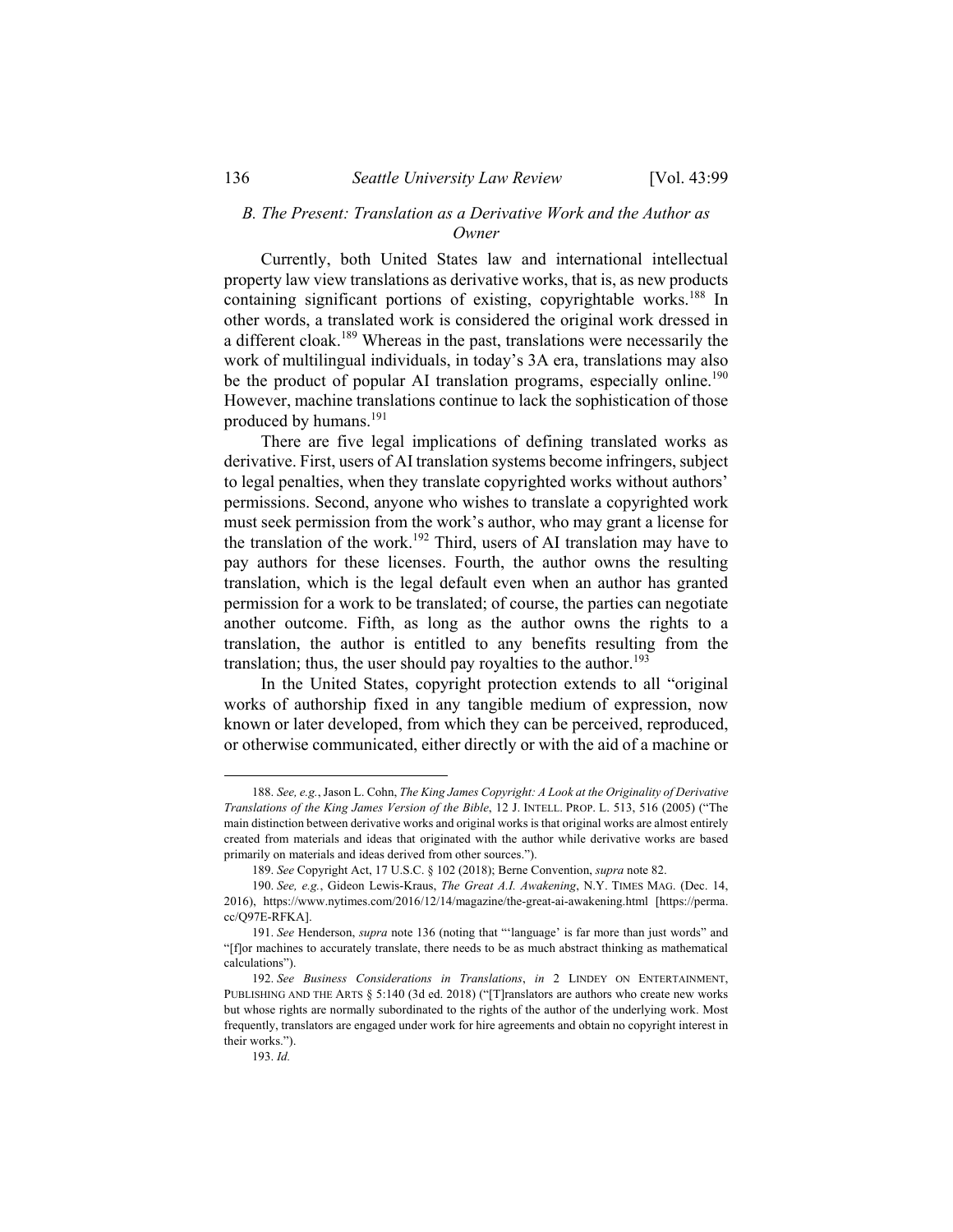### *B. The Present: Translation as a Derivative Work and the Author as Owner*

Currently, both United States law and international intellectual property law view translations as derivative works, that is, as new products containing significant portions of existing, copyrightable works.[188] In other words, a translated work is considered the original work dressed in a different cloak.[189] Whereas in the past, translations were necessarily the work of multilingual individuals, in today's 3A era, translations may also be the product of popular AI translation programs, especially online.[190] However, machine translations continue to lack the sophistication of those produced by humans.[191]

There are five legal implications of defining translated works as derivative. First, users of AI translation systems become infringers, subject to legal penalties, when they translate copyrighted works without authors' permissions. Second, anyone who wishes to translate a copyrighted work must seek permission from the work's author, who may grant a license for the translation of the work.[192] Third, users of AI translation may have to pay authors for these licenses. Fourth, the author owns the resulting translation, which is the legal default even when an author has granted permission for a work to be translated; of course, the parties can negotiate another outcome. Fifth, as long as the author owns the rights to a translation, the author is entitled to any benefits resulting from the translation; thus, the user should pay royalties to the author.[193]

In the United States, copyright protection extends to all "original works of authorship fixed in any tangible medium of expression, now known or later developed, from which they can be perceived, reproduced, or otherwise communicated, either directly or with the aid of a machine or

---

188. *See, e.g.*, Jason L. Cohn, *The King James Copyright: A Look at the Originality of Derivative Translations of the King James Version of the Bible*, 12 J. INTELL. PROP. L. 513, 516 (2005) ("The main distinction between derivative works and original works is that original works are almost entirely created from materials and ideas that originated with the author while derivative works are based primarily on materials and ideas derived from other sources.").

189. *See* Copyright Act, 17 U.S.C. § 102 (2018); Berne Convention, *supra* note 82.

190. *See, e.g.*, Gideon Lewis-Kraus, *The Great A.I. Awakening*, N.Y. TIMES MAG. (Dec. 14, 2016), https://www.nytimes.com/2016/12/14/magazine/the-great-ai-awakening.html [https://perma.cc/Q97E-RFKA].

191. *See* Henderson, *supra* note 136 (noting that "'language' is far more than just words" and "[f]or machines to accurately translate, there needs to be as much abstract thinking as mathematical calculations").

192. *See Business Considerations in Translations*, *in* 2 LINDEY ON ENTERTAINMENT, PUBLISHING AND THE ARTS § 5:140 (3d ed. 2018) ("[T]ranslators are authors who create new works but whose rights are normally subordinated to the rights of the author of the underlying work. Most frequently, translators are engaged under work for hire agreements and obtain no copyright interest in their works.").

193. *Id.*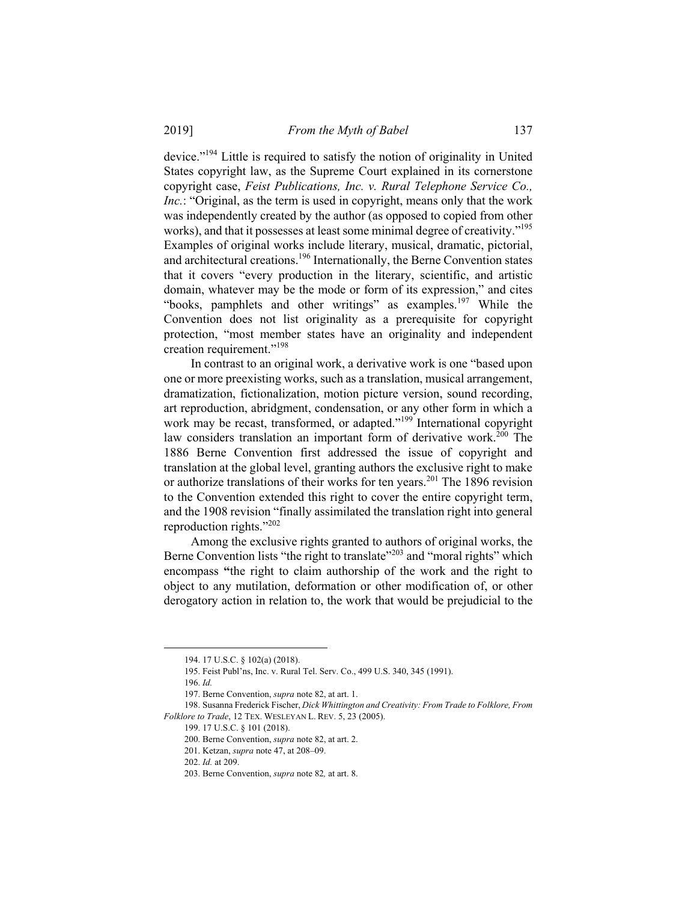device."[194] Little is required to satisfy the notion of originality in United States copyright law, as the Supreme Court explained in its cornerstone copyright case, *Feist Publications, Inc. v. Rural Telephone Service Co., Inc.*: "Original, as the term is used in copyright, means only that the work was independently created by the author (as opposed to copied from other works), and that it possesses at least some minimal degree of creativity."[195] Examples of original works include literary, musical, dramatic, pictorial, and architectural creations.[196] Internationally, the Berne Convention states that it covers "every production in the literary, scientific, and artistic domain, whatever may be the mode or form of its expression," and cites "books, pamphlets and other writings" as examples.[197] While the Convention does not list originality as a prerequisite for copyright protection, "most member states have an originality and independent creation requirement."[198]

In contrast to an original work, a derivative work is one "based upon one or more preexisting works, such as a translation, musical arrangement, dramatization, fictionalization, motion picture version, sound recording, art reproduction, abridgment, condensation, or any other form in which a work may be recast, transformed, or adapted."[199] International copyright law considers translation an important form of derivative work.[200] The 1886 Berne Convention first addressed the issue of copyright and translation at the global level, granting authors the exclusive right to make or authorize translations of their works for ten years.[201] The 1896 revision to the Convention extended this right to cover the entire copyright term, and the 1908 revision "finally assimilated the translation right into general reproduction rights."[202]

Among the exclusive rights granted to authors of original works, the Berne Convention lists "the right to translate"[203] and "moral rights" which encompass **"**the right to claim authorship of the work and the right to object to any mutilation, deformation or other modification of, or other derogatory action in relation to, the work that would be prejudicial to the

---

194. 17 U.S.C. § 102(a) (2018).

195. Feist Publ'ns, Inc. v. Rural Tel. Serv. Co., 499 U.S. 340, 345 (1991).

196. *Id.*

197. Berne Convention, *supra* note 82, at art. 1.

198. Susanna Frederick Fischer, *Dick Whittington and Creativity: From Trade to Folklore, From Folklore to Trade*, 12 TEX. WESLEYAN L. REV. 5, 23 (2005).

199. 17 U.S.C. § 101 (2018).

200. Berne Convention, *supra* note 82, at art. 2.

201. Ketzan, *supra* note 47, at 208–09.

202. *Id.* at 209.

203. Berne Convention, *supra* note 82*,* at art. 8.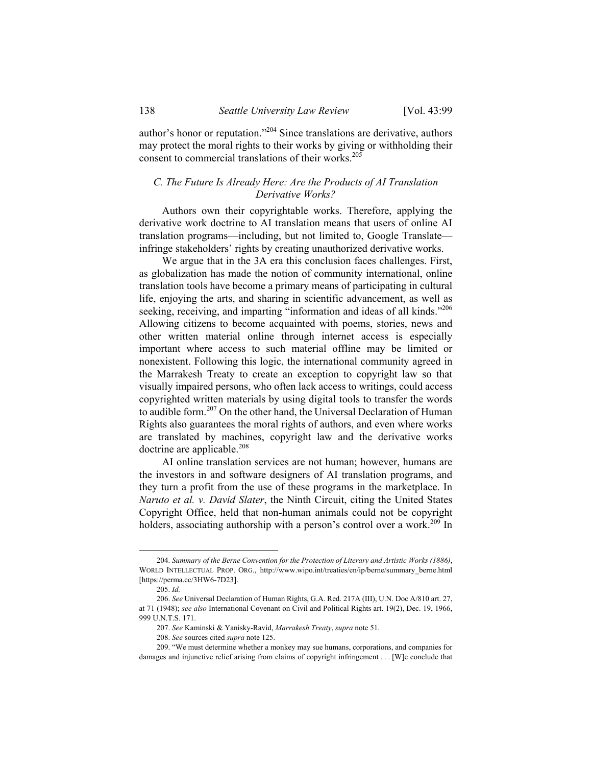author's honor or reputation."[204] Since translations are derivative, authors may protect the moral rights to their works by giving or withholding their consent to commercial translations of their works.[205]

### *C. The Future Is Already Here: Are the Products of AI Translation Derivative Works?*

Authors own their copyrightable works. Therefore, applying the derivative work doctrine to AI translation means that users of online AI translation programs—including, but not limited to, Google Translate—infringe stakeholders' rights by creating unauthorized derivative works.

We argue that in the 3A era this conclusion faces challenges. First, as globalization has made the notion of community international, online translation tools have become a primary means of participating in cultural life, enjoying the arts, and sharing in scientific advancement, as well as seeking, receiving, and imparting "information and ideas of all kinds."[206] Allowing citizens to become acquainted with poems, stories, news and other written material online through internet access is especially important where access to such material offline may be limited or nonexistent. Following this logic, the international community agreed in the Marrakesh Treaty to create an exception to copyright law so that visually impaired persons, who often lack access to writings, could access copyrighted written materials by using digital tools to transfer the words to audible form.[207] On the other hand, the Universal Declaration of Human Rights also guarantees the moral rights of authors, and even where works are translated by machines, copyright law and the derivative works doctrine are applicable.[208]

AI online translation services are not human; however, humans are the investors in and software designers of AI translation programs, and they turn a profit from the use of these programs in the marketplace. In *Naruto et al. v. David Slater*, the Ninth Circuit, citing the United States Copyright Office, held that non-human animals could not be copyright holders, associating authorship with a person's control over a work.[209] In

---

204. *Summary of the Berne Convention for the Protection of Literary and Artistic Works (1886)*, WORLD INTELLECTUAL PROP. ORG., http://www.wipo.int/treaties/en/ip/berne/summary_berne.html [https://perma.cc/3HW6-7D23].

205. *Id.*

206. *See* Universal Declaration of Human Rights, G.A. Red. 217A (III), U.N. Doc A/810 art. 27, at 71 (1948); *see also* International Covenant on Civil and Political Rights art. 19(2), Dec. 19, 1966, 999 U.N.T.S. 171.

207. *See* Kaminski & Yanisky-Ravid, *Marrakesh Treaty*, *supra* note 51.

208. *See* sources cited *supra* note 125.

209. "We must determine whether a monkey may sue humans, corporations, and companies for damages and injunctive relief arising from claims of copyright infringement . . . [W]e conclude that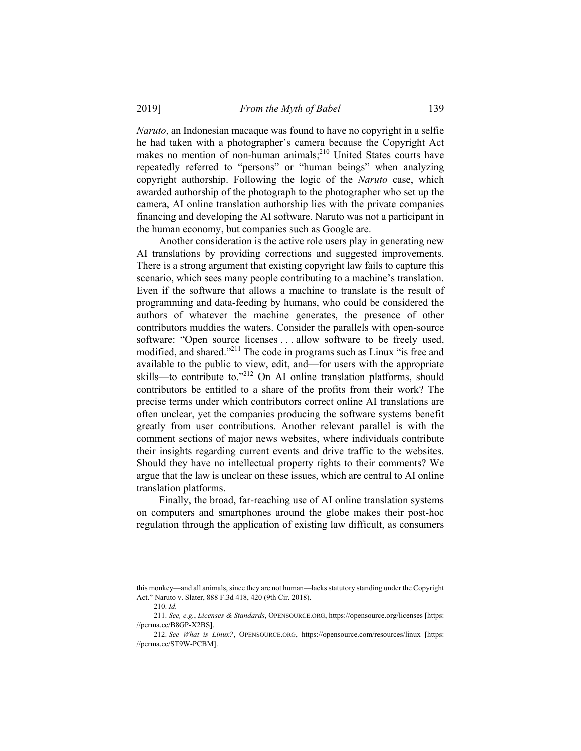*Naruto*, an Indonesian macaque was found to have no copyright in a selfie he had taken with a photographer's camera because the Copyright Act makes no mention of non-human animals;[210] United States courts have repeatedly referred to "persons" or "human beings" when analyzing copyright authorship. Following the logic of the *Naruto* case, which awarded authorship of the photograph to the photographer who set up the camera, AI online translation authorship lies with the private companies financing and developing the AI software. Naruto was not a participant in the human economy, but companies such as Google are.

Another consideration is the active role users play in generating new AI translations by providing corrections and suggested improvements. There is a strong argument that existing copyright law fails to capture this scenario, which sees many people contributing to a machine's translation. Even if the software that allows a machine to translate is the result of programming and data-feeding by humans, who could be considered the authors of whatever the machine generates, the presence of other contributors muddies the waters. Consider the parallels with open-source software: "Open source licenses . . . allow software to be freely used, modified, and shared."[211] The code in programs such as Linux "is free and available to the public to view, edit, and—for users with the appropriate skills—to contribute to."[212] On AI online translation platforms, should contributors be entitled to a share of the profits from their work? The precise terms under which contributors correct online AI translations are often unclear, yet the companies producing the software systems benefit greatly from user contributions. Another relevant parallel is with the comment sections of major news websites, where individuals contribute their insights regarding current events and drive traffic to the websites. Should they have no intellectual property rights to their comments? We argue that the law is unclear on these issues, which are central to AI online translation platforms.

Finally, the broad, far-reaching use of AI online translation systems on computers and smartphones around the globe makes their post-hoc regulation through the application of existing law difficult, as consumers

---

this monkey—and all animals, since they are not human—lacks statutory standing under the Copyright Act." Naruto v. Slater, 888 F.3d 418, 420 (9th Cir. 2018).

210. *Id.*

211. *See, e.g.*, *Licenses & Standards*, OPENSOURCE.ORG, https://opensource.org/licenses [https://perma.cc/B8GP-X2BS].

212. *See What is Linux?*, OPENSOURCE.ORG, https://opensource.com/resources/linux [https://perma.cc/ST9W-PCBM].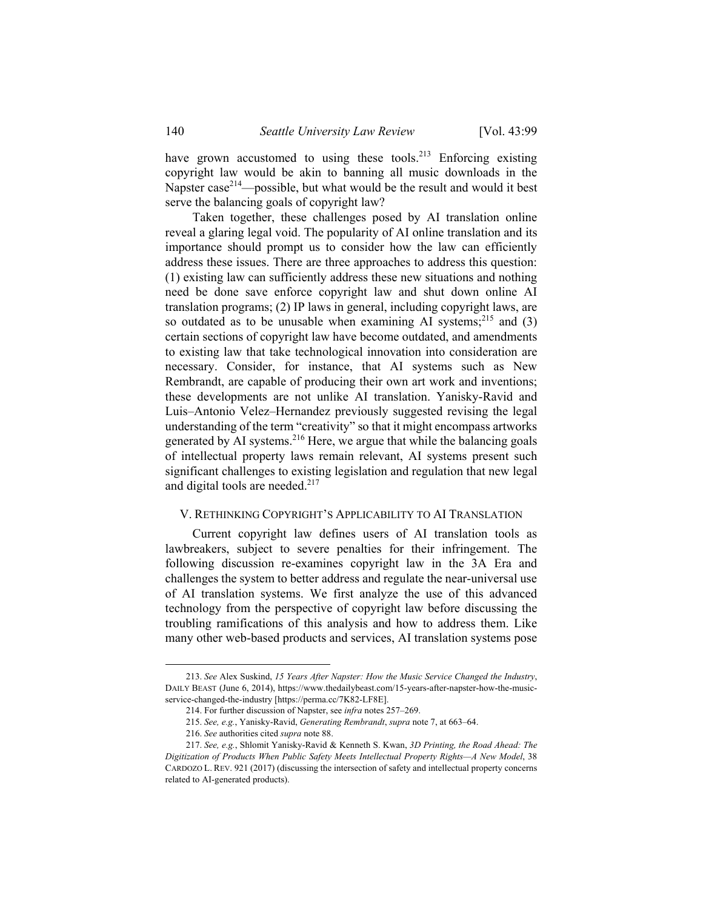have grown accustomed to using these tools.[213] Enforcing existing copyright law would be akin to banning all music downloads in the Napster case[214]—possible, but what would be the result and would it best serve the balancing goals of copyright law?

Taken together, these challenges posed by AI translation online reveal a glaring legal void. The popularity of AI online translation and its importance should prompt us to consider how the law can efficiently address these issues. There are three approaches to address this question: (1) existing law can sufficiently address these new situations and nothing need be done save enforce copyright law and shut down online AI translation programs; (2) IP laws in general, including copyright laws, are so outdated as to be unusable when examining AI systems;[215] and (3) certain sections of copyright law have become outdated, and amendments to existing law that take technological innovation into consideration are necessary. Consider, for instance, that AI systems such as New Rembrandt, are capable of producing their own art work and inventions; these developments are not unlike AI translation. Yanisky-Ravid and Luis–Antonio Velez–Hernandez previously suggested revising the legal understanding of the term "creativity" so that it might encompass artworks generated by AI systems.[216] Here, we argue that while the balancing goals of intellectual property laws remain relevant, AI systems present such significant challenges to existing legislation and regulation that new legal and digital tools are needed.[217]

## V. RETHINKING COPYRIGHT'S APPLICABILITY TO AI TRANSLATION

Current copyright law defines users of AI translation tools as lawbreakers, subject to severe penalties for their infringement. The following discussion re-examines copyright law in the 3A Era and challenges the system to better address and regulate the near-universal use of AI translation systems. We first analyze the use of this advanced technology from the perspective of copyright law before discussing the troubling ramifications of this analysis and how to address them. Like many other web-based products and services, AI translation systems pose

---

213. *See* Alex Suskind, *15 Years After Napster: How the Music Service Changed the Industry*, DAILY BEAST (June 6, 2014), https://www.thedailybeast.com/15-years-after-napster-how-the-music-service-changed-the-industry [https://perma.cc/7K82-LF8E].

214. For further discussion of Napster, see *infra* notes 257–269.

215. *See, e.g.*, Yanisky-Ravid, *Generating Rembrandt*, *supra* note 7, at 663–64.

216. *See* authorities cited *supra* note 88.

217. *See, e.g.*, Shlomit Yanisky-Ravid & Kenneth S. Kwan, *3D Printing, the Road Ahead: The Digitization of Products When Public Safety Meets Intellectual Property Rights—A New Model*, 38 CARDOZO L. REV. 921 (2017) (discussing the intersection of safety and intellectual property concerns related to AI-generated products).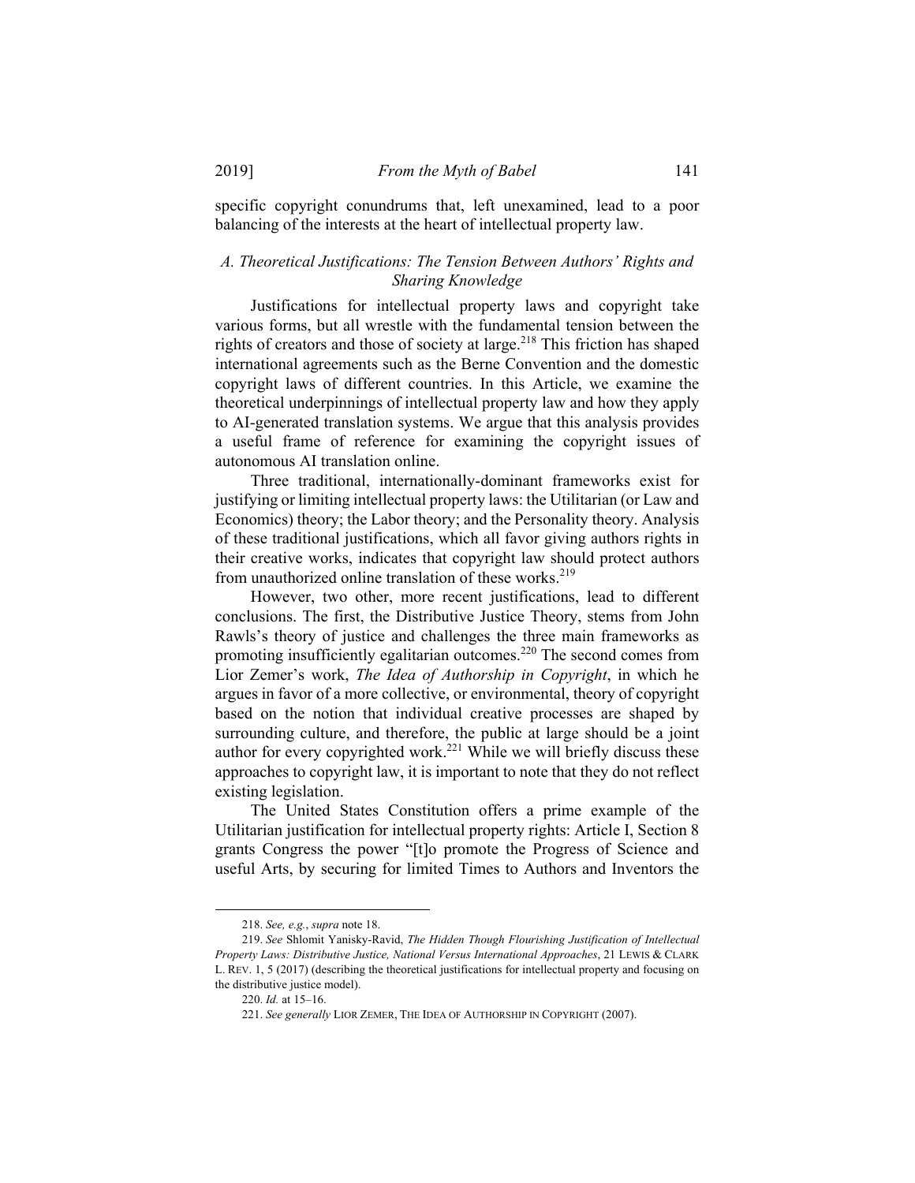specific copyright conundrums that, left unexamined, lead to a poor balancing of the interests at the heart of intellectual property law.

### *A. Theoretical Justifications: The Tension Between Authors' Rights and Sharing Knowledge*

Justifications for intellectual property laws and copyright take various forms, but all wrestle with the fundamental tension between the rights of creators and those of society at large.[218] This friction has shaped international agreements such as the Berne Convention and the domestic copyright laws of different countries. In this Article, we examine the theoretical underpinnings of intellectual property law and how they apply to AI-generated translation systems. We argue that this analysis provides a useful frame of reference for examining the copyright issues of autonomous AI translation online.

Three traditional, internationally-dominant frameworks exist for justifying or limiting intellectual property laws: the Utilitarian (or Law and Economics) theory; the Labor theory; and the Personality theory. Analysis of these traditional justifications, which all favor giving authors rights in their creative works, indicates that copyright law should protect authors from unauthorized online translation of these works.[219]

However, two other, more recent justifications, lead to different conclusions. The first, the Distributive Justice Theory, stems from John Rawls's theory of justice and challenges the three main frameworks as promoting insufficiently egalitarian outcomes.[220] The second comes from Lior Zemer's work, *The Idea of Authorship in Copyright*, in which he argues in favor of a more collective, or environmental, theory of copyright based on the notion that individual creative processes are shaped by surrounding culture, and therefore, the public at large should be a joint author for every copyrighted work.[221] While we will briefly discuss these approaches to copyright law, it is important to note that they do not reflect existing legislation.

The United States Constitution offers a prime example of the Utilitarian justification for intellectual property rights: Article I, Section 8 grants Congress the power "[t]o promote the Progress of Science and useful Arts, by securing for limited Times to Authors and Inventors the

---

218. *See, e.g.*, *supra* note 18.

219. *See* Shlomit Yanisky-Ravid, *The Hidden Though Flourishing Justification of Intellectual Property Laws: Distributive Justice, National Versus International Approaches*, 21 LEWIS & CLARK L. REV. 1, 5 (2017) (describing the theoretical justifications for intellectual property and focusing on the distributive justice model).

220. *Id.* at 15–16.

221. *See generally* LIOR ZEMER, THE IDEA OF AUTHORSHIP IN COPYRIGHT (2007).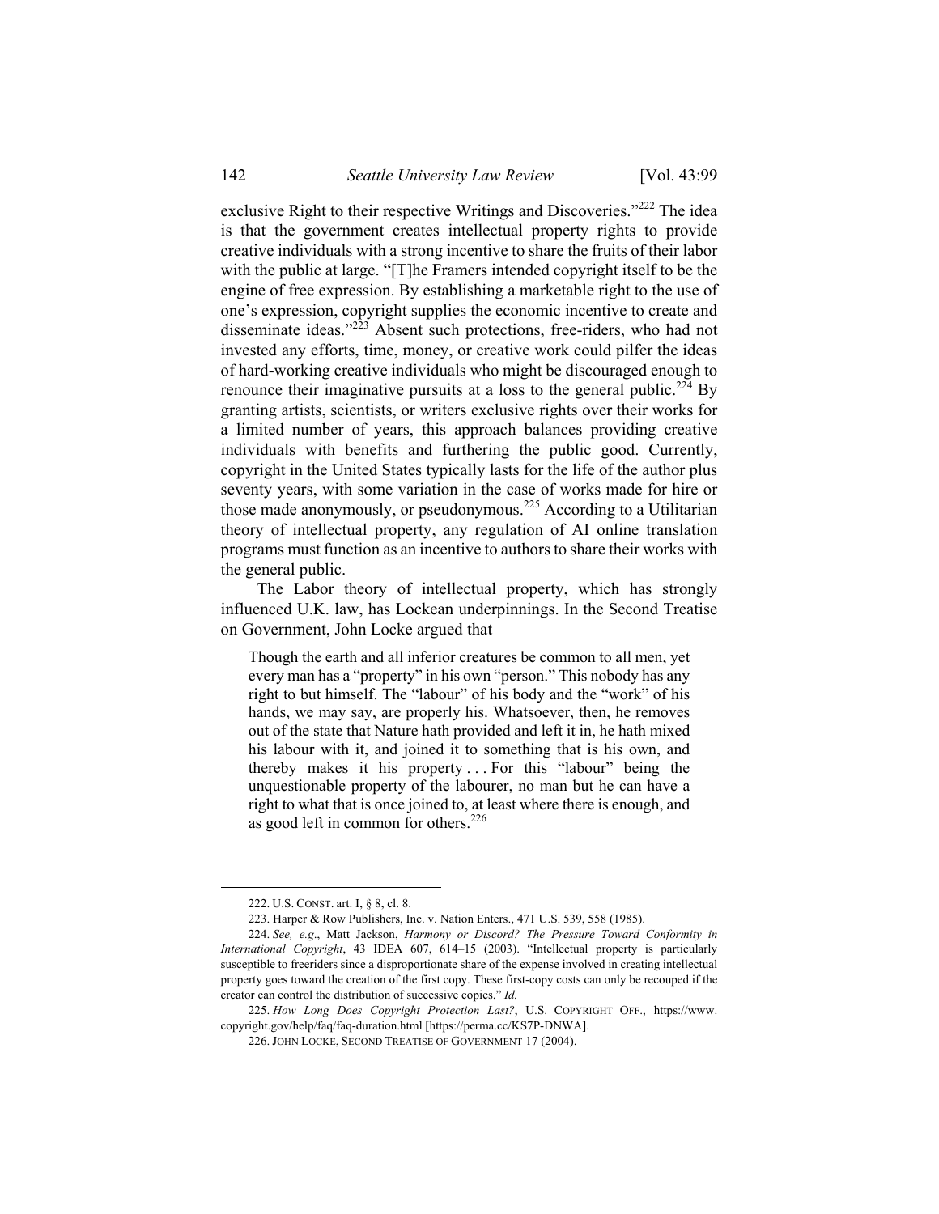exclusive Right to their respective Writings and Discoveries."[222] The idea is that the government creates intellectual property rights to provide creative individuals with a strong incentive to share the fruits of their labor with the public at large. "[T]he Framers intended copyright itself to be the engine of free expression. By establishing a marketable right to the use of one's expression, copyright supplies the economic incentive to create and disseminate ideas."[223] Absent such protections, free-riders, who had not invested any efforts, time, money, or creative work could pilfer the ideas of hard-working creative individuals who might be discouraged enough to renounce their imaginative pursuits at a loss to the general public.[224] By granting artists, scientists, or writers exclusive rights over their works for a limited number of years, this approach balances providing creative individuals with benefits and furthering the public good. Currently, copyright in the United States typically lasts for the life of the author plus seventy years, with some variation in the case of works made for hire or those made anonymously, or pseudonymous.[225] According to a Utilitarian theory of intellectual property, any regulation of AI online translation programs must function as an incentive to authors to share their works with the general public.

The Labor theory of intellectual property, which has strongly influenced U.K. law, has Lockean underpinnings. In the Second Treatise on Government, John Locke argued that

> Though the earth and all inferior creatures be common to all men, yet every man has a "property" in his own "person." This nobody has any right to but himself. The "labour" of his body and the "work" of his hands, we may say, are properly his. Whatsoever, then, he removes out of the state that Nature hath provided and left it in, he hath mixed his labour with it, and joined it to something that is his own, and thereby makes it his property . . . For this "labour" being the unquestionable property of the labourer, no man but he can have a right to what that is once joined to, at least where there is enough, and as good left in common for others.[226]

---

222. U.S. CONST. art. I, § 8, cl. 8.

223. Harper & Row Publishers, Inc. v. Nation Enters., 471 U.S. 539, 558 (1985).

224. *See, e.g.*, Matt Jackson, *Harmony or Discord? The Pressure Toward Conformity in International Copyright*, 43 IDEA 607, 614–15 (2003). "Intellectual property is particularly susceptible to freeriders since a disproportionate share of the expense involved in creating intellectual property goes toward the creation of the first copy. These first-copy costs can only be recouped if the creator can control the distribution of successive copies." *Id.*

225. *How Long Does Copyright Protection Last?*, U.S. COPYRIGHT OFF., https://www.copyright.gov/help/faq/faq-duration.html [https://perma.cc/KS7P-DNWA].

226. JOHN LOCKE, SECOND TREATISE OF GOVERNMENT 17 (2004).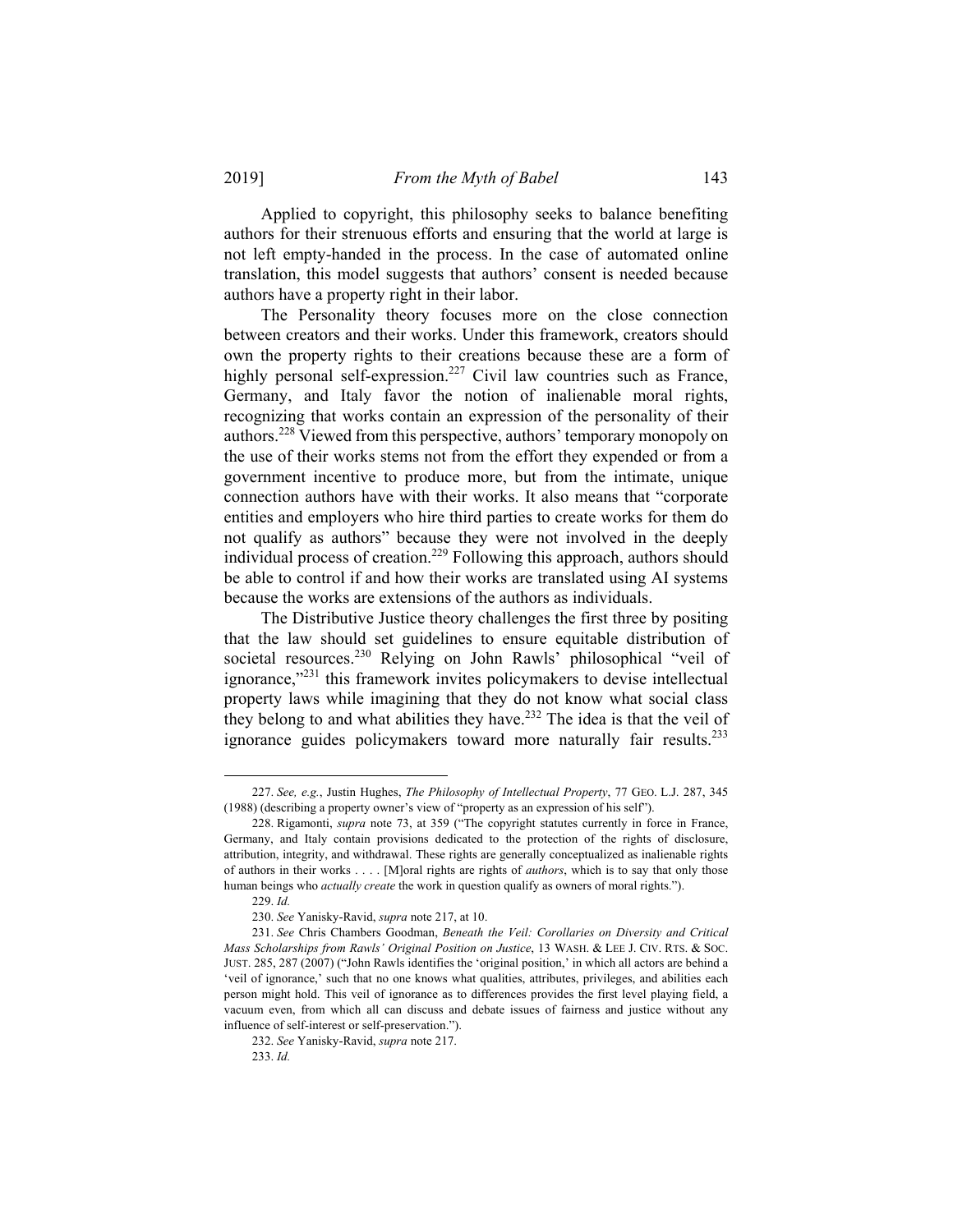Applied to copyright, this philosophy seeks to balance benefiting authors for their strenuous efforts and ensuring that the world at large is not left empty-handed in the process. In the case of automated online translation, this model suggests that authors' consent is needed because authors have a property right in their labor.

The Personality theory focuses more on the close connection between creators and their works. Under this framework, creators should own the property rights to their creations because these are a form of highly personal self-expression.[227] Civil law countries such as France, Germany, and Italy favor the notion of inalienable moral rights, recognizing that works contain an expression of the personality of their authors.[228] Viewed from this perspective, authors' temporary monopoly on the use of their works stems not from the effort they expended or from a government incentive to produce more, but from the intimate, unique connection authors have with their works. It also means that "corporate entities and employers who hire third parties to create works for them do not qualify as authors" because they were not involved in the deeply individual process of creation.[229] Following this approach, authors should be able to control if and how their works are translated using AI systems because the works are extensions of the authors as individuals.

The Distributive Justice theory challenges the first three by positing that the law should set guidelines to ensure equitable distribution of societal resources.[230] Relying on John Rawls' philosophical "veil of ignorance,"[231] this framework invites policymakers to devise intellectual property laws while imagining that they do not know what social class they belong to and what abilities they have.[232] The idea is that the veil of ignorance guides policymakers toward more naturally fair results.[233]

---

227. *See, e.g.*, Justin Hughes, *The Philosophy of Intellectual Property*, 77 GEO. L.J. 287, 345 (1988) (describing a property owner's view of "property as an expression of his self").

228. Rigamonti, *supra* note 73, at 359 ("The copyright statutes currently in force in France, Germany, and Italy contain provisions dedicated to the protection of the rights of disclosure, attribution, integrity, and withdrawal. These rights are generally conceptualized as inalienable rights of authors in their works . . . . [M]oral rights are rights of *authors*, which is to say that only those human beings who *actually create* the work in question qualify as owners of moral rights.").

229. *Id.*

230. *See* Yanisky-Ravid, *supra* note 217, at 10.

231. *See* Chris Chambers Goodman, *Beneath the Veil: Corollaries on Diversity and Critical Mass Scholarships from Rawls' Original Position on Justice*, 13 WASH. & LEE J. CIV. RTS. & SOC. JUST. 285, 287 (2007) ("John Rawls identifies the 'original position,' in which all actors are behind a 'veil of ignorance,' such that no one knows what qualities, attributes, privileges, and abilities each person might hold. This veil of ignorance as to differences provides the first level playing field, a vacuum even, from which all can discuss and debate issues of fairness and justice without any influence of self-interest or self-preservation.").

232. *See* Yanisky-Ravid, *supra* note 217.

233. *Id.*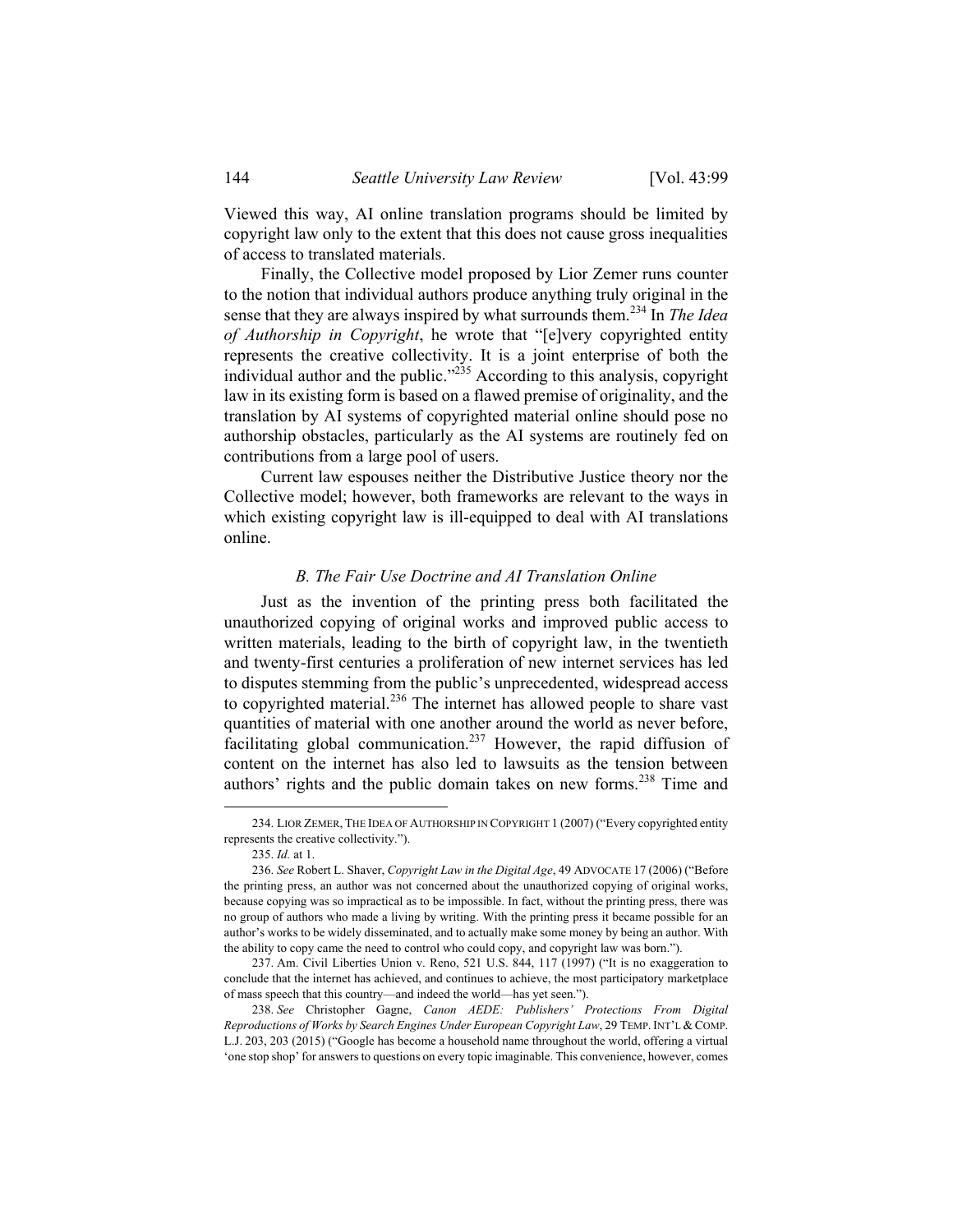Viewed this way, AI online translation programs should be limited by copyright law only to the extent that this does not cause gross inequalities of access to translated materials.

Finally, the Collective model proposed by Lior Zemer runs counter to the notion that individual authors produce anything truly original in the sense that they are always inspired by what surrounds them.[234] In *The Idea of Authorship in Copyright*, he wrote that "[e]very copyrighted entity represents the creative collectivity. It is a joint enterprise of both the individual author and the public."[235] According to this analysis, copyright law in its existing form is based on a flawed premise of originality, and the translation by AI systems of copyrighted material online should pose no authorship obstacles, particularly as the AI systems are routinely fed on contributions from a large pool of users.

Current law espouses neither the Distributive Justice theory nor the Collective model; however, both frameworks are relevant to the ways in which existing copyright law is ill-equipped to deal with AI translations online.

### *B. The Fair Use Doctrine and AI Translation Online*

Just as the invention of the printing press both facilitated the unauthorized copying of original works and improved public access to written materials, leading to the birth of copyright law, in the twentieth and twenty-first centuries a proliferation of new internet services has led to disputes stemming from the public's unprecedented, widespread access to copyrighted material.[236] The internet has allowed people to share vast quantities of material with one another around the world as never before, facilitating global communication.[237] However, the rapid diffusion of content on the internet has also led to lawsuits as the tension between authors' rights and the public domain takes on new forms.[238] Time and

---

234. LIOR ZEMER, THE IDEA OF AUTHORSHIP IN COPYRIGHT 1 (2007) ("Every copyrighted entity represents the creative collectivity.").

235. *Id.* at 1.

236. *See* Robert L. Shaver, *Copyright Law in the Digital Age*, 49 ADVOCATE 17 (2006) ("Before the printing press, an author was not concerned about the unauthorized copying of original works, because copying was so impractical as to be impossible. In fact, without the printing press, there was no group of authors who made a living by writing. With the printing press it became possible for an author's works to be widely disseminated, and to actually make some money by being an author. With the ability to copy came the need to control who could copy, and copyright law was born.").

237. Am. Civil Liberties Union v. Reno, 521 U.S. 844, 117 (1997) ("It is no exaggeration to conclude that the internet has achieved, and continues to achieve, the most participatory marketplace of mass speech that this country—and indeed the world—has yet seen.").

238. *See* Christopher Gagne, *Canon AEDE: Publishers' Protections From Digital Reproductions of Works by Search Engines Under European Copyright Law*, 29 TEMP. INT'L & COMP. L.J. 203, 203 (2015) ("Google has become a household name throughout the world, offering a virtual 'one stop shop' for answers to questions on every topic imaginable. This convenience, however, comes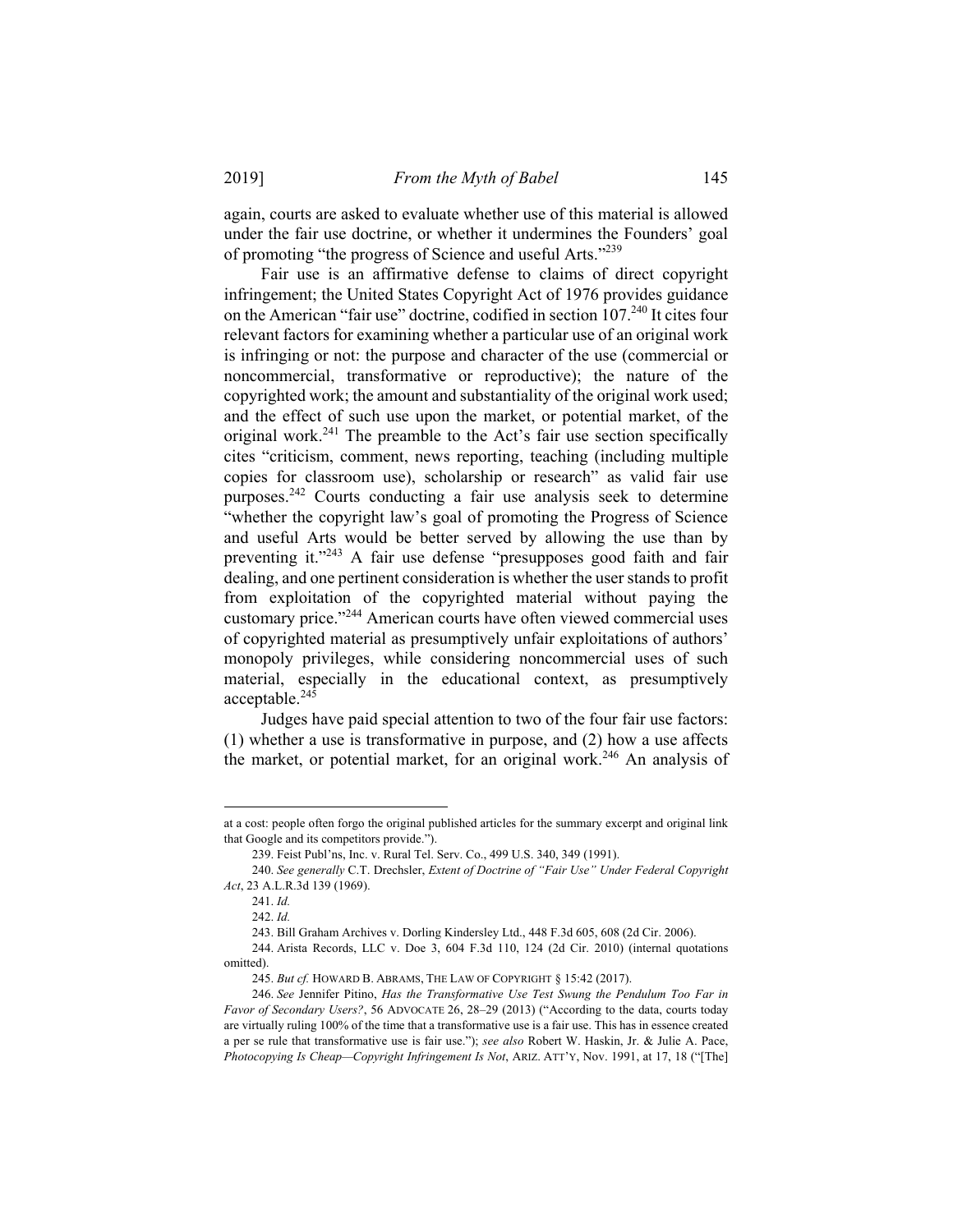again, courts are asked to evaluate whether use of this material is allowed under the fair use doctrine, or whether it undermines the Founders' goal of promoting "the progress of Science and useful Arts."[239]

Fair use is an affirmative defense to claims of direct copyright infringement; the United States Copyright Act of 1976 provides guidance on the American "fair use" doctrine, codified in section 107.[240] It cites four relevant factors for examining whether a particular use of an original work is infringing or not: the purpose and character of the use (commercial or noncommercial, transformative or reproductive); the nature of the copyrighted work; the amount and substantiality of the original work used; and the effect of such use upon the market, or potential market, of the original work.[241] The preamble to the Act's fair use section specifically cites "criticism, comment, news reporting, teaching (including multiple copies for classroom use), scholarship or research" as valid fair use purposes.[242] Courts conducting a fair use analysis seek to determine "whether the copyright law's goal of promoting the Progress of Science and useful Arts would be better served by allowing the use than by preventing it."[243] A fair use defense "presupposes good faith and fair dealing, and one pertinent consideration is whether the user stands to profit from exploitation of the copyrighted material without paying the customary price."[244] American courts have often viewed commercial uses of copyrighted material as presumptively unfair exploitations of authors' monopoly privileges, while considering noncommercial uses of such material, especially in the educational context, as presumptively acceptable.[245]

Judges have paid special attention to two of the four fair use factors: (1) whether a use is transformative in purpose, and (2) how a use affects the market, or potential market, for an original work.[246] An analysis of

---

at a cost: people often forgo the original published articles for the summary excerpt and original link that Google and its competitors provide.").

239. Feist Publ'ns, Inc. v. Rural Tel. Serv. Co., 499 U.S. 340, 349 (1991).

240. *See generally* C.T. Drechsler, *Extent of Doctrine of "Fair Use" Under Federal Copyright Act*, 23 A.L.R.3d 139 (1969).

241. *Id.*

242. *Id.*

243. Bill Graham Archives v. Dorling Kindersley Ltd., 448 F.3d 605, 608 (2d Cir. 2006).

244. Arista Records, LLC v. Doe 3, 604 F.3d 110, 124 (2d Cir. 2010) (internal quotations omitted).

245. *But cf.* HOWARD B. ABRAMS, THE LAW OF COPYRIGHT § 15:42 (2017).

246. *See* Jennifer Pitino, *Has the Transformative Use Test Swung the Pendulum Too Far in Favor of Secondary Users?*, 56 ADVOCATE 26, 28–29 (2013) ("According to the data, courts today are virtually ruling 100% of the time that a transformative use is a fair use. This has in essence created a per se rule that transformative use is fair use."); *see also* Robert W. Haskin, Jr. & Julie A. Pace, *Photocopying Is Cheap—Copyright Infringement Is Not*, ARIZ. ATT'Y, Nov. 1991, at 17, 18 ("[The]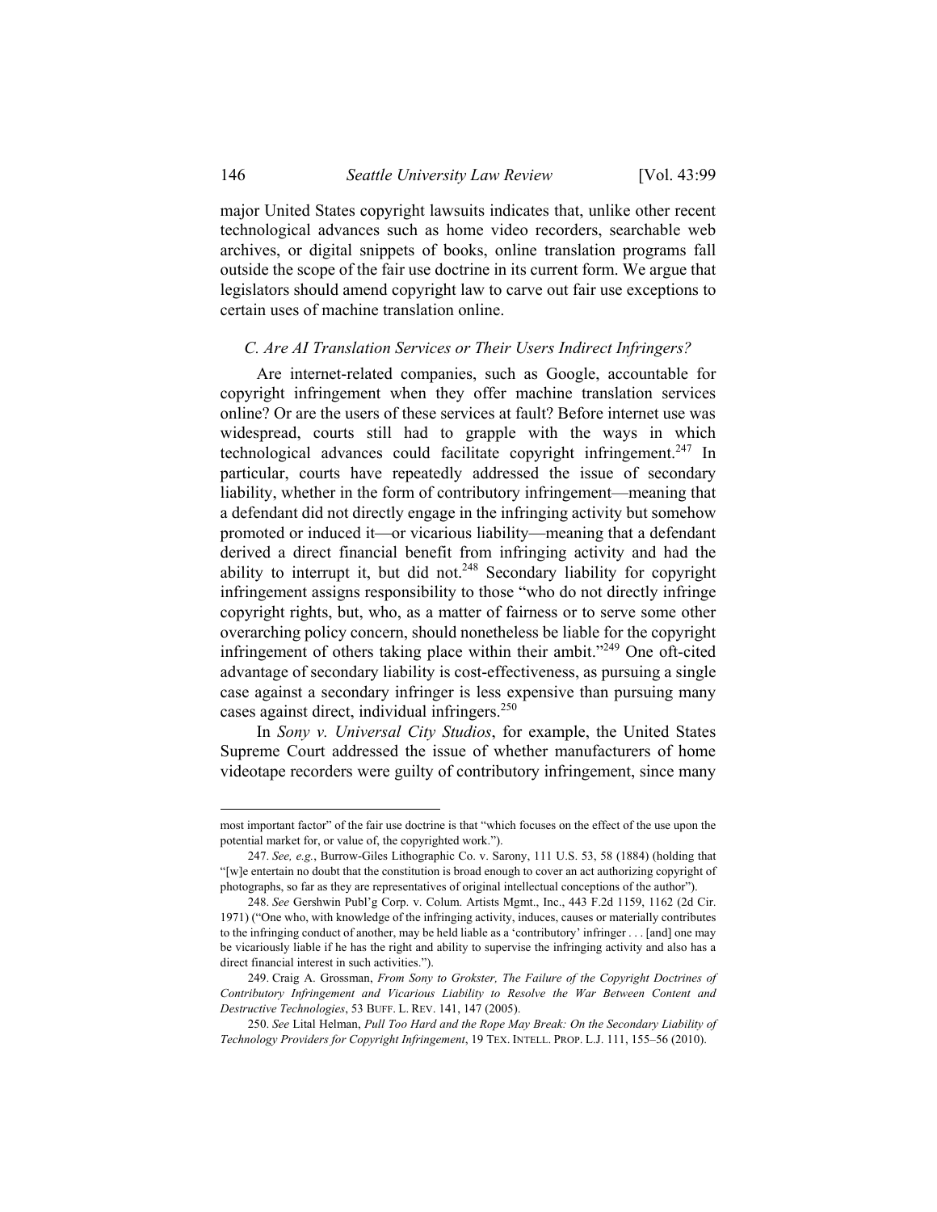major United States copyright lawsuits indicates that, unlike other recent technological advances such as home video recorders, searchable web archives, or digital snippets of books, online translation programs fall outside the scope of the fair use doctrine in its current form. We argue that legislators should amend copyright law to carve out fair use exceptions to certain uses of machine translation online.

### *C. Are AI Translation Services or Their Users Indirect Infringers?*

Are internet-related companies, such as Google, accountable for copyright infringement when they offer machine translation services online? Or are the users of these services at fault? Before internet use was widespread, courts still had to grapple with the ways in which technological advances could facilitate copyright infringement.[247] In particular, courts have repeatedly addressed the issue of secondary liability, whether in the form of contributory infringement—meaning that a defendant did not directly engage in the infringing activity but somehow promoted or induced it—or vicarious liability—meaning that a defendant derived a direct financial benefit from infringing activity and had the ability to interrupt it, but did not.[248] Secondary liability for copyright infringement assigns responsibility to those "who do not directly infringe copyright rights, but, who, as a matter of fairness or to serve some other overarching policy concern, should nonetheless be liable for the copyright infringement of others taking place within their ambit."[249] One oft-cited advantage of secondary liability is cost-effectiveness, as pursuing a single case against a secondary infringer is less expensive than pursuing many cases against direct, individual infringers.[250]

In *Sony v. Universal City Studios*, for example, the United States Supreme Court addressed the issue of whether manufacturers of home videotape recorders were guilty of contributory infringement, since many

---

most important factor" of the fair use doctrine is that "which focuses on the effect of the use upon the potential market for, or value of, the copyrighted work.").

247. *See, e.g.*, Burrow-Giles Lithographic Co. v. Sarony, 111 U.S. 53, 58 (1884) (holding that "[w]e entertain no doubt that the constitution is broad enough to cover an act authorizing copyright of photographs, so far as they are representatives of original intellectual conceptions of the author").

248. *See* Gershwin Publ'g Corp. v. Colum. Artists Mgmt., Inc., 443 F.2d 1159, 1162 (2d Cir. 1971) ("One who, with knowledge of the infringing activity, induces, causes or materially contributes to the infringing conduct of another, may be held liable as a 'contributory' infringer . . . [and] one may be vicariously liable if he has the right and ability to supervise the infringing activity and also has a direct financial interest in such activities.").

249. Craig A. Grossman, *From Sony to Grokster, The Failure of the Copyright Doctrines of Contributory Infringement and Vicarious Liability to Resolve the War Between Content and Destructive Technologies*, 53 BUFF. L. REV. 141, 147 (2005).

250. *See* Lital Helman, *Pull Too Hard and the Rope May Break: On the Secondary Liability of Technology Providers for Copyright Infringement*, 19 TEX. INTELL. PROP. L.J. 111, 155–56 (2010).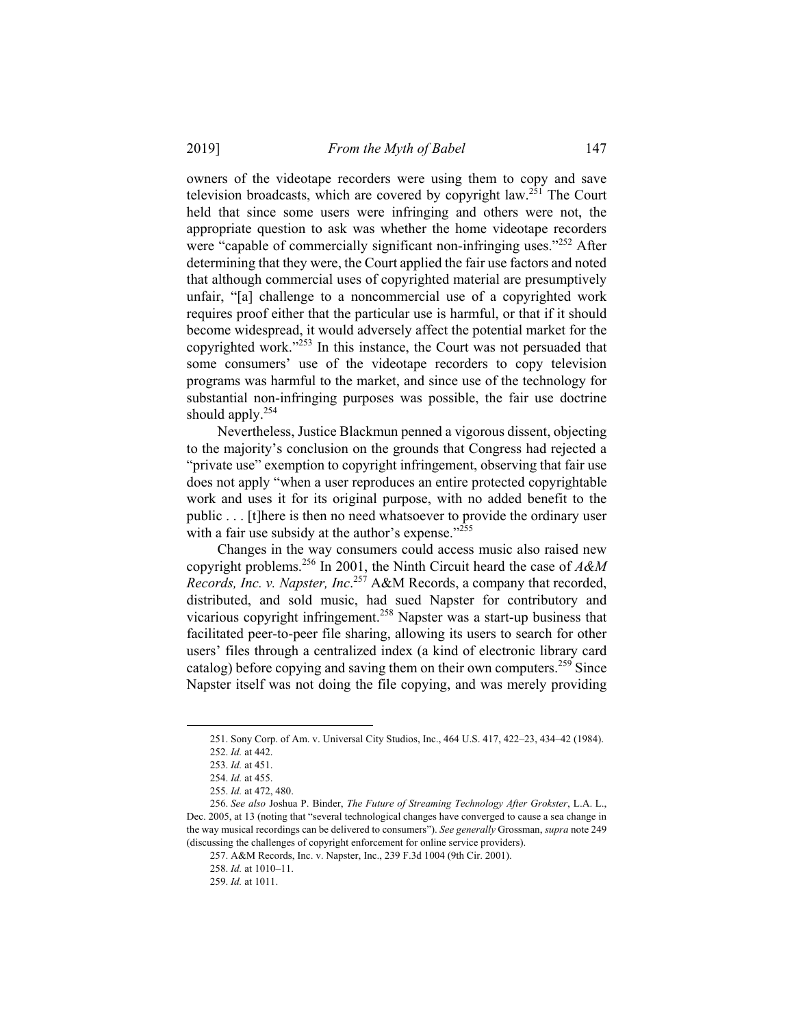owners of the videotape recorders were using them to copy and save television broadcasts, which are covered by copyright law.[251] The Court held that since some users were infringing and others were not, the appropriate question to ask was whether the home videotape recorders were "capable of commercially significant non-infringing uses."[252] After determining that they were, the Court applied the fair use factors and noted that although commercial uses of copyrighted material are presumptively unfair, "[a] challenge to a noncommercial use of a copyrighted work requires proof either that the particular use is harmful, or that if it should become widespread, it would adversely affect the potential market for the copyrighted work."[253] In this instance, the Court was not persuaded that some consumers' use of the videotape recorders to copy television programs was harmful to the market, and since use of the technology for substantial non-infringing purposes was possible, the fair use doctrine should apply.[254]

Nevertheless, Justice Blackmun penned a vigorous dissent, objecting to the majority's conclusion on the grounds that Congress had rejected a "private use" exemption to copyright infringement, observing that fair use does not apply "when a user reproduces an entire protected copyrightable work and uses it for its original purpose, with no added benefit to the public . . . [t]here is then no need whatsoever to provide the ordinary user with a fair use subsidy at the author's expense."[255]

Changes in the way consumers could access music also raised new copyright problems.[256] In 2001, the Ninth Circuit heard the case of *A&M Records, Inc. v. Napster, Inc*.[257] A&M Records, a company that recorded, distributed, and sold music, had sued Napster for contributory and vicarious copyright infringement.[258] Napster was a start-up business that facilitated peer-to-peer file sharing, allowing its users to search for other users' files through a centralized index (a kind of electronic library card catalog) before copying and saving them on their own computers.[259] Since Napster itself was not doing the file copying, and was merely providing

---

251. Sony Corp. of Am. v. Universal City Studios, Inc., 464 U.S. 417, 422–23, 434–42 (1984).

252. *Id.* at 442.

253. *Id.* at 451.

254. *Id.* at 455.

255. *Id.* at 472, 480.

256. *See also* Joshua P. Binder, *The Future of Streaming Technology After Grokster*, L.A. L., Dec. 2005, at 13 (noting that "several technological changes have converged to cause a sea change in the way musical recordings can be delivered to consumers"). *See generally* Grossman, *supra* note 249 (discussing the challenges of copyright enforcement for online service providers).

257. A&M Records, Inc. v. Napster, Inc., 239 F.3d 1004 (9th Cir. 2001).

258. *Id.* at 1010–11.

259. *Id.* at 1011.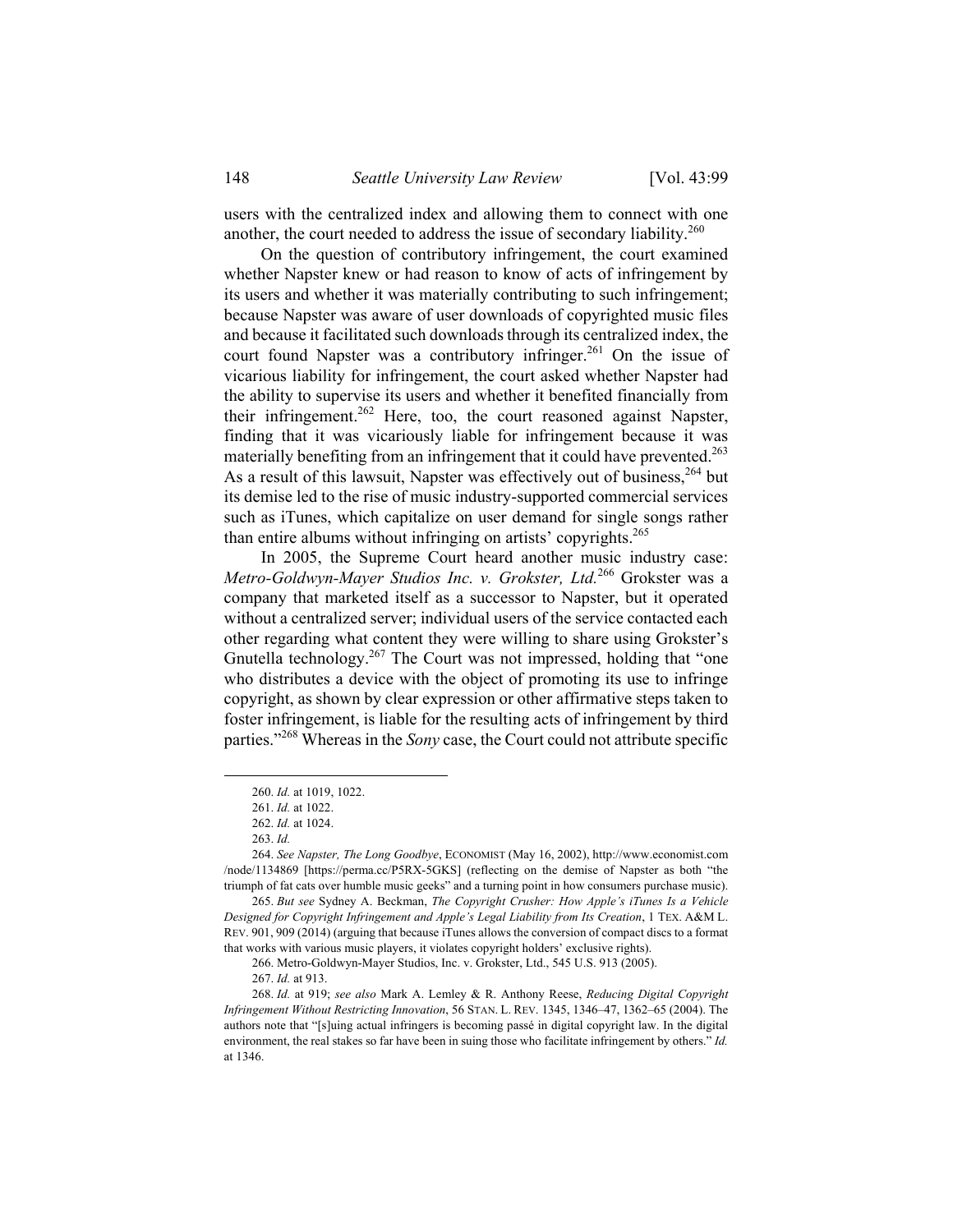users with the centralized index and allowing them to connect with one another, the court needed to address the issue of secondary liability.[260]

On the question of contributory infringement, the court examined whether Napster knew or had reason to know of acts of infringement by its users and whether it was materially contributing to such infringement; because Napster was aware of user downloads of copyrighted music files and because it facilitated such downloads through its centralized index, the court found Napster was a contributory infringer.[261] On the issue of vicarious liability for infringement, the court asked whether Napster had the ability to supervise its users and whether it benefited financially from their infringement.[262] Here, too, the court reasoned against Napster, finding that it was vicariously liable for infringement because it was materially benefiting from an infringement that it could have prevented.[263] As a result of this lawsuit, Napster was effectively out of business,[264] but its demise led to the rise of music industry-supported commercial services such as iTunes, which capitalize on user demand for single songs rather than entire albums without infringing on artists' copyrights.[265]

In 2005, the Supreme Court heard another music industry case: *Metro-Goldwyn-Mayer Studios Inc. v. Grokster, Ltd.*[266] Grokster was a company that marketed itself as a successor to Napster, but it operated without a centralized server; individual users of the service contacted each other regarding what content they were willing to share using Grokster's Gnutella technology.[267] The Court was not impressed, holding that "one who distributes a device with the object of promoting its use to infringe copyright, as shown by clear expression or other affirmative steps taken to foster infringement, is liable for the resulting acts of infringement by third parties."[268] Whereas in the *Sony* case, the Court could not attribute specific

---

260. *Id.* at 1019, 1022.

261. *Id.* at 1022.

262. *Id.* at 1024.

263. *Id.*

264. *See Napster, The Long Goodbye*, ECONOMIST (May 16, 2002), http://www.economist.com/node/1134869 [https://perma.cc/P5RX-5GKS] (reflecting on the demise of Napster as both "the triumph of fat cats over humble music geeks" and a turning point in how consumers purchase music).

265. *But see* Sydney A. Beckman, *The Copyright Crusher: How Apple's iTunes Is a Vehicle Designed for Copyright Infringement and Apple's Legal Liability from Its Creation*, 1 TEX. A&M L. REV. 901, 909 (2014) (arguing that because iTunes allows the conversion of compact discs to a format that works with various music players, it violates copyright holders' exclusive rights).

266. Metro-Goldwyn-Mayer Studios, Inc. v. Grokster, Ltd., 545 U.S. 913 (2005).

267. *Id.* at 913.

268. *Id.* at 919; *see also* Mark A. Lemley & R. Anthony Reese, *Reducing Digital Copyright Infringement Without Restricting Innovation*, 56 STAN. L. REV. 1345, 1346–47, 1362–65 (2004). The authors note that "[s]uing actual infringers is becoming passé in digital copyright law. In the digital environment, the real stakes so far have been in suing those who facilitate infringement by others." *Id.* at 1346.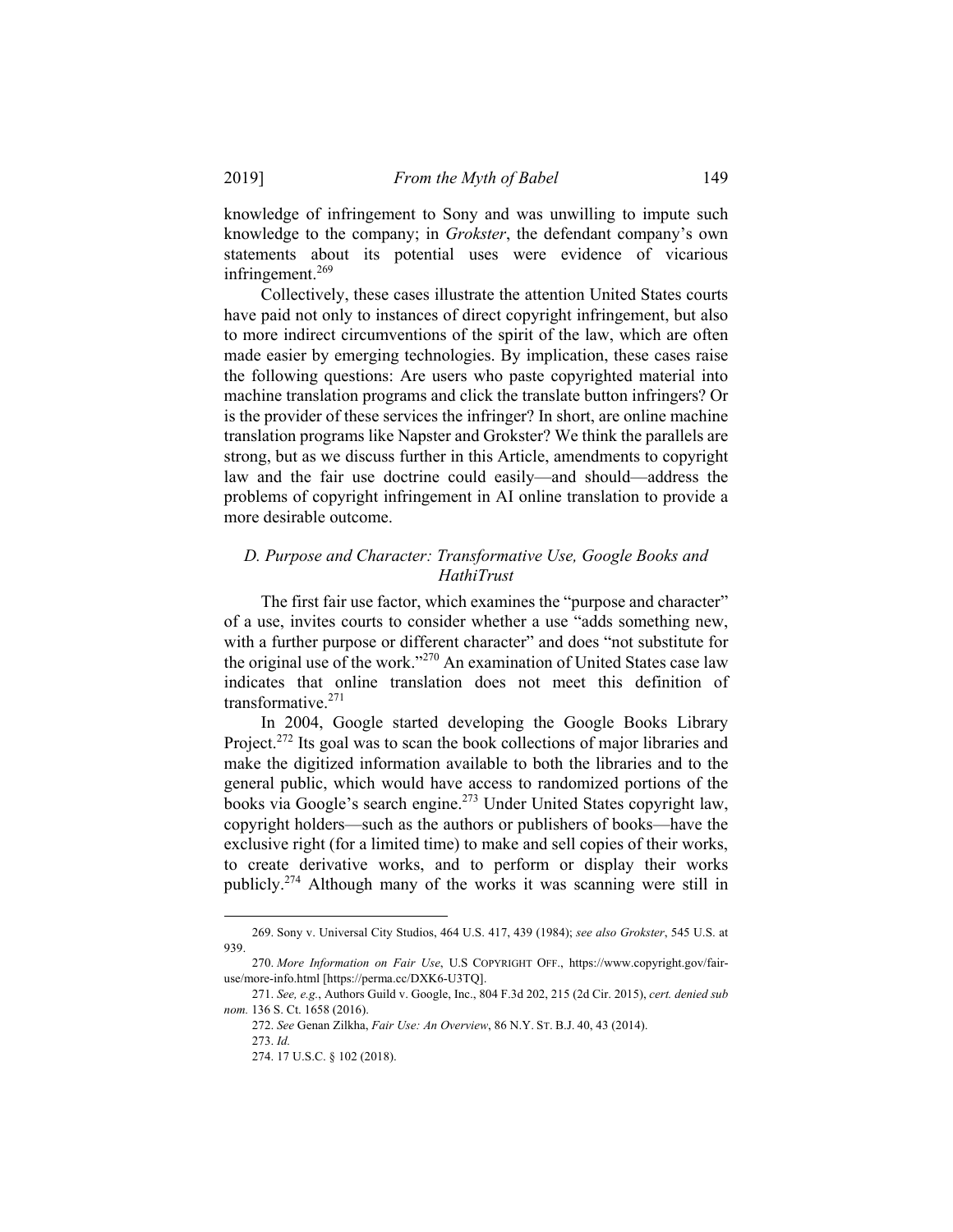knowledge of infringement to Sony and was unwilling to impute such knowledge to the company; in *Grokster*, the defendant company's own statements about its potential uses were evidence of vicarious infringement.[269]

Collectively, these cases illustrate the attention United States courts have paid not only to instances of direct copyright infringement, but also to more indirect circumventions of the spirit of the law, which are often made easier by emerging technologies. By implication, these cases raise the following questions: Are users who paste copyrighted material into machine translation programs and click the translate button infringers? Or is the provider of these services the infringer? In short, are online machine translation programs like Napster and Grokster? We think the parallels are strong, but as we discuss further in this Article, amendments to copyright law and the fair use doctrine could easily—and should—address the problems of copyright infringement in AI online translation to provide a more desirable outcome.

### *D. Purpose and Character: Transformative Use, Google Books and HathiTrust*

The first fair use factor, which examines the "purpose and character" of a use, invites courts to consider whether a use "adds something new, with a further purpose or different character" and does "not substitute for the original use of the work."[270] An examination of United States case law indicates that online translation does not meet this definition of transformative.[271]

In 2004, Google started developing the Google Books Library Project.[272] Its goal was to scan the book collections of major libraries and make the digitized information available to both the libraries and to the general public, which would have access to randomized portions of the books via Google's search engine.[273] Under United States copyright law, copyright holders—such as the authors or publishers of books—have the exclusive right (for a limited time) to make and sell copies of their works, to create derivative works, and to perform or display their works publicly.[274] Although many of the works it was scanning were still in

---

269. Sony v. Universal City Studios, 464 U.S. 417, 439 (1984); *see also Grokster*, 545 U.S. at 939.

270. *More Information on Fair Use*, U.S COPYRIGHT OFF., https://www.copyright.gov/fair-use/more-info.html [https://perma.cc/DXK6-U3TQ].

271. *See, e.g.*, Authors Guild v. Google, Inc., 804 F.3d 202, 215 (2d Cir. 2015), *cert. denied sub nom.* 136 S. Ct. 1658 (2016).

272. *See* Genan Zilkha, *Fair Use: An Overview*, 86 N.Y. ST. B.J. 40, 43 (2014).

273. *Id.*

274. 17 U.S.C. § 102 (2018).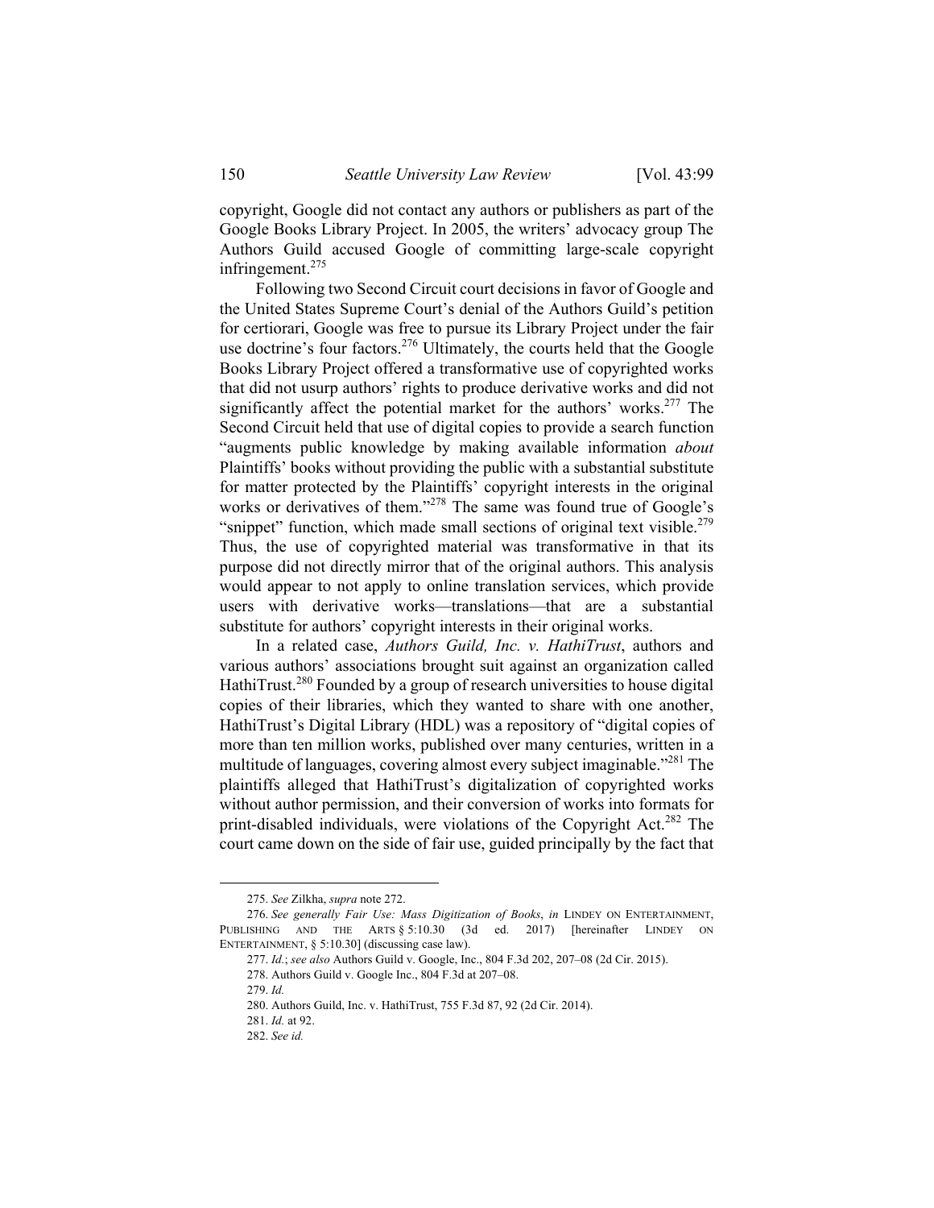copyright, Google did not contact any authors or publishers as part of the Google Books Library Project. In 2005, the writers' advocacy group The Authors Guild accused Google of committing large-scale copyright infringement.[275]

Following two Second Circuit court decisions in favor of Google and the United States Supreme Court's denial of the Authors Guild's petition for certiorari, Google was free to pursue its Library Project under the fair use doctrine's four factors.[276] Ultimately, the courts held that the Google Books Library Project offered a transformative use of copyrighted works that did not usurp authors' rights to produce derivative works and did not significantly affect the potential market for the authors' works.[277] The Second Circuit held that use of digital copies to provide a search function "augments public knowledge by making available information *about* Plaintiffs' books without providing the public with a substantial substitute for matter protected by the Plaintiffs' copyright interests in the original works or derivatives of them."[278] The same was found true of Google's "snippet" function, which made small sections of original text visible.[279] Thus, the use of copyrighted material was transformative in that its purpose did not directly mirror that of the original authors. This analysis would appear to not apply to online translation services, which provide users with derivative works—translations—that are a substantial substitute for authors' copyright interests in their original works.

In a related case, *Authors Guild, Inc. v. HathiTrust*, authors and various authors' associations brought suit against an organization called HathiTrust.[280] Founded by a group of research universities to house digital copies of their libraries, which they wanted to share with one another, HathiTrust's Digital Library (HDL) was a repository of "digital copies of more than ten million works, published over many centuries, written in a multitude of languages, covering almost every subject imaginable."[281] The plaintiffs alleged that HathiTrust's digitalization of copyrighted works without author permission, and their conversion of works into formats for print-disabled individuals, were violations of the Copyright Act.[282] The court came down on the side of fair use, guided principally by the fact that

---

275. *See* Zilkha, *supra* note 272.

276. *See generally Fair Use: Mass Digitization of Books*, *in* LINDEY ON ENTERTAINMENT, PUBLISHING AND THE ARTS § 5:10.30 (3d ed. 2017) [hereinafter LINDEY ON ENTERTAINMENT, § 5:10.30] (discussing case law).

277. *Id.*; *see also* Authors Guild v. Google, Inc., 804 F.3d 202, 207–08 (2d Cir. 2015).

278. Authors Guild v. Google Inc., 804 F.3d at 207–08.

279. *Id.*

280. Authors Guild, Inc. v. HathiTrust, 755 F.3d 87, 92 (2d Cir. 2014).

281. *Id.* at 92.

282. *See id.*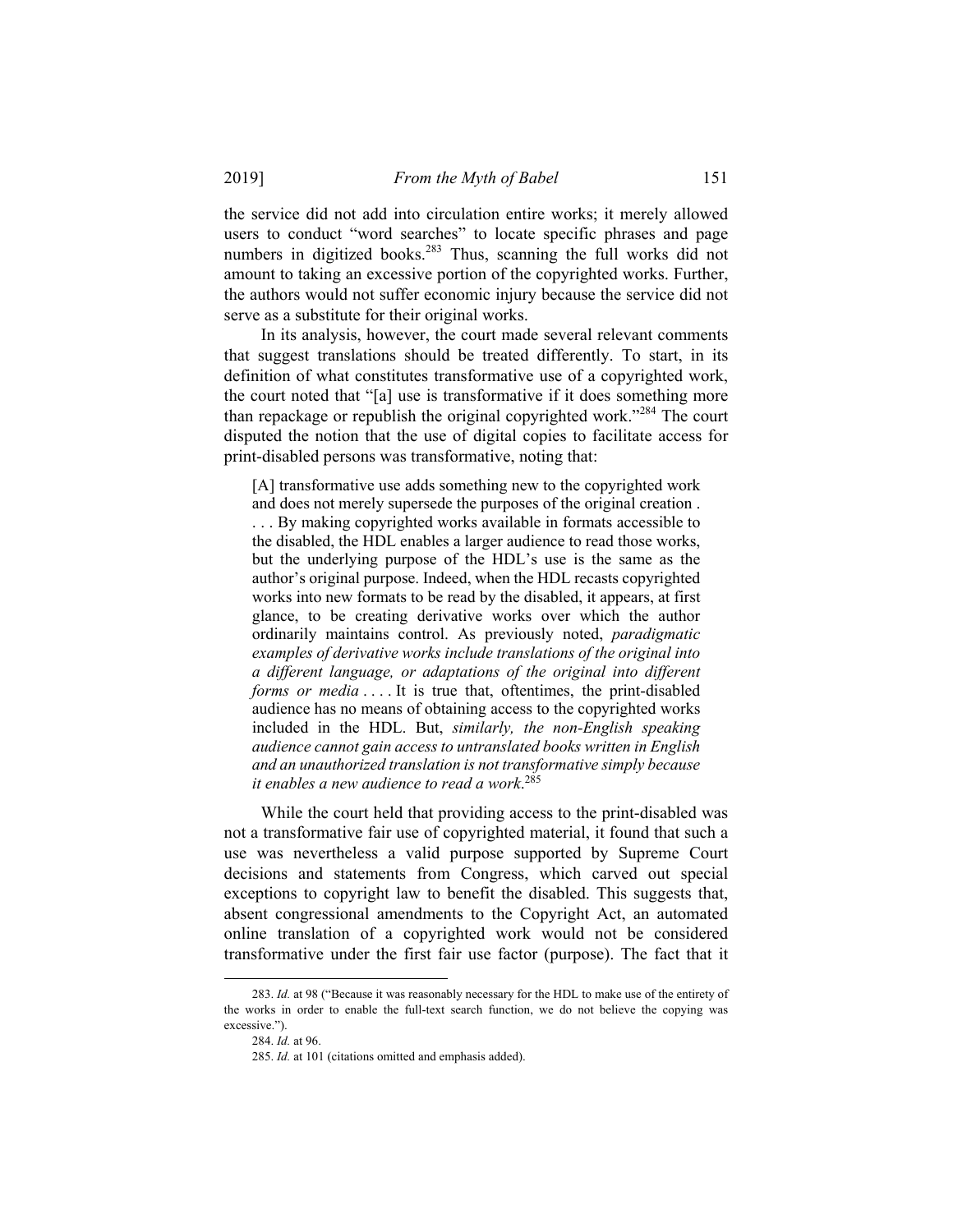the service did not add into circulation entire works; it merely allowed users to conduct "word searches" to locate specific phrases and page numbers in digitized books.[283] Thus, scanning the full works did not amount to taking an excessive portion of the copyrighted works. Further, the authors would not suffer economic injury because the service did not serve as a substitute for their original works.

In its analysis, however, the court made several relevant comments that suggest translations should be treated differently. To start, in its definition of what constitutes transformative use of a copyrighted work, the court noted that "[a] use is transformative if it does something more than repackage or republish the original copyrighted work."[284] The court disputed the notion that the use of digital copies to facilitate access for print-disabled persons was transformative, noting that:

> [A] transformative use adds something new to the copyrighted work and does not merely supersede the purposes of the original creation . . . . By making copyrighted works available in formats accessible to the disabled, the HDL enables a larger audience to read those works, but the underlying purpose of the HDL's use is the same as the author's original purpose. Indeed, when the HDL recasts copyrighted works into new formats to be read by the disabled, it appears, at first glance, to be creating derivative works over which the author ordinarily maintains control. As previously noted, *paradigmatic examples of derivative works include translations of the original into a different language, or adaptations of the original into different forms or media* . . . . It is true that, oftentimes, the print-disabled audience has no means of obtaining access to the copyrighted works included in the HDL. But, *similarly, the non-English speaking audience cannot gain access to untranslated books written in English and an unauthorized translation is not transformative simply because it enables a new audience to read a work*.[285]

While the court held that providing access to the print-disabled was not a transformative fair use of copyrighted material, it found that such a use was nevertheless a valid purpose supported by Supreme Court decisions and statements from Congress, which carved out special exceptions to copyright law to benefit the disabled. This suggests that, absent congressional amendments to the Copyright Act, an automated online translation of a copyrighted work would not be considered transformative under the first fair use factor (purpose). The fact that it

---

283. *Id.* at 98 ("Because it was reasonably necessary for the HDL to make use of the entirety of the works in order to enable the full-text search function, we do not believe the copying was excessive.").

284. *Id.* at 96.

285. *Id.* at 101 (citations omitted and emphasis added).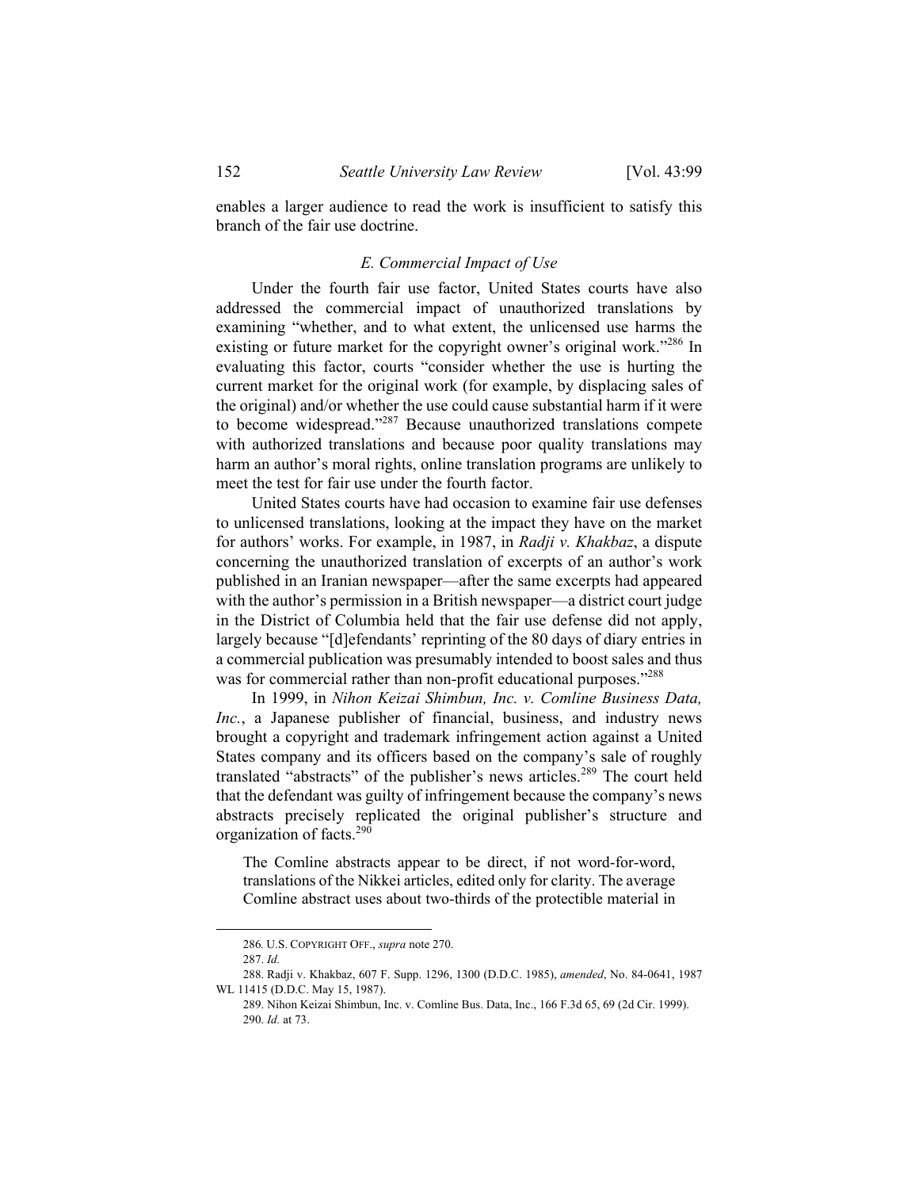enables a larger audience to read the work is insufficient to satisfy this branch of the fair use doctrine.

### *E. Commercial Impact of Use*

Under the fourth fair use factor, United States courts have also addressed the commercial impact of unauthorized translations by examining "whether, and to what extent, the unlicensed use harms the existing or future market for the copyright owner's original work."[286] In evaluating this factor, courts "consider whether the use is hurting the current market for the original work (for example, by displacing sales of the original) and/or whether the use could cause substantial harm if it were to become widespread."[287] Because unauthorized translations compete with authorized translations and because poor quality translations may harm an author's moral rights, online translation programs are unlikely to meet the test for fair use under the fourth factor.

United States courts have had occasion to examine fair use defenses to unlicensed translations, looking at the impact they have on the market for authors' works. For example, in 1987, in *Radji v. Khakbaz*, a dispute concerning the unauthorized translation of excerpts of an author's work published in an Iranian newspaper—after the same excerpts had appeared with the author's permission in a British newspaper—a district court judge in the District of Columbia held that the fair use defense did not apply, largely because "[d]efendants' reprinting of the 80 days of diary entries in a commercial publication was presumably intended to boost sales and thus was for commercial rather than non-profit educational purposes."[288]

In 1999, in *Nihon Keizai Shimbun, Inc. v. Comline Business Data, Inc.*, a Japanese publisher of financial, business, and industry news brought a copyright and trademark infringement action against a United States company and its officers based on the company's sale of roughly translated "abstracts" of the publisher's news articles.[289] The court held that the defendant was guilty of infringement because the company's news abstracts precisely replicated the original publisher's structure and organization of facts.[290]

> The Comline abstracts appear to be direct, if not word-for-word, translations of the Nikkei articles, edited only for clarity. The average Comline abstract uses about two-thirds of the protectible material in

---

286. U.S. COPYRIGHT OFF., *supra* note 270.

287. *Id.*

288. Radji v. Khakbaz, 607 F. Supp. 1296, 1300 (D.D.C. 1985), *amended*, No. 84-0641, 1987 WL 11415 (D.D.C. May 15, 1987).

289. Nihon Keizai Shimbun, Inc. v. Comline Bus. Data, Inc., 166 F.3d 65, 69 (2d Cir. 1999).

290. *Id.* at 73.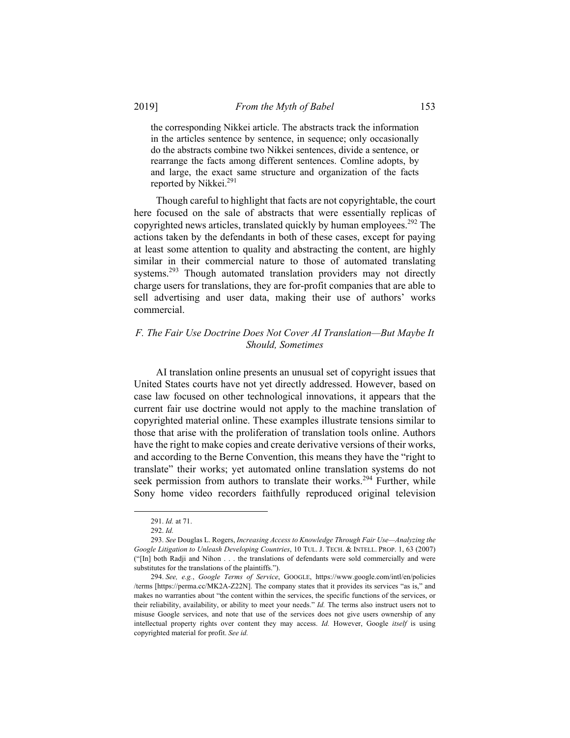> the corresponding Nikkei article. The abstracts track the information in the articles sentence by sentence, in sequence; only occasionally do the abstracts combine two Nikkei sentences, divide a sentence, or rearrange the facts among different sentences. Comline adopts, by and large, the exact same structure and organization of the facts reported by Nikkei.[291]

Though careful to highlight that facts are not copyrightable, the court here focused on the sale of abstracts that were essentially replicas of copyrighted news articles, translated quickly by human employees.[292] The actions taken by the defendants in both of these cases, except for paying at least some attention to quality and abstracting the content, are highly similar in their commercial nature to those of automated translating systems.[293] Though automated translation providers may not directly charge users for translations, they are for-profit companies that are able to sell advertising and user data, making their use of authors' works commercial.

### *F. The Fair Use Doctrine Does Not Cover AI Translation—But Maybe It Should, Sometimes*

AI translation online presents an unusual set of copyright issues that United States courts have not yet directly addressed. However, based on case law focused on other technological innovations, it appears that the current fair use doctrine would not apply to the machine translation of copyrighted material online. These examples illustrate tensions similar to those that arise with the proliferation of translation tools online. Authors have the right to make copies and create derivative versions of their works, and according to the Berne Convention, this means they have the "right to translate" their works; yet automated online translation systems do not seek permission from authors to translate their works.[294] Further, while Sony home video recorders faithfully reproduced original television

---

291. *Id.* at 71.

292. *Id.*

293. *See* Douglas L. Rogers, *Increasing Access to Knowledge Through Fair Use—Analyzing the Google Litigation to Unleash Developing Countries*, 10 TUL. J. TECH. & INTELL. PROP. 1, 63 (2007) ("[In] both Radji and Nihon . . . the translations of defendants were sold commercially and were substitutes for the translations of the plaintiffs.").

294. *See, e.g.*, *Google Terms of Service*, GOOGLE, https://www.google.com/intl/en/policies/terms [https://perma.cc/MK2A-Z22N]. The company states that it provides its services "as is," and makes no warranties about "the content within the services, the specific functions of the services, or their reliability, availability, or ability to meet your needs." *Id.* The terms also instruct users not to misuse Google services, and note that use of the services does not give users ownership of any intellectual property rights over content they may access. *Id.* However, Google *itself* is using copyrighted material for profit. *See id.*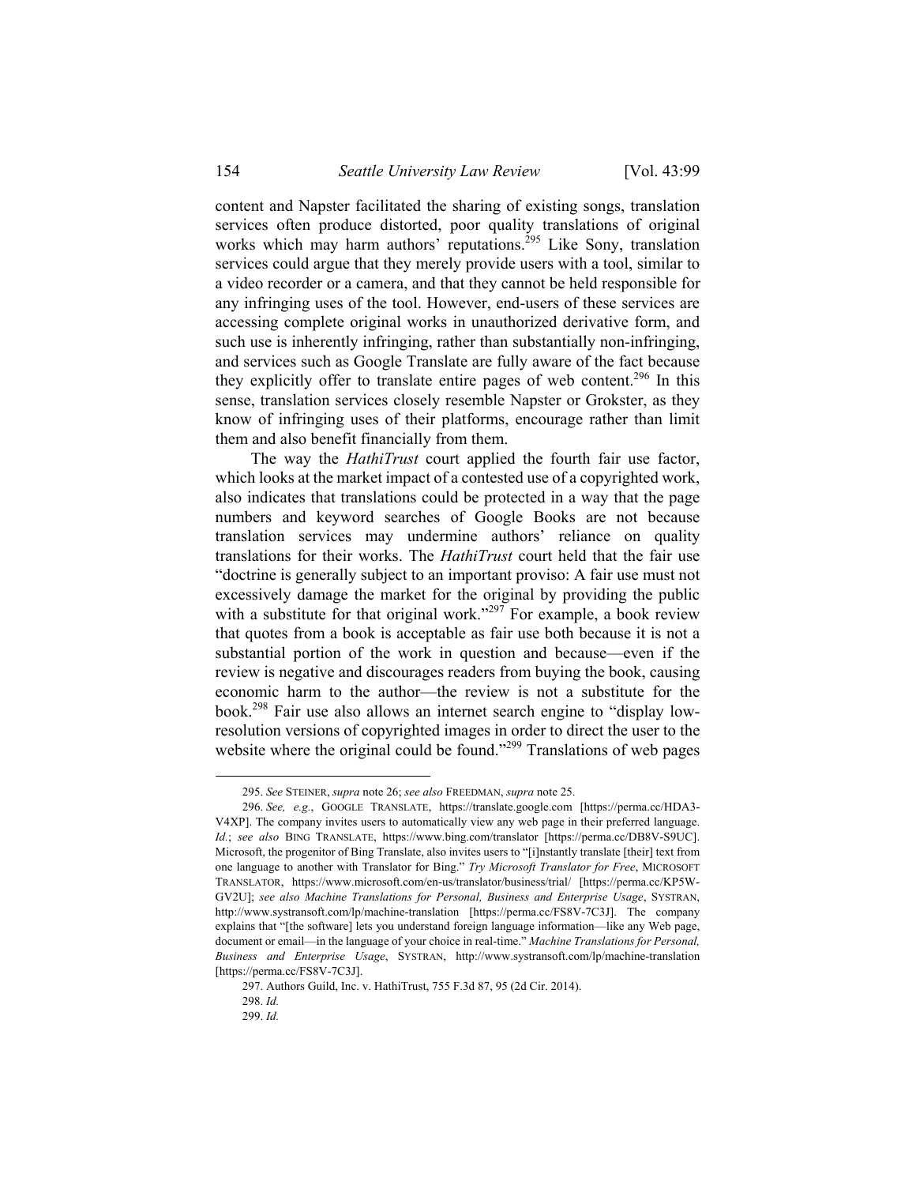content and Napster facilitated the sharing of existing songs, translation services often produce distorted, poor quality translations of original works which may harm authors' reputations.[295] Like Sony, translation services could argue that they merely provide users with a tool, similar to a video recorder or a camera, and that they cannot be held responsible for any infringing uses of the tool. However, end-users of these services are accessing complete original works in unauthorized derivative form, and such use is inherently infringing, rather than substantially non-infringing, and services such as Google Translate are fully aware of the fact because they explicitly offer to translate entire pages of web content.[296] In this sense, translation services closely resemble Napster or Grokster, as they know of infringing uses of their platforms, encourage rather than limit them and also benefit financially from them.

The way the *HathiTrust* court applied the fourth fair use factor, which looks at the market impact of a contested use of a copyrighted work, also indicates that translations could be protected in a way that the page numbers and keyword searches of Google Books are not because translation services may undermine authors' reliance on quality translations for their works. The *HathiTrust* court held that the fair use "doctrine is generally subject to an important proviso: A fair use must not excessively damage the market for the original by providing the public with a substitute for that original work."[297] For example, a book review that quotes from a book is acceptable as fair use both because it is not a substantial portion of the work in question and because—even if the review is negative and discourages readers from buying the book, causing economic harm to the author—the review is not a substitute for the book.[298] Fair use also allows an internet search engine to "display low-resolution versions of copyrighted images in order to direct the user to the website where the original could be found."[299] Translations of web pages

---

295. *See* STEINER, *supra* note 26; *see also* FREEDMAN, *supra* note 25.

296. *See, e.g.*, GOOGLE TRANSLATE, https://translate.google.com [https://perma.cc/HDA3-V4XP]. The company invites users to automatically view any web page in their preferred language. *Id.*; *see also* BING TRANSLATE, https://www.bing.com/translator [https://perma.cc/DB8V-S9UC]. Microsoft, the progenitor of Bing Translate, also invites users to "[i]nstantly translate [their] text from one language to another with Translator for Bing." *Try Microsoft Translator for Free*, MICROSOFT TRANSLATOR, https://www.microsoft.com/en-us/translator/business/trial/ [https://perma.cc/KP5W-GV2U]; *see also Machine Translations for Personal, Business and Enterprise Usage*, SYSTRAN, http://www.systransoft.com/lp/machine-translation [https://perma.cc/FS8V-7C3J]. The company explains that "[the software] lets you understand foreign language information—like any Web page, document or email—in the language of your choice in real-time." *Machine Translations for Personal, Business and Enterprise Usage*, SYSTRAN, http://www.systransoft.com/lp/machine-translation [https://perma.cc/FS8V-7C3J].

297. Authors Guild, Inc. v. HathiTrust, 755 F.3d 87, 95 (2d Cir. 2014).

298. *Id.*

299. *Id.*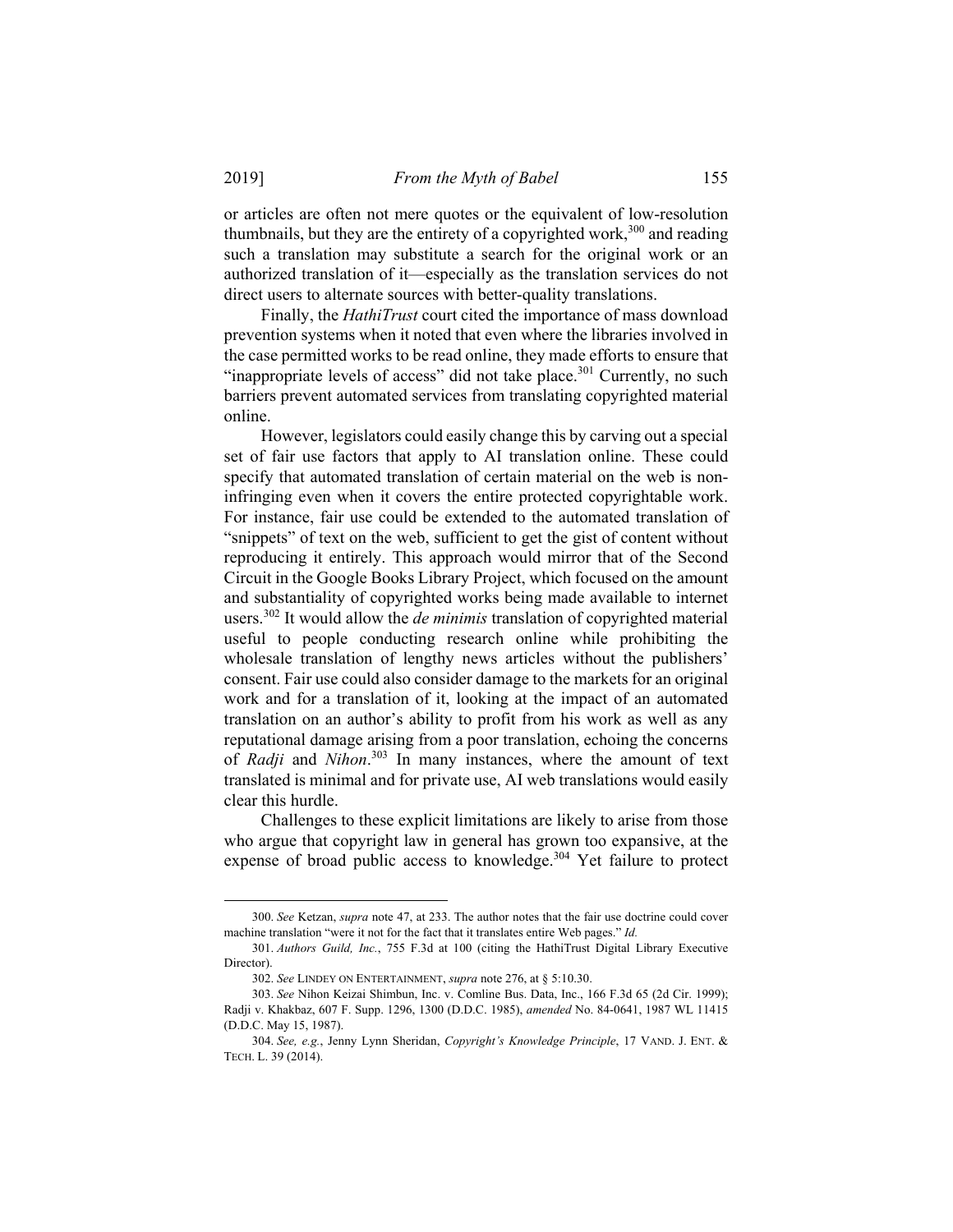or articles are often not mere quotes or the equivalent of low-resolution thumbnails, but they are the entirety of a copyrighted work,[300] and reading such a translation may substitute a search for the original work or an authorized translation of it—especially as the translation services do not direct users to alternate sources with better-quality translations.

Finally, the *HathiTrust* court cited the importance of mass download prevention systems when it noted that even where the libraries involved in the case permitted works to be read online, they made efforts to ensure that "inappropriate levels of access" did not take place.[301] Currently, no such barriers prevent automated services from translating copyrighted material online.

However, legislators could easily change this by carving out a special set of fair use factors that apply to AI translation online. These could specify that automated translation of certain material on the web is non-infringing even when it covers the entire protected copyrightable work. For instance, fair use could be extended to the automated translation of "snippets" of text on the web, sufficient to get the gist of content without reproducing it entirely. This approach would mirror that of the Second Circuit in the Google Books Library Project, which focused on the amount and substantiality of copyrighted works being made available to internet users.[302] It would allow the *de minimis* translation of copyrighted material useful to people conducting research online while prohibiting the wholesale translation of lengthy news articles without the publishers' consent. Fair use could also consider damage to the markets for an original work and for a translation of it, looking at the impact of an automated translation on an author's ability to profit from his work as well as any reputational damage arising from a poor translation, echoing the concerns of *Radji* and *Nihon*.[303] In many instances, where the amount of text translated is minimal and for private use, AI web translations would easily clear this hurdle.

Challenges to these explicit limitations are likely to arise from those who argue that copyright law in general has grown too expansive, at the expense of broad public access to knowledge.[304] Yet failure to protect

---

300. *See* Ketzan, *supra* note 47, at 233. The author notes that the fair use doctrine could cover machine translation "were it not for the fact that it translates entire Web pages." *Id.*

301. *Authors Guild, Inc.*, 755 F.3d at 100 (citing the HathiTrust Digital Library Executive Director).

302. *See* LINDEY ON ENTERTAINMENT, *supra* note 276, at § 5:10.30.

303. *See* Nihon Keizai Shimbun, Inc. v. Comline Bus. Data, Inc., 166 F.3d 65 (2d Cir. 1999); Radji v. Khakbaz, 607 F. Supp. 1296, 1300 (D.D.C. 1985), *amended* No. 84-0641, 1987 WL 11415 (D.D.C. May 15, 1987).

304. *See, e.g.*, Jenny Lynn Sheridan, *Copyright's Knowledge Principle*, 17 VAND. J. ENT. & TECH. L. 39 (2014).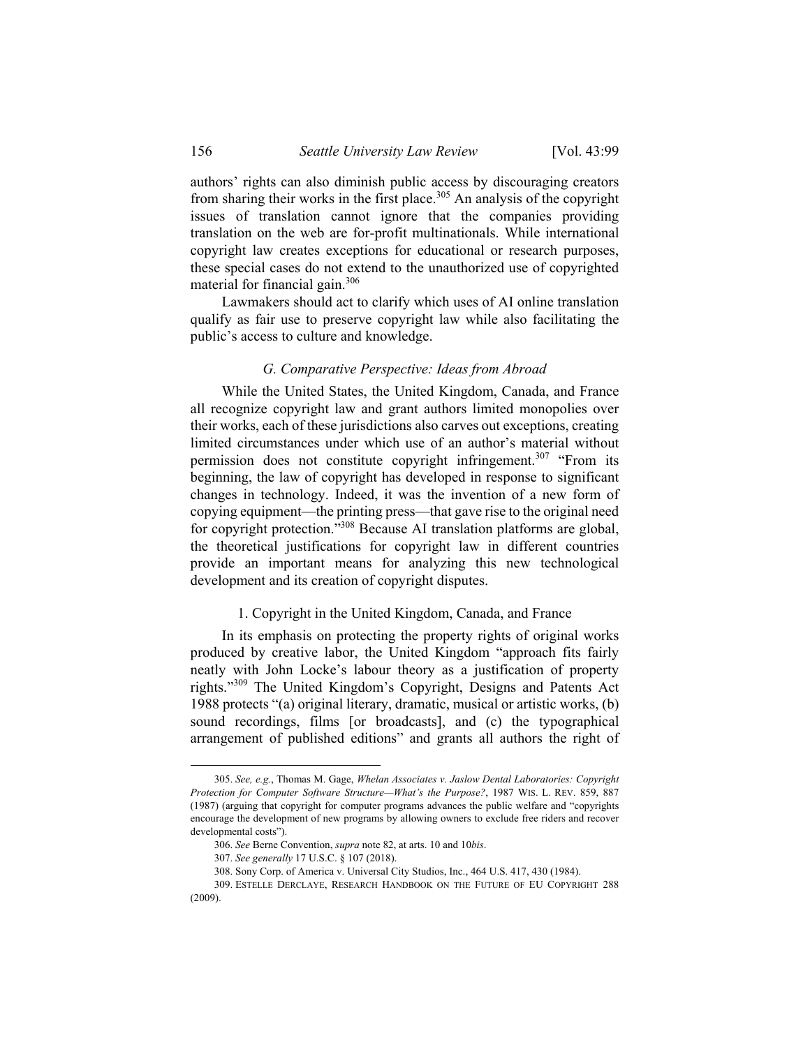authors' rights can also diminish public access by discouraging creators from sharing their works in the first place.[305] An analysis of the copyright issues of translation cannot ignore that the companies providing translation on the web are for-profit multinationals. While international copyright law creates exceptions for educational or research purposes, these special cases do not extend to the unauthorized use of copyrighted material for financial gain.[306]

Lawmakers should act to clarify which uses of AI online translation qualify as fair use to preserve copyright law while also facilitating the public's access to culture and knowledge.

### *G. Comparative Perspective: Ideas from Abroad*

While the United States, the United Kingdom, Canada, and France all recognize copyright law and grant authors limited monopolies over their works, each of these jurisdictions also carves out exceptions, creating limited circumstances under which use of an author's material without permission does not constitute copyright infringement.[307] "From its beginning, the law of copyright has developed in response to significant changes in technology. Indeed, it was the invention of a new form of copying equipment—the printing press—that gave rise to the original need for copyright protection."[308] Because AI translation platforms are global, the theoretical justifications for copyright law in different countries provide an important means for analyzing this new technological development and its creation of copyright disputes.

#### 1. Copyright in the United Kingdom, Canada, and France

In its emphasis on protecting the property rights of original works produced by creative labor, the United Kingdom "approach fits fairly neatly with John Locke's labour theory as a justification of property rights."[309] The United Kingdom's Copyright, Designs and Patents Act 1988 protects "(a) original literary, dramatic, musical or artistic works, (b) sound recordings, films [or broadcasts], and (c) the typographical arrangement of published editions" and grants all authors the right of

---

305. *See, e.g.*, Thomas M. Gage, *Whelan Associates v. Jaslow Dental Laboratories: Copyright Protection for Computer Software Structure—What's the Purpose?*, 1987 WIS. L. REV. 859, 887 (1987) (arguing that copyright for computer programs advances the public welfare and "copyrights encourage the development of new programs by allowing owners to exclude free riders and recover developmental costs").

306. *See* Berne Convention, *supra* note 82, at arts. 10 and 10*bis*.

307. *See generally* 17 U.S.C. § 107 (2018).

308. Sony Corp. of America v. Universal City Studios, Inc., 464 U.S. 417, 430 (1984).

309. ESTELLE DERCLAYE, RESEARCH HANDBOOK ON THE FUTURE OF EU COPYRIGHT 288 (2009).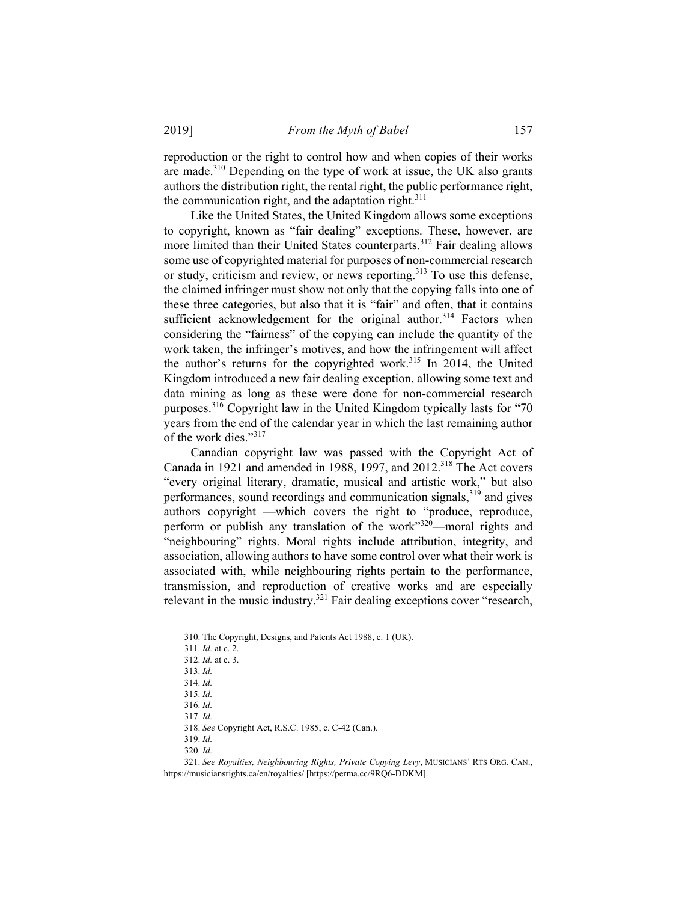reproduction or the right to control how and when copies of their works are made.[310] Depending on the type of work at issue, the UK also grants authors the distribution right, the rental right, the public performance right, the communication right, and the adaptation right.[311]

Like the United States, the United Kingdom allows some exceptions to copyright, known as "fair dealing" exceptions. These, however, are more limited than their United States counterparts.[312] Fair dealing allows some use of copyrighted material for purposes of non-commercial research or study, criticism and review, or news reporting.[313] To use this defense, the claimed infringer must show not only that the copying falls into one of these three categories, but also that it is "fair" and often, that it contains sufficient acknowledgement for the original author.[314] Factors when considering the "fairness" of the copying can include the quantity of the work taken, the infringer's motives, and how the infringement will affect the author's returns for the copyrighted work.[315] In 2014, the United Kingdom introduced a new fair dealing exception, allowing some text and data mining as long as these were done for non-commercial research purposes.[316] Copyright law in the United Kingdom typically lasts for "70 years from the end of the calendar year in which the last remaining author of the work dies."[317]

Canadian copyright law was passed with the Copyright Act of Canada in 1921 and amended in 1988, 1997, and 2012.[318] The Act covers "every original literary, dramatic, musical and artistic work," but also performances, sound recordings and communication signals,[319] and gives authors copyright —which covers the right to "produce, reproduce, perform or publish any translation of the work"[320]—moral rights and "neighbouring" rights. Moral rights include attribution, integrity, and association, allowing authors to have some control over what their work is associated with, while neighbouring rights pertain to the performance, transmission, and reproduction of creative works and are especially relevant in the music industry.[321] Fair dealing exceptions cover "research,

---

310. The Copyright, Designs, and Patents Act 1988, c. 1 (UK).

311. *Id.* at c. 2.

312. *Id.* at c. 3.

313. *Id.*

314. *Id.*

315. *Id.*

316. *Id.*

317. *Id.*

318. *See* Copyright Act, R.S.C. 1985, c. C-42 (Can.).

319. *Id.*

320. *Id.*

321. *See Royalties, Neighbouring Rights, Private Copying Levy*, MUSICIANS' RTS ORG. CAN., https://musiciansrights.ca/en/royalties/ [https://perma.cc/9RQ6-DDKM].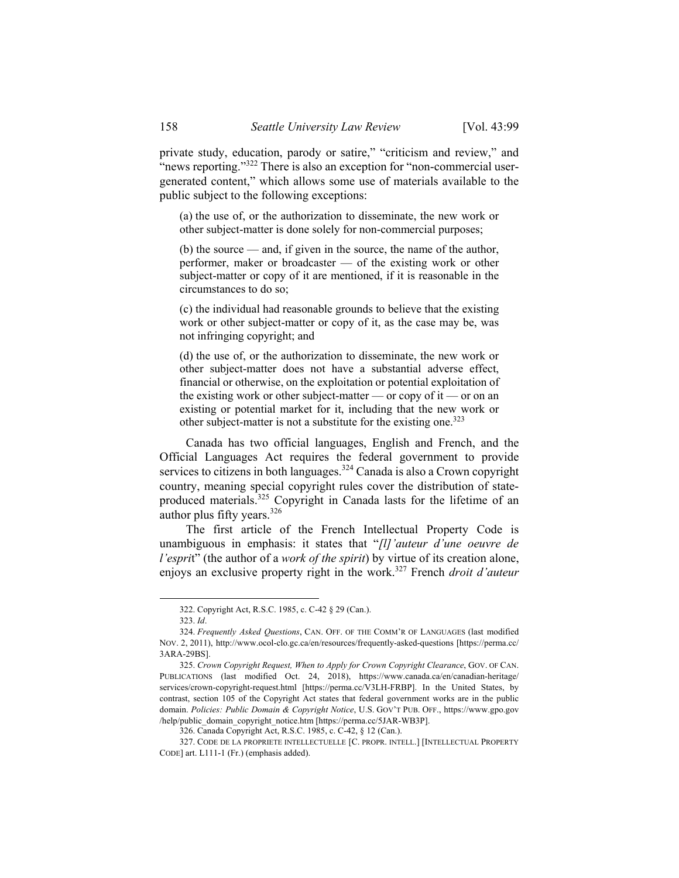private study, education, parody or satire," "criticism and review," and "news reporting."[322] There is also an exception for "non-commercial user-generated content," which allows some use of materials available to the public subject to the following exceptions:

> (a) the use of, or the authorization to disseminate, the new work or other subject-matter is done solely for non-commercial purposes;
>
> (b) the source — and, if given in the source, the name of the author, performer, maker or broadcaster — of the existing work or other subject-matter or copy of it are mentioned, if it is reasonable in the circumstances to do so;
>
> (c) the individual had reasonable grounds to believe that the existing work or other subject-matter or copy of it, as the case may be, was not infringing copyright; and
>
> (d) the use of, or the authorization to disseminate, the new work or other subject-matter does not have a substantial adverse effect, financial or otherwise, on the exploitation or potential exploitation of the existing work or other subject-matter — or copy of it — or on an existing or potential market for it, including that the new work or other subject-matter is not a substitute for the existing one.[323]

Canada has two official languages, English and French, and the Official Languages Act requires the federal government to provide services to citizens in both languages.[324] Canada is also a Crown copyright country, meaning special copyright rules cover the distribution of state-produced materials.[325] Copyright in Canada lasts for the lifetime of an author plus fifty years.[326]

The first article of the French Intellectual Property Code is unambiguous in emphasis: it states that "*[l]'auteur d'une oeuvre de l'espri*t" (the author of a *work of the spirit*) by virtue of its creation alone, enjoys an exclusive property right in the work.[327] French *droit d'auteur*

---

322. Copyright Act, R.S.C. 1985, c. C-42 § 29 (Can.).

323. *Id*.

324. *Frequently Asked Questions*, CAN. OFF. OF THE COMM'R OF LANGUAGES (last modified NOV. 2, 2011), http://www.ocol-clo.gc.ca/en/resources/frequently-asked-questions [https://perma.cc/3ARA-29BS].

325. *Crown Copyright Request, When to Apply for Crown Copyright Clearance*, GOV. OF CAN. PUBLICATIONS (last modified Oct. 24, 2018), https://www.canada.ca/en/canadian-heritage/services/crown-copyright-request.html [https://perma.cc/V3LH-FRBP]. In the United States, by contrast, section 105 of the Copyright Act states that federal government works are in the public domain. *Policies: Public Domain & Copyright Notice*, U.S. GOV'T PUB. OFF., https://www.gpo.gov/help/public_domain_copyright_notice.htm [https://perma.cc/5JAR-WB3P].

326. Canada Copyright Act, R.S.C. 1985, c. C-42, § 12 (Can.).

327. CODE DE LA PROPRIETE INTELLECTUELLE [C. PROPR. INTELL.] [INTELLECTUAL PROPERTY CODE] art. L111-1 (Fr.) (emphasis added).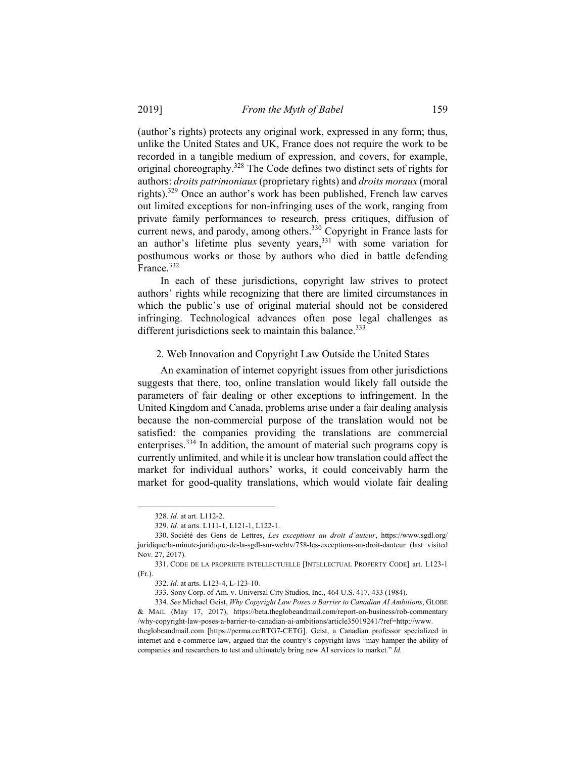(author's rights) protects any original work, expressed in any form; thus, unlike the United States and UK, France does not require the work to be recorded in a tangible medium of expression, and covers, for example, original choreography.[328] The Code defines two distinct sets of rights for authors: *droits patrimoniaux* (proprietary rights) and *droits moraux* (moral rights).[329] Once an author's work has been published, French law carves out limited exceptions for non-infringing uses of the work, ranging from private family performances to research, press critiques, diffusion of current news, and parody, among others.[330] Copyright in France lasts for an author's lifetime plus seventy years,[331] with some variation for posthumous works or those by authors who died in battle defending France.[332]

In each of these jurisdictions, copyright law strives to protect authors' rights while recognizing that there are limited circumstances in which the public's use of original material should not be considered infringing. Technological advances often pose legal challenges as different jurisdictions seek to maintain this balance.[333]

### 2. Web Innovation and Copyright Law Outside the United States

An examination of internet copyright issues from other jurisdictions suggests that there, too, online translation would likely fall outside the parameters of fair dealing or other exceptions to infringement. In the United Kingdom and Canada, problems arise under a fair dealing analysis because the non-commercial purpose of the translation would not be satisfied: the companies providing the translations are commercial enterprises.[334] In addition, the amount of material such programs copy is currently unlimited, and while it is unclear how translation could affect the market for individual authors' works, it could conceivably harm the market for good-quality translations, which would violate fair dealing

---

328. *Id.* at art. L112-2.

329. *Id.* at arts. L111-1, L121-1, L122-1.

330. Société des Gens de Lettres, *Les exceptions au droit d'auteur*, https://www.sgdl.org/juridique/la-minute-juridique-de-la-sgdl-sur-webtv/758-les-exceptions-au-droit-dauteur (last visited Nov. 27, 2017).

331. CODE DE LA PROPRIETE INTELLECTUELLE [INTELLECTUAL PROPERTY CODE] art. L123-1 (Fr.).

332. *Id.* at arts. L123-4, L-123-10.

333. Sony Corp. of Am. v. Universal City Studios, Inc., 464 U.S. 417, 433 (1984).

334. *See* Michael Geist, *Why Copyright Law Poses a Barrier to Canadian AI Ambitions*, GLOBE & MAIL (May 17, 2017), https://beta.theglobeandmail.com/report-on-business/rob-commentary/why-copyright-law-poses-a-barrier-to-canadian-ai-ambitions/article35019241/?ref=http://www.theglobeandmail.com [https://perma.cc/RTG7-CETG]. Geist, a Canadian professor specialized in internet and e-commerce law, argued that the country's copyright laws "may hamper the ability of companies and researchers to test and ultimately bring new AI services to market." *Id.*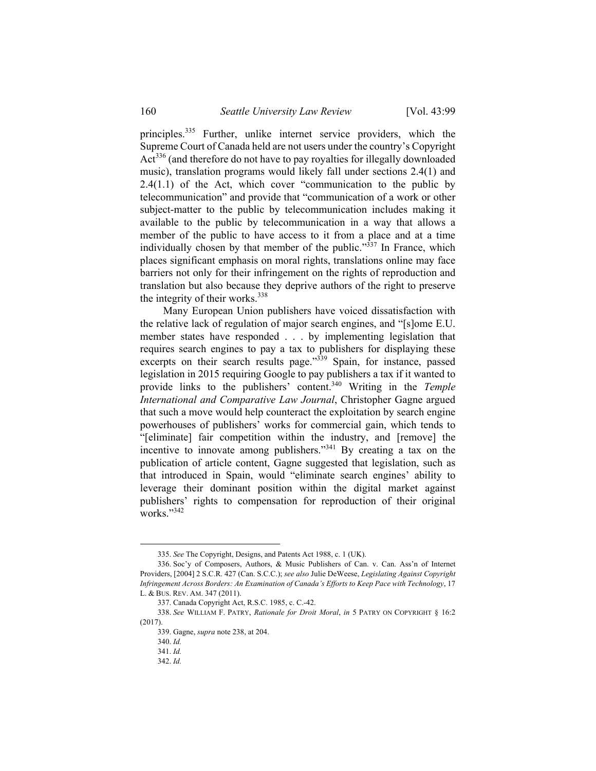principles.[335] Further, unlike internet service providers, which the Supreme Court of Canada held are not users under the country's Copyright Act[336] (and therefore do not have to pay royalties for illegally downloaded music), translation programs would likely fall under sections 2.4(1) and 2.4(1.1) of the Act, which cover "communication to the public by telecommunication" and provide that "communication of a work or other subject-matter to the public by telecommunication includes making it available to the public by telecommunication in a way that allows a member of the public to have access to it from a place and at a time individually chosen by that member of the public."[337] In France, which places significant emphasis on moral rights, translations online may face barriers not only for their infringement on the rights of reproduction and translation but also because they deprive authors of the right to preserve the integrity of their works.[338]

Many European Union publishers have voiced dissatisfaction with the relative lack of regulation of major search engines, and "[s]ome E.U. member states have responded . . . by implementing legislation that requires search engines to pay a tax to publishers for displaying these excerpts on their search results page."[339] Spain, for instance, passed legislation in 2015 requiring Google to pay publishers a tax if it wanted to provide links to the publishers' content.[340] Writing in the *Temple International and Comparative Law Journal*, Christopher Gagne argued that such a move would help counteract the exploitation by search engine powerhouses of publishers' works for commercial gain, which tends to "[eliminate] fair competition within the industry, and [remove] the incentive to innovate among publishers."[341] By creating a tax on the publication of article content, Gagne suggested that legislation, such as that introduced in Spain, would "eliminate search engines' ability to leverage their dominant position within the digital market against publishers' rights to compensation for reproduction of their original works."[342]

---

335. *See* The Copyright, Designs, and Patents Act 1988, c. 1 (UK).

336. Soc'y of Composers, Authors, & Music Publishers of Can. v. Can. Ass'n of Internet Providers, [2004] 2 S.C.R. 427 (Can. S.C.C.); *see also* Julie DeWeese, *Legislating Against Copyright Infringement Across Borders: An Examination of Canada's Efforts to Keep Pace with Technology*, 17 L. & BUS. REV. AM. 347 (2011).

337. Canada Copyright Act, R.S.C. 1985, c. C.-42.

338. *See* WILLIAM F. PATRY, *Rationale for Droit Moral*, *in* 5 PATRY ON COPYRIGHT § 16:2 (2017).

339. Gagne, *supra* note 238, at 204.

340. *Id.*

341. *Id.*

342. *Id.*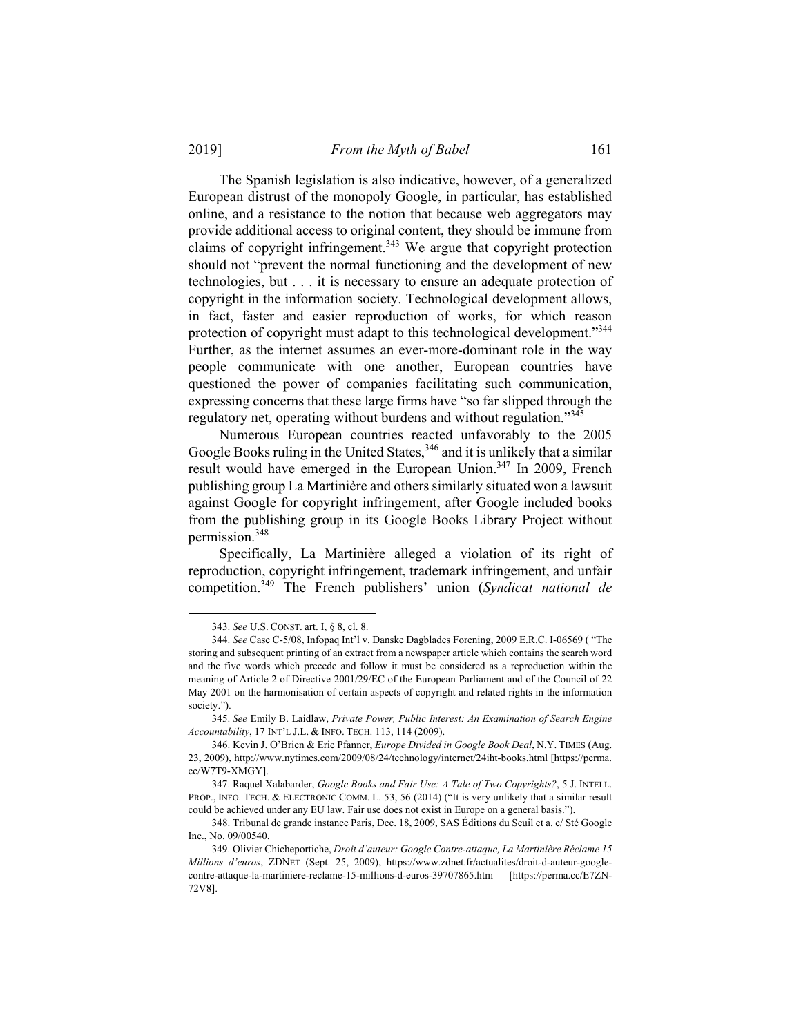The Spanish legislation is also indicative, however, of a generalized European distrust of the monopoly Google, in particular, has established online, and a resistance to the notion that because web aggregators may provide additional access to original content, they should be immune from claims of copyright infringement.[343] We argue that copyright protection should not "prevent the normal functioning and the development of new technologies, but . . . it is necessary to ensure an adequate protection of copyright in the information society. Technological development allows, in fact, faster and easier reproduction of works, for which reason protection of copyright must adapt to this technological development."[344] Further, as the internet assumes an ever-more-dominant role in the way people communicate with one another, European countries have questioned the power of companies facilitating such communication, expressing concerns that these large firms have "so far slipped through the regulatory net, operating without burdens and without regulation."[345]

Numerous European countries reacted unfavorably to the 2005 Google Books ruling in the United States,[346] and it is unlikely that a similar result would have emerged in the European Union.[347] In 2009, French publishing group La Martinière and others similarly situated won a lawsuit against Google for copyright infringement, after Google included books from the publishing group in its Google Books Library Project without permission.[348]

Specifically, La Martinière alleged a violation of its right of reproduction, copyright infringement, trademark infringement, and unfair competition.[349] The French publishers' union (*Syndicat national de*

---

343. *See* U.S. CONST. art. I, § 8, cl. 8.

344. *See* Case C-5/08, Infopaq Int'l v. Danske Dagblades Forening, 2009 E.R.C. I-06569 ( "The storing and subsequent printing of an extract from a newspaper article which contains the search word and the five words which precede and follow it must be considered as a reproduction within the meaning of Article 2 of Directive 2001/29/EC of the European Parliament and of the Council of 22 May 2001 on the harmonisation of certain aspects of copyright and related rights in the information society.").

345. *See* Emily B. Laidlaw, *Private Power, Public Interest: An Examination of Search Engine Accountability*, 17 INT'L J.L. & INFO. TECH. 113, 114 (2009).

346. Kevin J. O'Brien & Eric Pfanner, *Europe Divided in Google Book Deal*, N.Y. TIMES (Aug. 23, 2009), http://www.nytimes.com/2009/08/24/technology/internet/24iht-books.html [https://perma.cc/W7T9-XMGY].

347. Raquel Xalabarder, *Google Books and Fair Use: A Tale of Two Copyrights?*, 5 J. INTELL. PROP., INFO. TECH. & ELECTRONIC COMM. L. 53, 56 (2014) ("It is very unlikely that a similar result could be achieved under any EU law. Fair use does not exist in Europe on a general basis.").

348. Tribunal de grande instance Paris, Dec. 18, 2009, SAS Éditions du Seuil et a. c/ Sté Google Inc., No. 09/00540.

349. Olivier Chicheportiche, *Droit d'auteur: Google Contre-attaque, La Martinière Réclame 15 Millions d'euros*, ZDNET (Sept. 25, 2009), https://www.zdnet.fr/actualites/droit-d-auteur-google-contre-attaque-la-martiniere-reclame-15-millions-d-euros-39707865.htm [https://perma.cc/E7ZN-72V8].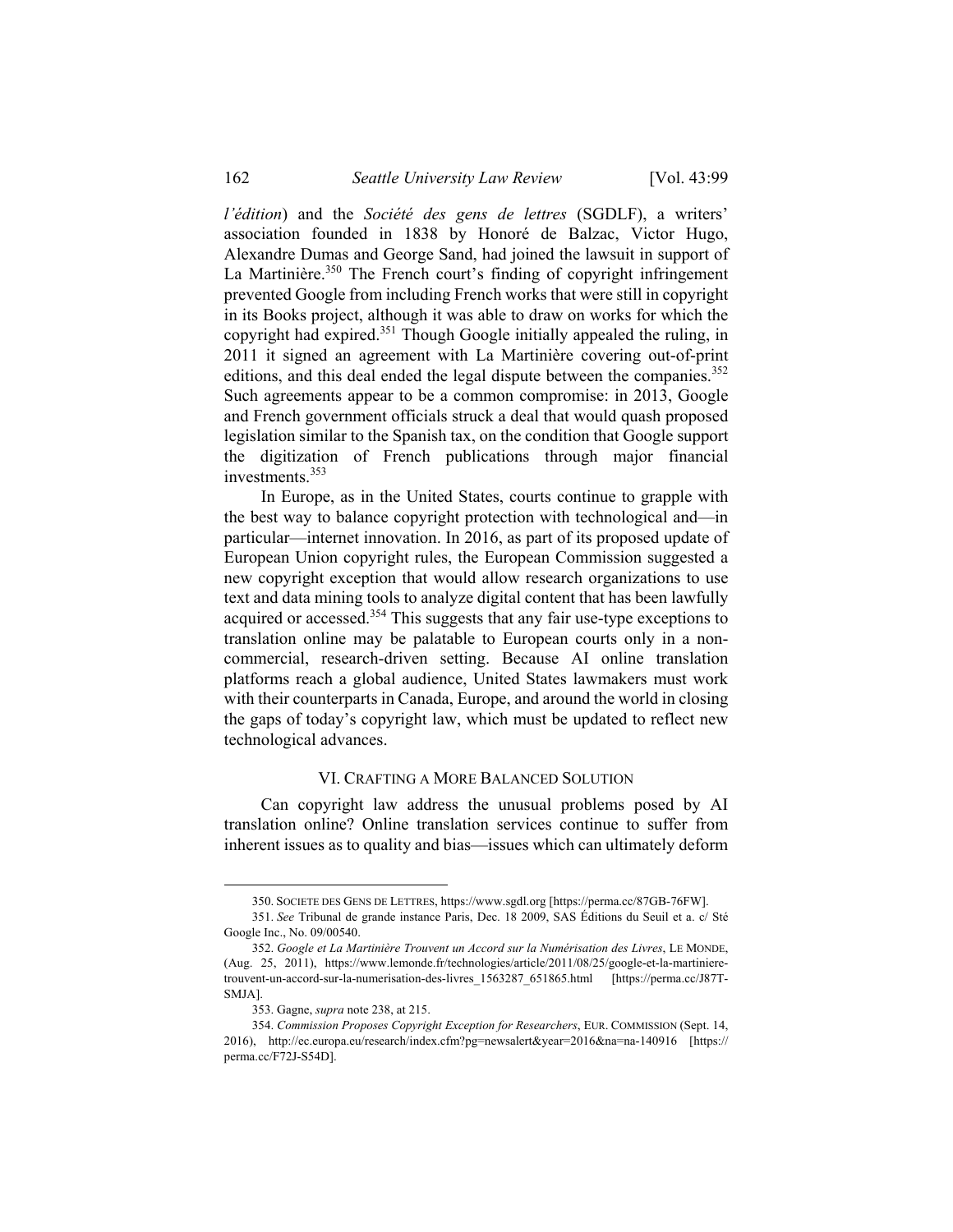*l'édition*) and the *Société des gens de lettres* (SGDLF), a writers' association founded in 1838 by Honoré de Balzac, Victor Hugo, Alexandre Dumas and George Sand, had joined the lawsuit in support of La Martinière.[350] The French court's finding of copyright infringement prevented Google from including French works that were still in copyright in its Books project, although it was able to draw on works for which the copyright had expired.[351] Though Google initially appealed the ruling, in 2011 it signed an agreement with La Martinière covering out-of-print editions, and this deal ended the legal dispute between the companies.[352] Such agreements appear to be a common compromise: in 2013, Google and French government officials struck a deal that would quash proposed legislation similar to the Spanish tax, on the condition that Google support the digitization of French publications through major financial investments.[353]

In Europe, as in the United States, courts continue to grapple with the best way to balance copyright protection with technological and—in particular—internet innovation. In 2016, as part of its proposed update of European Union copyright rules, the European Commission suggested a new copyright exception that would allow research organizations to use text and data mining tools to analyze digital content that has been lawfully acquired or accessed.[354] This suggests that any fair use-type exceptions to translation online may be palatable to European courts only in a non-commercial, research-driven setting. Because AI online translation platforms reach a global audience, United States lawmakers must work with their counterparts in Canada, Europe, and around the world in closing the gaps of today's copyright law, which must be updated to reflect new technological advances.

## VI. Crafting a More Balanced Solution

Can copyright law address the unusual problems posed by AI translation online? Online translation services continue to suffer from inherent issues as to quality and bias—issues which can ultimately deform

---

350. SOCIETE DES GENS DE LETTRES, https://www.sgdl.org [https://perma.cc/87GB-76FW].

351. *See* Tribunal de grande instance Paris, Dec. 18 2009, SAS Éditions du Seuil et a. c/ Sté Google Inc., No. 09/00540.

352. *Google et La Martinière Trouvent un Accord sur la Numérisation des Livres*, LE MONDE, (Aug. 25, 2011), https://www.lemonde.fr/technologies/article/2011/08/25/google-et-la-martiniere-trouvent-un-accord-sur-la-numerisation-des-livres_1563287_651865.html [https://perma.cc/J87T-SMJA].

353. Gagne, *supra* note 238, at 215.

354. *Commission Proposes Copyright Exception for Researchers*, EUR. COMMISSION (Sept. 14, 2016), http://ec.europa.eu/research/index.cfm?pg=newsalert&year=2016&na=na-140916 [https://perma.cc/F72J-S54D].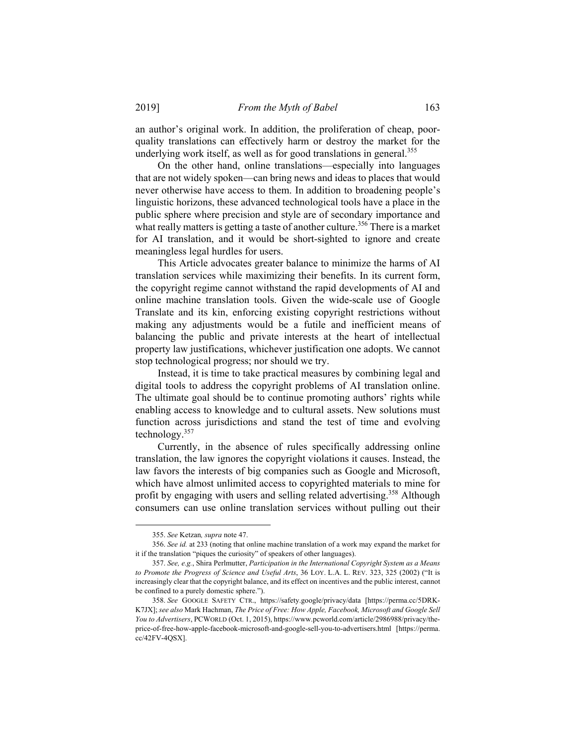an author's original work. In addition, the proliferation of cheap, poor-quality translations can effectively harm or destroy the market for the underlying work itself, as well as for good translations in general.[355]

On the other hand, online translations—especially into languages that are not widely spoken—can bring news and ideas to places that would never otherwise have access to them. In addition to broadening people's linguistic horizons, these advanced technological tools have a place in the public sphere where precision and style are of secondary importance and what really matters is getting a taste of another culture.[356] There is a market for AI translation, and it would be short-sighted to ignore and create meaningless legal hurdles for users.

This Article advocates greater balance to minimize the harms of AI translation services while maximizing their benefits. In its current form, the copyright regime cannot withstand the rapid developments of AI and online machine translation tools. Given the wide-scale use of Google Translate and its kin, enforcing existing copyright restrictions without making any adjustments would be a futile and inefficient means of balancing the public and private interests at the heart of intellectual property law justifications, whichever justification one adopts. We cannot stop technological progress; nor should we try.

Instead, it is time to take practical measures by combining legal and digital tools to address the copyright problems of AI translation online. The ultimate goal should be to continue promoting authors' rights while enabling access to knowledge and to cultural assets. New solutions must function across jurisdictions and stand the test of time and evolving technology.[357]

Currently, in the absence of rules specifically addressing online translation, the law ignores the copyright violations it causes. Instead, the law favors the interests of big companies such as Google and Microsoft, which have almost unlimited access to copyrighted materials to mine for profit by engaging with users and selling related advertising.[358] Although consumers can use online translation services without pulling out their

---

355. *See* Ketzan*, supra* note 47.

356. *See id.* at 233 (noting that online machine translation of a work may expand the market for it if the translation "piques the curiosity" of speakers of other languages).

357. *See, e.g.*, Shira Perlmutter, *Participation in the International Copyright System as a Means to Promote the Progress of Science and Useful Arts*, 36 LOY. L.A. L. REV. 323, 325 (2002) ("It is increasingly clear that the copyright balance, and its effect on incentives and the public interest, cannot be confined to a purely domestic sphere.").

358. *See* GOOGLE SAFETY CTR., https://safety.google/privacy/data [https://perma.cc/5DRK-K7JX]; *see also* Mark Hachman, *The Price of Free: How Apple, Facebook, Microsoft and Google Sell You to Advertisers*, PCWORLD (Oct. 1, 2015), https://www.pcworld.com/article/2986988/privacy/the-price-of-free-how-apple-facebook-microsoft-and-google-sell-you-to-advertisers.html [https://perma.cc/42FV-4QSX].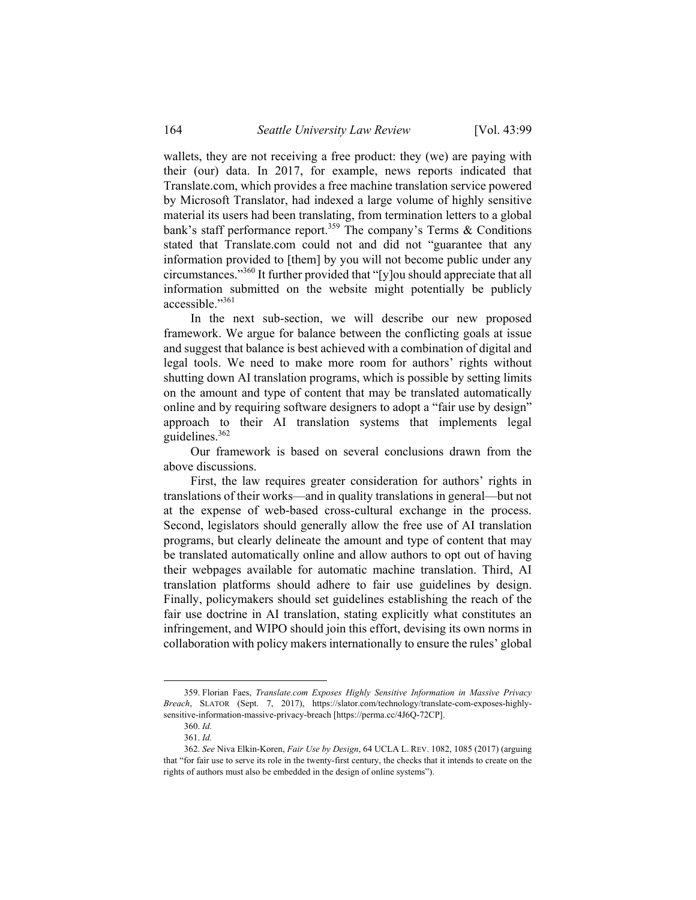wallets, they are not receiving a free product: they (we) are paying with their (our) data. In 2017, for example, news reports indicated that Translate.com, which provides a free machine translation service powered by Microsoft Translator, had indexed a large volume of highly sensitive material its users had been translating, from termination letters to a global bank's staff performance report.[359] The company's Terms & Conditions stated that Translate.com could not and did not "guarantee that any information provided to [them] by you will not become public under any circumstances."[360] It further provided that "[y]ou should appreciate that all information submitted on the website might potentially be publicly accessible."[361]

In the next sub-section, we will describe our new proposed framework. We argue for balance between the conflicting goals at issue and suggest that balance is best achieved with a combination of digital and legal tools. We need to make more room for authors' rights without shutting down AI translation programs, which is possible by setting limits on the amount and type of content that may be translated automatically online and by requiring software designers to adopt a "fair use by design" approach to their AI translation systems that implements legal guidelines.[362]

Our framework is based on several conclusions drawn from the above discussions.

First, the law requires greater consideration for authors' rights in translations of their works—and in quality translations in general—but not at the expense of web-based cross-cultural exchange in the process. Second, legislators should generally allow the free use of AI translation programs, but clearly delineate the amount and type of content that may be translated automatically online and allow authors to opt out of having their webpages available for automatic machine translation. Third, AI translation platforms should adhere to fair use guidelines by design. Finally, policymakers should set guidelines establishing the reach of the fair use doctrine in AI translation, stating explicitly what constitutes an infringement, and WIPO should join this effort, devising its own norms in collaboration with policy makers internationally to ensure the rules' global

---

359. Florian Faes, *Translate.com Exposes Highly Sensitive Information in Massive Privacy Breach*, SLATOR (Sept. 7, 2017), https://slator.com/technology/translate-com-exposes-highly-sensitive-information-massive-privacy-breach [https://perma.cc/4J6Q-72CP].

360. *Id.*

361. *Id.*

362. *See* Niva Elkin-Koren, *Fair Use by Design*, 64 UCLA L. REV. 1082, 1085 (2017) (arguing that "for fair use to serve its role in the twenty-first century, the checks that it intends to create on the rights of authors must also be embedded in the design of online systems").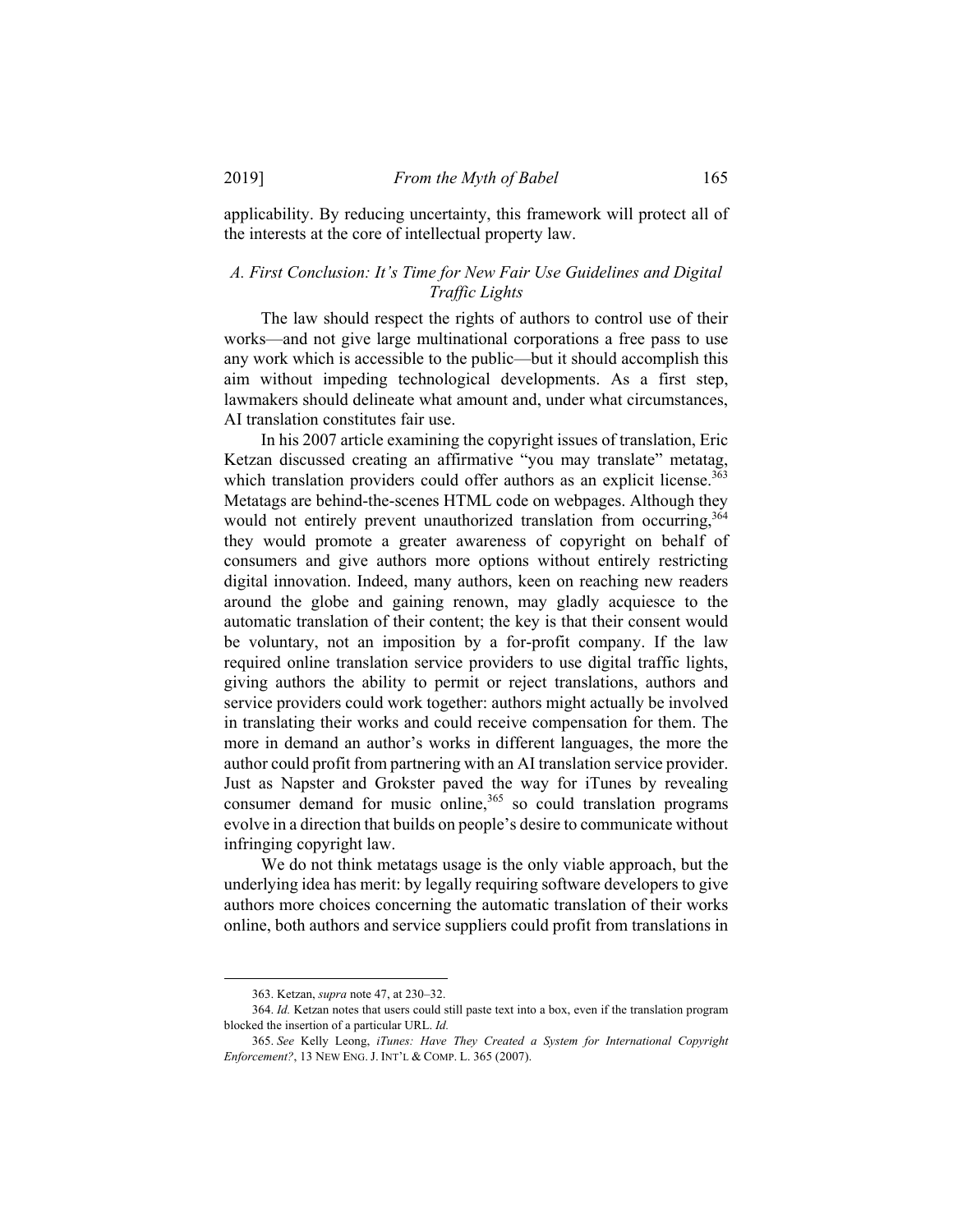applicability. By reducing uncertainty, this framework will protect all of the interests at the core of intellectual property law.

### *A. First Conclusion: It's Time for New Fair Use Guidelines and Digital Traffic Lights*

The law should respect the rights of authors to control use of their works—and not give large multinational corporations a free pass to use any work which is accessible to the public—but it should accomplish this aim without impeding technological developments. As a first step, lawmakers should delineate what amount and, under what circumstances, AI translation constitutes fair use.

In his 2007 article examining the copyright issues of translation, Eric Ketzan discussed creating an affirmative "you may translate" metatag, which translation providers could offer authors as an explicit license.[363] Metatags are behind-the-scenes HTML code on webpages. Although they would not entirely prevent unauthorized translation from occurring,[364] they would promote a greater awareness of copyright on behalf of consumers and give authors more options without entirely restricting digital innovation. Indeed, many authors, keen on reaching new readers around the globe and gaining renown, may gladly acquiesce to the automatic translation of their content; the key is that their consent would be voluntary, not an imposition by a for-profit company. If the law required online translation service providers to use digital traffic lights, giving authors the ability to permit or reject translations, authors and service providers could work together: authors might actually be involved in translating their works and could receive compensation for them. The more in demand an author's works in different languages, the more the author could profit from partnering with an AI translation service provider. Just as Napster and Grokster paved the way for iTunes by revealing consumer demand for music online,[365] so could translation programs evolve in a direction that builds on people's desire to communicate without infringing copyright law.

We do not think metatags usage is the only viable approach, but the underlying idea has merit: by legally requiring software developers to give authors more choices concerning the automatic translation of their works online, both authors and service suppliers could profit from translations in

---

363. Ketzan, *supra* note 47, at 230–32.

364. *Id.* Ketzan notes that users could still paste text into a box, even if the translation program blocked the insertion of a particular URL. *Id.*

365. *See* Kelly Leong, *iTunes: Have They Created a System for International Copyright Enforcement?*, 13 NEW ENG. J. INT'L & COMP. L. 365 (2007).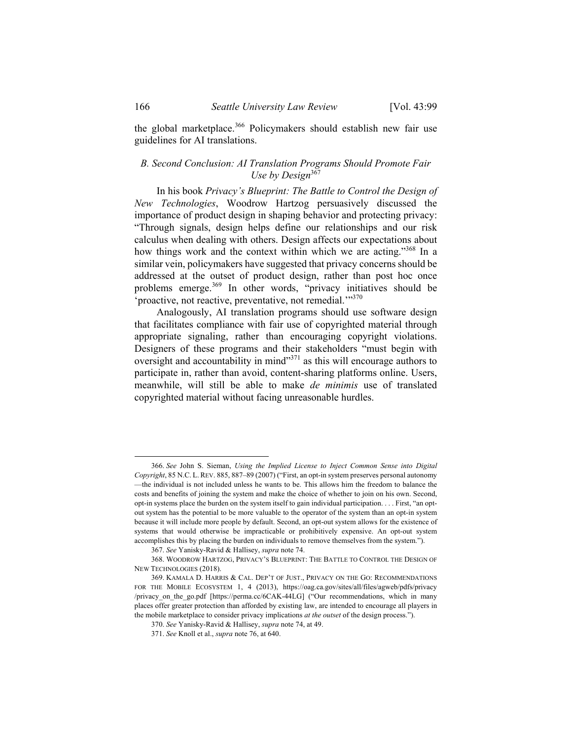the global marketplace.[366] Policymakers should establish new fair use guidelines for AI translations.

### *B. Second Conclusion: AI Translation Programs Should Promote Fair Use by Design*[367]

In his book *Privacy's Blueprint: The Battle to Control the Design of New Technologies*, Woodrow Hartzog persuasively discussed the importance of product design in shaping behavior and protecting privacy: "Through signals, design helps define our relationships and our risk calculus when dealing with others. Design affects our expectations about how things work and the context within which we are acting."[368] In a similar vein, policymakers have suggested that privacy concerns should be addressed at the outset of product design, rather than post hoc once problems emerge.[369] In other words, "privacy initiatives should be 'proactive, not reactive, preventative, not remedial.'"[370]

Analogously, AI translation programs should use software design that facilitates compliance with fair use of copyrighted material through appropriate signaling, rather than encouraging copyright violations. Designers of these programs and their stakeholders "must begin with oversight and accountability in mind"[371] as this will encourage authors to participate in, rather than avoid, content-sharing platforms online. Users, meanwhile, will still be able to make *de minimis* use of translated copyrighted material without facing unreasonable hurdles.

---

366. *See* John S. Sieman, *Using the Implied License to Inject Common Sense into Digital Copyright*, 85 N.C. L. REV. 885, 887–89 (2007) ("First, an opt-in system preserves personal autonomy —the individual is not included unless he wants to be. This allows him the freedom to balance the costs and benefits of joining the system and make the choice of whether to join on his own. Second, opt-in systems place the burden on the system itself to gain individual participation. . . . First, "an opt-out system has the potential to be more valuable to the operator of the system than an opt-in system because it will include more people by default. Second, an opt-out system allows for the existence of systems that would otherwise be impracticable or prohibitively expensive. An opt-out system accomplishes this by placing the burden on individuals to remove themselves from the system.").

367. *See* Yanisky-Ravid & Hallisey, *supra* note 74.

368. WOODROW HARTZOG, PRIVACY'S BLUEPRINT: THE BATTLE TO CONTROL THE DESIGN OF NEW TECHNOLOGIES (2018).

369. KAMALA D. HARRIS & CAL. DEP'T OF JUST., PRIVACY ON THE GO: RECOMMENDATIONS FOR THE MOBILE ECOSYSTEM 1, 4 (2013), https://oag.ca.gov/sites/all/files/agweb/pdfs/privacy/privacy_on_the_go.pdf [https://perma.cc/6CAK-44LG] ("Our recommendations, which in many places offer greater protection than afforded by existing law, are intended to encourage all players in the mobile marketplace to consider privacy implications *at the outset* of the design process.").

370. *See* Yanisky-Ravid & Hallisey, *supra* note 74, at 49.

371. *See* Knoll et al., *supra* note 76, at 640.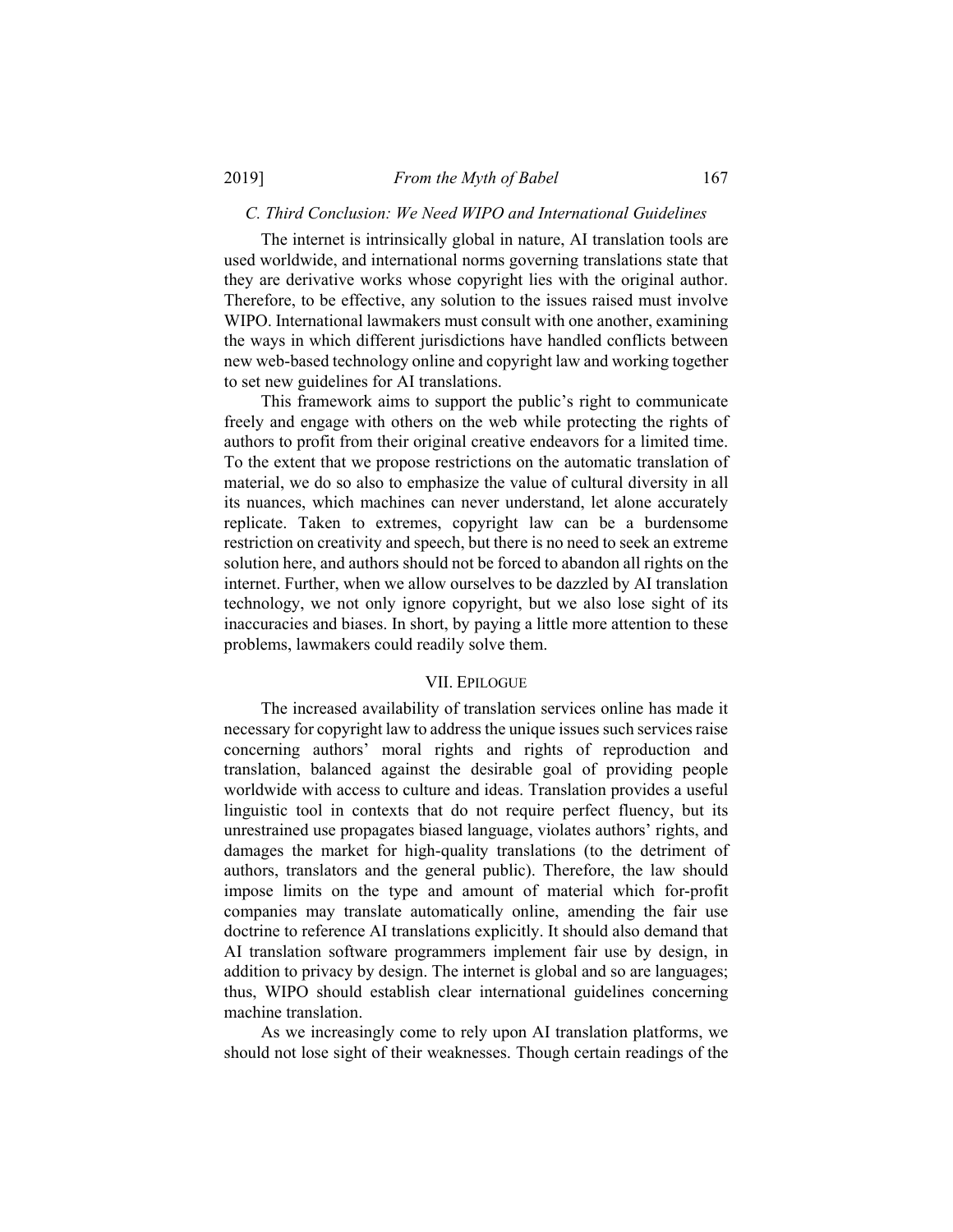### *C. Third Conclusion: We Need WIPO and International Guidelines*

The internet is intrinsically global in nature, AI translation tools are used worldwide, and international norms governing translations state that they are derivative works whose copyright lies with the original author. Therefore, to be effective, any solution to the issues raised must involve WIPO. International lawmakers must consult with one another, examining the ways in which different jurisdictions have handled conflicts between new web-based technology online and copyright law and working together to set new guidelines for AI translations.

This framework aims to support the public's right to communicate freely and engage with others on the web while protecting the rights of authors to profit from their original creative endeavors for a limited time. To the extent that we propose restrictions on the automatic translation of material, we do so also to emphasize the value of cultural diversity in all its nuances, which machines can never understand, let alone accurately replicate. Taken to extremes, copyright law can be a burdensome restriction on creativity and speech, but there is no need to seek an extreme solution here, and authors should not be forced to abandon all rights on the internet. Further, when we allow ourselves to be dazzled by AI translation technology, we not only ignore copyright, but we also lose sight of its inaccuracies and biases. In short, by paying a little more attention to these problems, lawmakers could readily solve them.

## VII. Epilogue

The increased availability of translation services online has made it necessary for copyright law to address the unique issues such services raise concerning authors' moral rights and rights of reproduction and translation, balanced against the desirable goal of providing people worldwide with access to culture and ideas. Translation provides a useful linguistic tool in contexts that do not require perfect fluency, but its unrestrained use propagates biased language, violates authors' rights, and damages the market for high-quality translations (to the detriment of authors, translators and the general public). Therefore, the law should impose limits on the type and amount of material which for-profit companies may translate automatically online, amending the fair use doctrine to reference AI translations explicitly. It should also demand that AI translation software programmers implement fair use by design, in addition to privacy by design. The internet is global and so are languages; thus, WIPO should establish clear international guidelines concerning machine translation.

As we increasingly come to rely upon AI translation platforms, we should not lose sight of their weaknesses. Though certain readings of the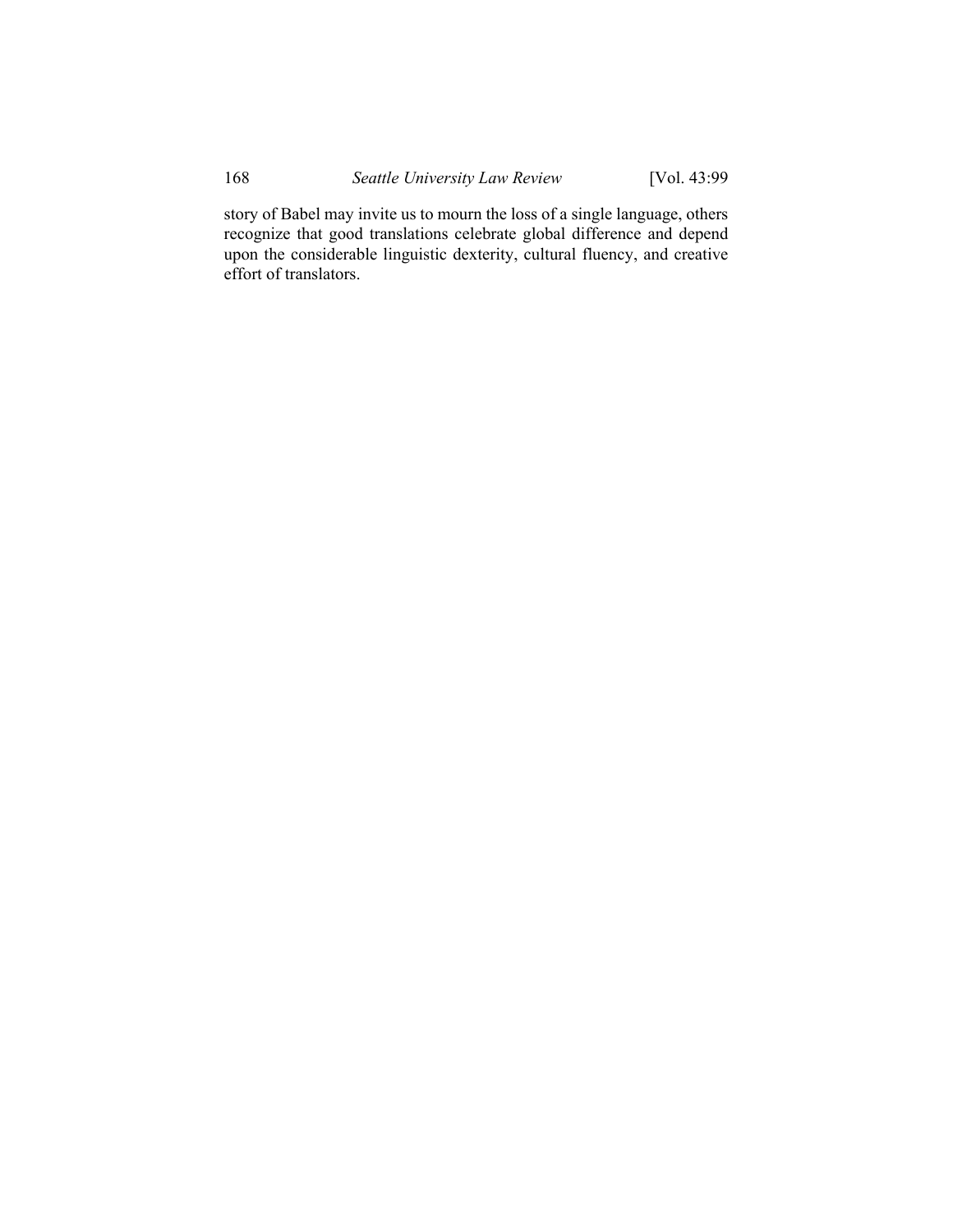story of Babel may invite us to mourn the loss of a single language, others recognize that good translations celebrate global difference and depend upon the considerable linguistic dexterity, cultural fluency, and creative effort of translators.